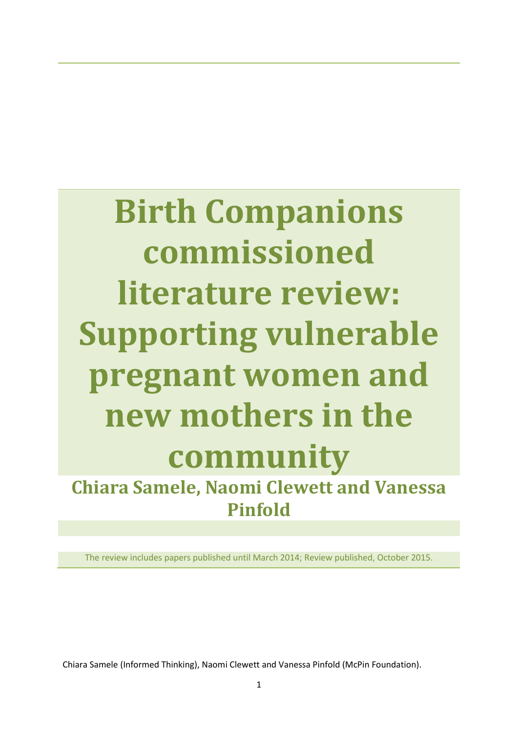# Birth Companions commissioned literature review: Supporting vulnerable pregnant women and new mothers in the community

## Chiara Samele, Naomi Clewett and Vanessa Pinfold

The review includes papers published until March 2014; Review published, October 2015.

Chiara Samele (Informed Thinking), Naomi Clewett and Vanessa Pinfold (McPin Foundation).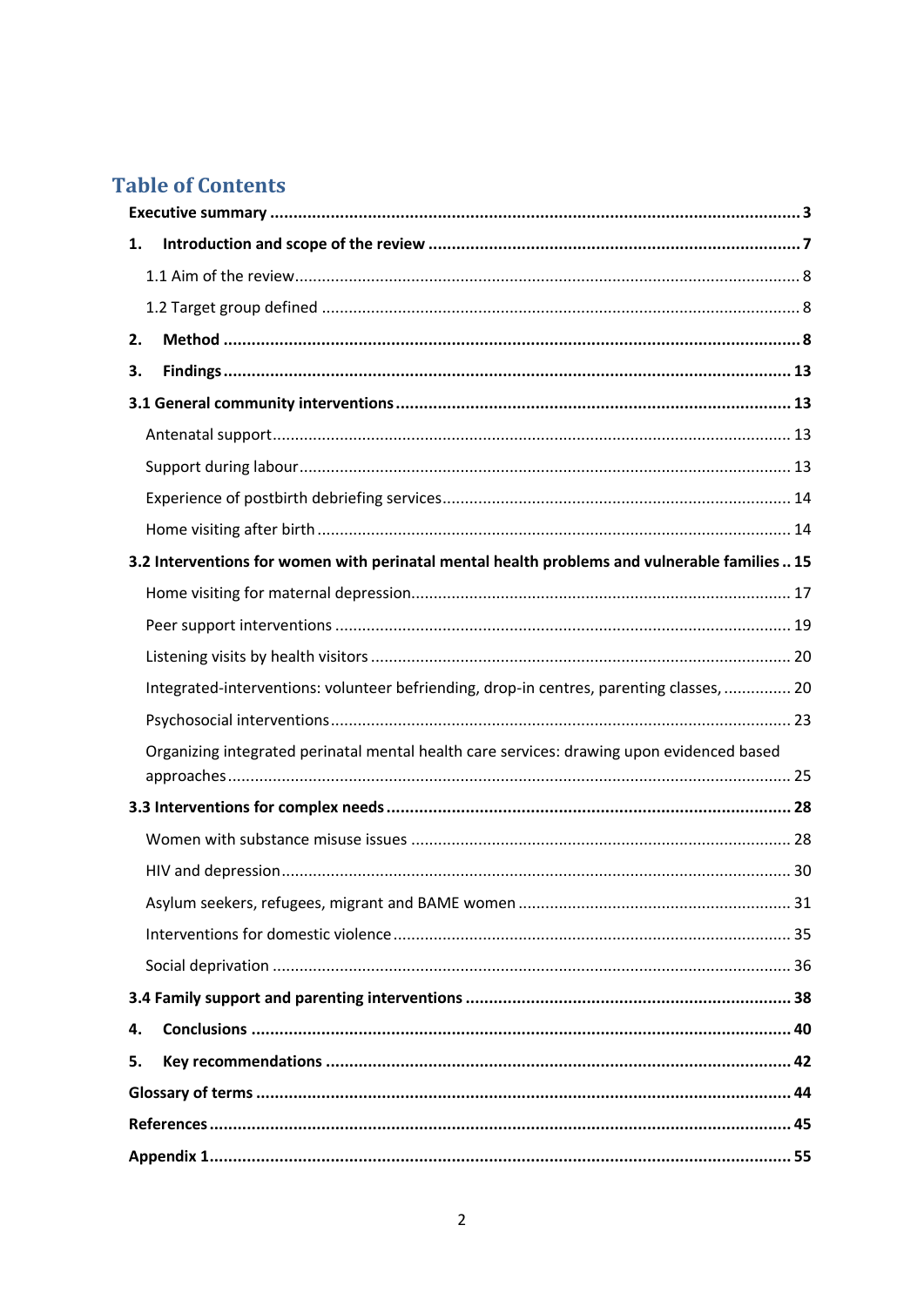# Table of Contents

**Executive summary** ................................................................................................................. **3**

**1. Introduction and scope of the review** ............................................................................... **7**

1.1 Aim of the review................................................................................................................ 8

1.2 Target group defined ........................................................................................................ 8

**2. Method** ............................................................................................................................ **8**

**3. Findings** .......................................................................................................................... **13**

**3.1 General community interventions** ................................................................................... **13**

Antenatal support.................................................................................................................. 13

Support during labour............................................................................................................ 13

Experience of postbirth debriefing services............................................................................ 14

Home visiting after birth ........................................................................................................ 14

**3.2 Interventions for women with perinatal mental health problems and vulnerable families** .. **15**

Home visiting for maternal depression................................................................................... 17

Peer support interventions .................................................................................................... 19

Listening visits by health visitors ............................................................................................ 20

Integrated-interventions: volunteer befriending, drop-in centres, parenting classes, .............. 20

Psychosocial interventions..................................................................................................... 23

Organizing integrated perinatal mental health care services: drawing upon evidenced based approaches.......................................................................................................................... 25

**3.3 Interventions for complex needs** ...................................................................................... **28**

Women with substance misuse issues ................................................................................... 28

HIV and depression................................................................................................................ 30

Asylum seekers, refugees, migrant and BAME women ............................................................ 31

Interventions for domestic violence ....................................................................................... 35

Social deprivation .................................................................................................................. 36

**3.4 Family support and parenting interventions** ..................................................................... **38**

**4. Conclusions** ................................................................................................................... **40**

**5. Key recommendations** ................................................................................................... **42**

**Glossary of terms** .................................................................................................................. **44**

**References** ........................................................................................................................... **45**

**Appendix 1**........................................................................................................................... **55**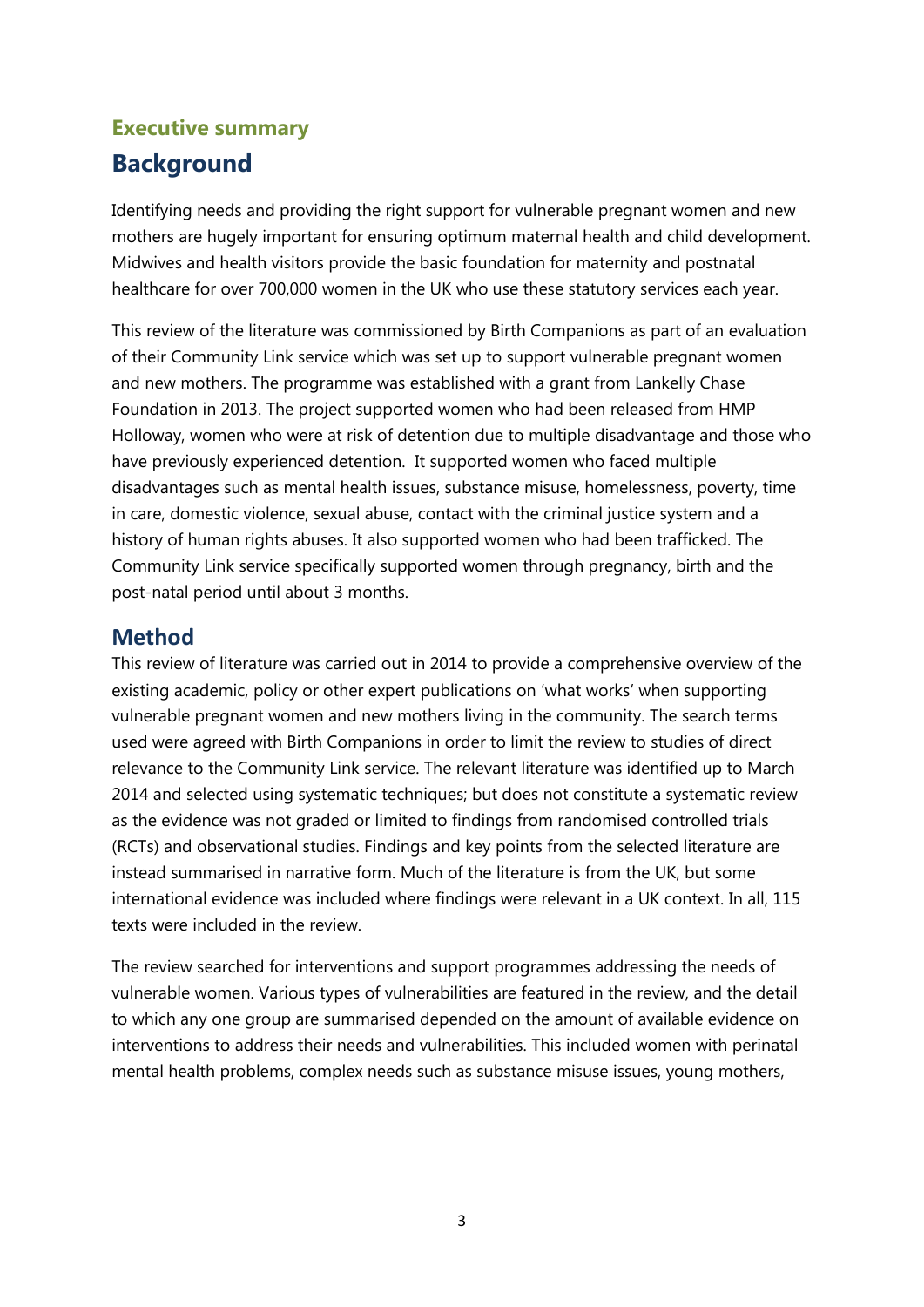## Executive summary

# Background

Identifying needs and providing the right support for vulnerable pregnant women and new mothers are hugely important for ensuring optimum maternal health and child development. Midwives and health visitors provide the basic foundation for maternity and postnatal healthcare for over 700,000 women in the UK who use these statutory services each year.

This review of the literature was commissioned by Birth Companions as part of an evaluation of their Community Link service which was set up to support vulnerable pregnant women and new mothers. The programme was established with a grant from Lankelly Chase Foundation in 2013. The project supported women who had been released from HMP Holloway, women who were at risk of detention due to multiple disadvantage and those who have previously experienced detention. It supported women who faced multiple disadvantages such as mental health issues, substance misuse, homelessness, poverty, time in care, domestic violence, sexual abuse, contact with the criminal justice system and a history of human rights abuses. It also supported women who had been trafficked. The Community Link service specifically supported women through pregnancy, birth and the post-natal period until about 3 months.

# Method

This review of literature was carried out in 2014 to provide a comprehensive overview of the existing academic, policy or other expert publications on 'what works' when supporting vulnerable pregnant women and new mothers living in the community. The search terms used were agreed with Birth Companions in order to limit the review to studies of direct relevance to the Community Link service. The relevant literature was identified up to March 2014 and selected using systematic techniques; but does not constitute a systematic review as the evidence was not graded or limited to findings from randomised controlled trials (RCTs) and observational studies. Findings and key points from the selected literature are instead summarised in narrative form. Much of the literature is from the UK, but some international evidence was included where findings were relevant in a UK context. In all, 115 texts were included in the review.

The review searched for interventions and support programmes addressing the needs of vulnerable women. Various types of vulnerabilities are featured in the review, and the detail to which any one group are summarised depended on the amount of available evidence on interventions to address their needs and vulnerabilities. This included women with perinatal mental health problems, complex needs such as substance misuse issues, young mothers,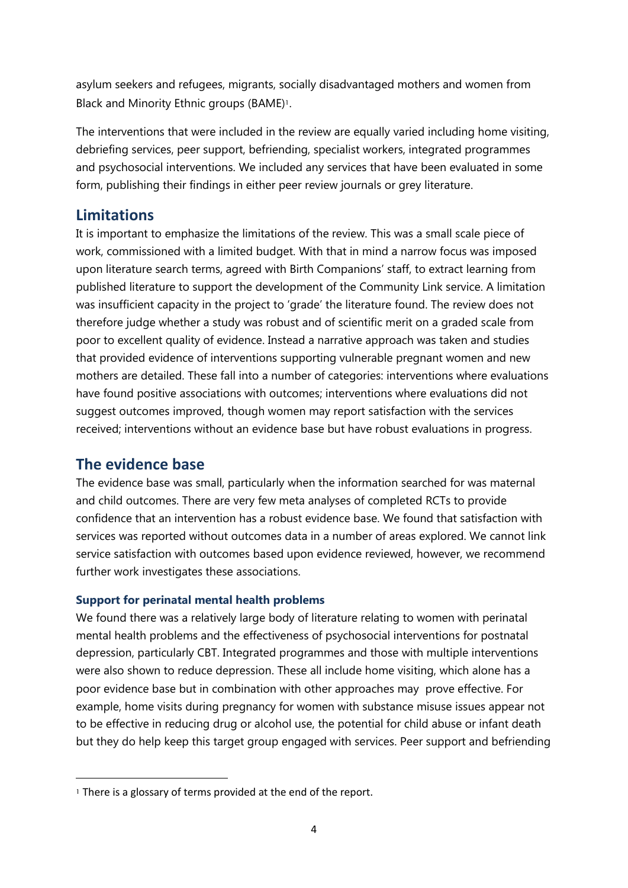asylum seekers and refugees, migrants, socially disadvantaged mothers and women from Black and Minority Ethnic groups (BAME)[1].

The interventions that were included in the review are equally varied including home visiting, debriefing services, peer support, befriending, specialist workers, integrated programmes and psychosocial interventions. We included any services that have been evaluated in some form, publishing their findings in either peer review journals or grey literature.

## Limitations

It is important to emphasize the limitations of the review. This was a small scale piece of work, commissioned with a limited budget. With that in mind a narrow focus was imposed upon literature search terms, agreed with Birth Companions' staff, to extract learning from published literature to support the development of the Community Link service. A limitation was insufficient capacity in the project to 'grade' the literature found. The review does not therefore judge whether a study was robust and of scientific merit on a graded scale from poor to excellent quality of evidence. Instead a narrative approach was taken and studies that provided evidence of interventions supporting vulnerable pregnant women and new mothers are detailed. These fall into a number of categories: interventions where evaluations have found positive associations with outcomes; interventions where evaluations did not suggest outcomes improved, though women may report satisfaction with the services received; interventions without an evidence base but have robust evaluations in progress.

## The evidence base

The evidence base was small, particularly when the information searched for was maternal and child outcomes. There are very few meta analyses of completed RCTs to provide confidence that an intervention has a robust evidence base. We found that satisfaction with services was reported without outcomes data in a number of areas explored. We cannot link service satisfaction with outcomes based upon evidence reviewed, however, we recommend further work investigates these associations.

### Support for perinatal mental health problems

We found there was a relatively large body of literature relating to women with perinatal mental health problems and the effectiveness of psychosocial interventions for postnatal depression, particularly CBT. Integrated programmes and those with multiple interventions were also shown to reduce depression. These all include home visiting, which alone has a poor evidence base but in combination with other approaches may prove effective. For example, home visits during pregnancy for women with substance misuse issues appear not to be effective in reducing drug or alcohol use, the potential for child abuse or infant death but they do help keep this target group engaged with services. Peer support and befriending

[1] There is a glossary of terms provided at the end of the report.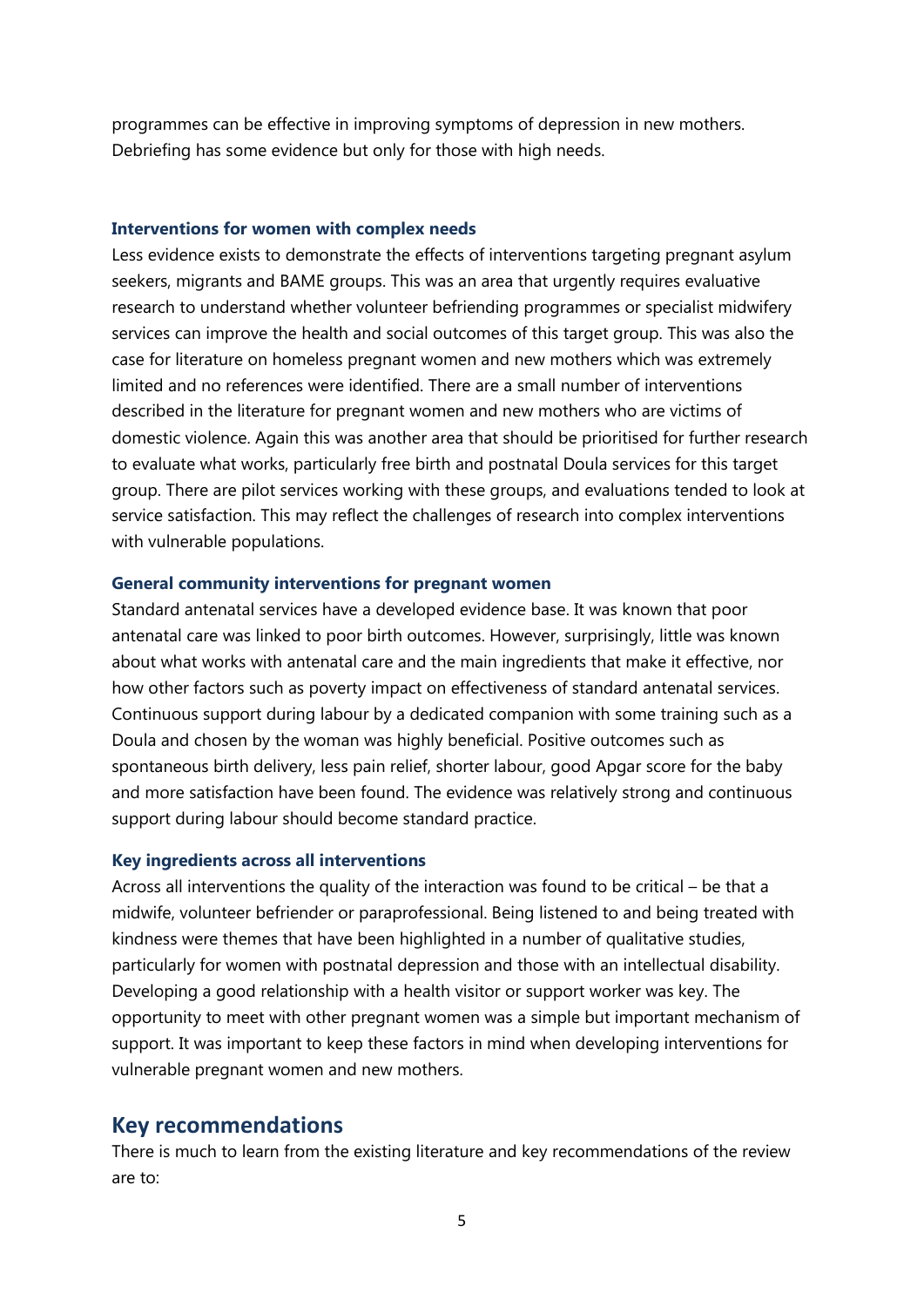programmes can be effective in improving symptoms of depression in new mothers. Debriefing has some evidence but only for those with high needs.

### Interventions for women with complex needs

Less evidence exists to demonstrate the effects of interventions targeting pregnant asylum seekers, migrants and BAME groups. This was an area that urgently requires evaluative research to understand whether volunteer befriending programmes or specialist midwifery services can improve the health and social outcomes of this target group. This was also the case for literature on homeless pregnant women and new mothers which was extremely limited and no references were identified. There are a small number of interventions described in the literature for pregnant women and new mothers who are victims of domestic violence. Again this was another area that should be prioritised for further research to evaluate what works, particularly free birth and postnatal Doula services for this target group. There are pilot services working with these groups, and evaluations tended to look at service satisfaction. This may reflect the challenges of research into complex interventions with vulnerable populations.

### General community interventions for pregnant women

Standard antenatal services have a developed evidence base. It was known that poor antenatal care was linked to poor birth outcomes. However, surprisingly, little was known about what works with antenatal care and the main ingredients that make it effective, nor how other factors such as poverty impact on effectiveness of standard antenatal services. Continuous support during labour by a dedicated companion with some training such as a Doula and chosen by the woman was highly beneficial. Positive outcomes such as spontaneous birth delivery, less pain relief, shorter labour, good Apgar score for the baby and more satisfaction have been found. The evidence was relatively strong and continuous support during labour should become standard practice.

### Key ingredients across all interventions

Across all interventions the quality of the interaction was found to be critical – be that a midwife, volunteer befriender or paraprofessional. Being listened to and being treated with kindness were themes that have been highlighted in a number of qualitative studies, particularly for women with postnatal depression and those with an intellectual disability. Developing a good relationship with a health visitor or support worker was key. The opportunity to meet with other pregnant women was a simple but important mechanism of support. It was important to keep these factors in mind when developing interventions for vulnerable pregnant women and new mothers.

## Key recommendations

There is much to learn from the existing literature and key recommendations of the review are to: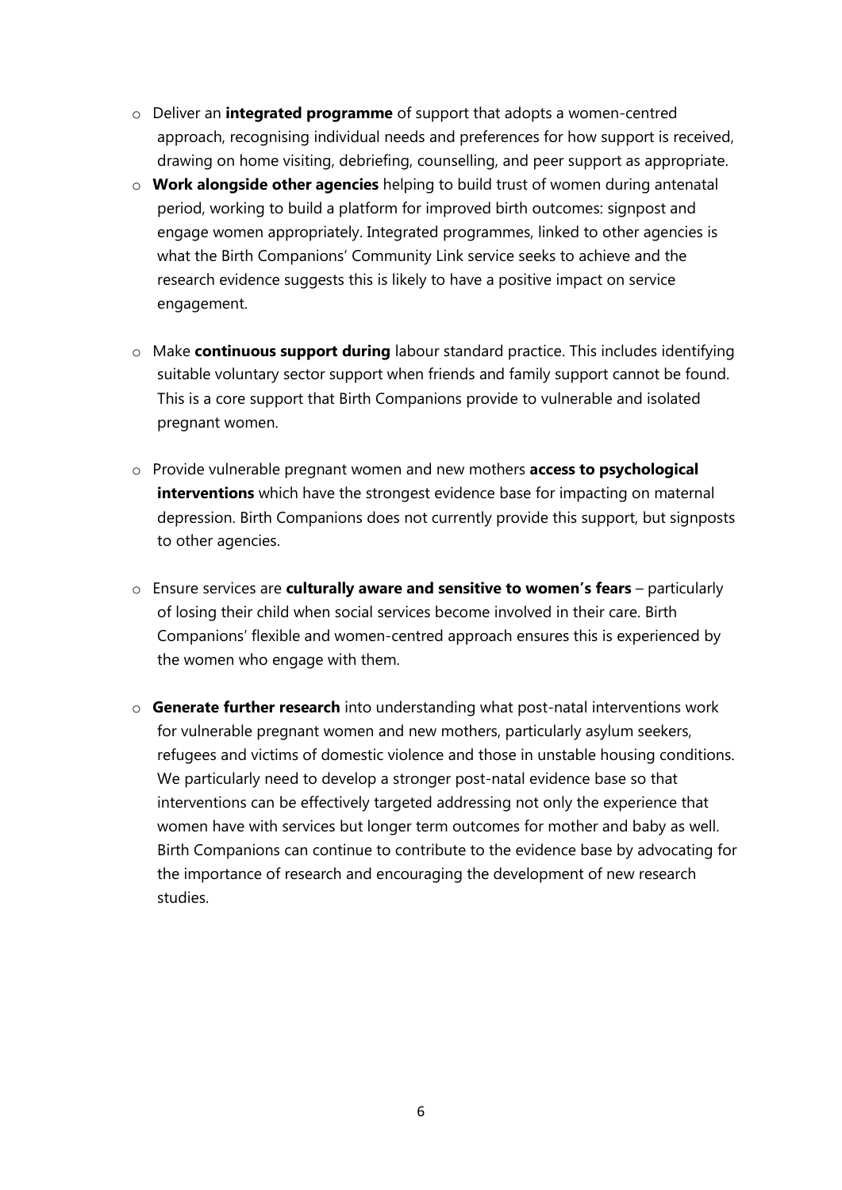- Deliver an **integrated programme** of support that adopts a women-centred approach, recognising individual needs and preferences for how support is received, drawing on home visiting, debriefing, counselling, and peer support as appropriate.
- **Work alongside other agencies** helping to build trust of women during antenatal period, working to build a platform for improved birth outcomes: signpost and engage women appropriately. Integrated programmes, linked to other agencies is what the Birth Companions' Community Link service seeks to achieve and the research evidence suggests this is likely to have a positive impact on service engagement.

- Make **continuous support during** labour standard practice. This includes identifying suitable voluntary sector support when friends and family support cannot be found. This is a core support that Birth Companions provide to vulnerable and isolated pregnant women.

- Provide vulnerable pregnant women and new mothers **access to psychological interventions** which have the strongest evidence base for impacting on maternal depression. Birth Companions does not currently provide this support, but signposts to other agencies.

- Ensure services are **culturally aware and sensitive to women's fears** – particularly of losing their child when social services become involved in their care. Birth Companions' flexible and women-centred approach ensures this is experienced by the women who engage with them.

- **Generate further research** into understanding what post-natal interventions work for vulnerable pregnant women and new mothers, particularly asylum seekers, refugees and victims of domestic violence and those in unstable housing conditions. We particularly need to develop a stronger post-natal evidence base so that interventions can be effectively targeted addressing not only the experience that women have with services but longer term outcomes for mother and baby as well. Birth Companions can continue to contribute to the evidence base by advocating for the importance of research and encouraging the development of new research studies.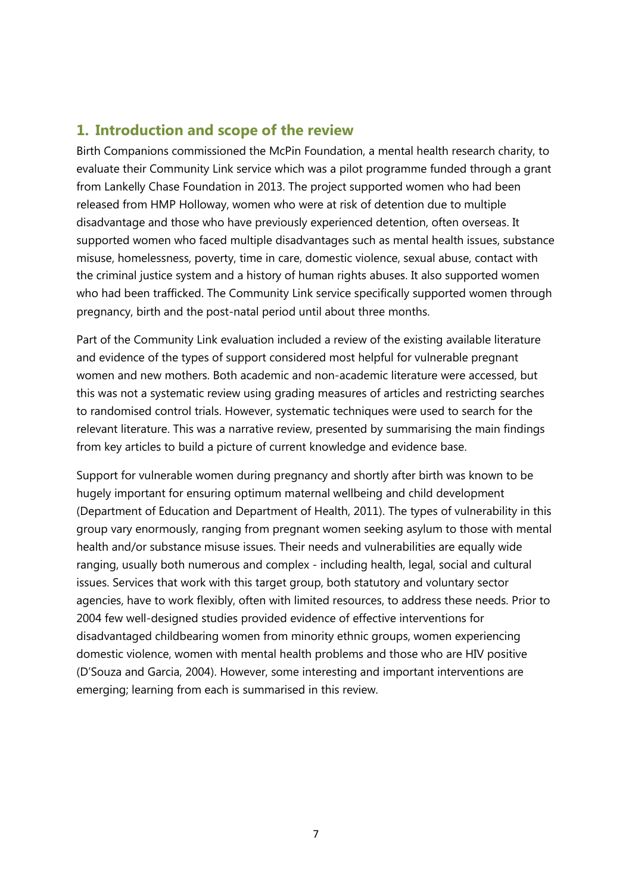## 1. Introduction and scope of the review

Birth Companions commissioned the McPin Foundation, a mental health research charity, to evaluate their Community Link service which was a pilot programme funded through a grant from Lankelly Chase Foundation in 2013. The project supported women who had been released from HMP Holloway, women who were at risk of detention due to multiple disadvantage and those who have previously experienced detention, often overseas. It supported women who faced multiple disadvantages such as mental health issues, substance misuse, homelessness, poverty, time in care, domestic violence, sexual abuse, contact with the criminal justice system and a history of human rights abuses. It also supported women who had been trafficked. The Community Link service specifically supported women through pregnancy, birth and the post-natal period until about three months.

Part of the Community Link evaluation included a review of the existing available literature and evidence of the types of support considered most helpful for vulnerable pregnant women and new mothers. Both academic and non-academic literature were accessed, but this was not a systematic review using grading measures of articles and restricting searches to randomised control trials. However, systematic techniques were used to search for the relevant literature. This was a narrative review, presented by summarising the main findings from key articles to build a picture of current knowledge and evidence base.

Support for vulnerable women during pregnancy and shortly after birth was known to be hugely important for ensuring optimum maternal wellbeing and child development (Department of Education and Department of Health, 2011). The types of vulnerability in this group vary enormously, ranging from pregnant women seeking asylum to those with mental health and/or substance misuse issues. Their needs and vulnerabilities are equally wide ranging, usually both numerous and complex - including health, legal, social and cultural issues. Services that work with this target group, both statutory and voluntary sector agencies, have to work flexibly, often with limited resources, to address these needs. Prior to 2004 few well-designed studies provided evidence of effective interventions for disadvantaged childbearing women from minority ethnic groups, women experiencing domestic violence, women with mental health problems and those who are HIV positive (D'Souza and Garcia, 2004). However, some interesting and important interventions are emerging; learning from each is summarised in this review.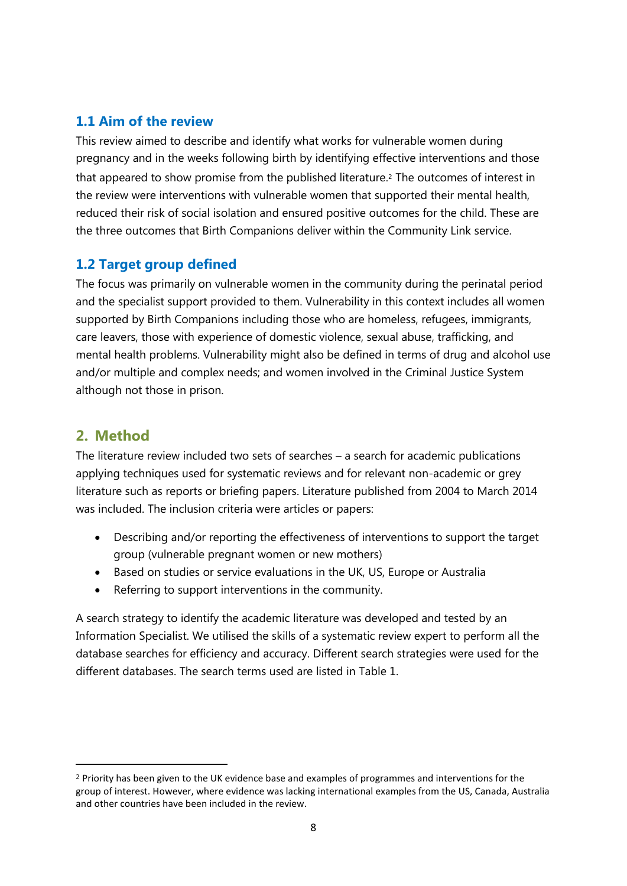## 1.1 Aim of the review

This review aimed to describe and identify what works for vulnerable women during pregnancy and in the weeks following birth by identifying effective interventions and those that appeared to show promise from the published literature.[2] The outcomes of interest in the review were interventions with vulnerable women that supported their mental health, reduced their risk of social isolation and ensured positive outcomes for the child. These are the three outcomes that Birth Companions deliver within the Community Link service.

## 1.2 Target group defined

The focus was primarily on vulnerable women in the community during the perinatal period and the specialist support provided to them. Vulnerability in this context includes all women supported by Birth Companions including those who are homeless, refugees, immigrants, care leavers, those with experience of domestic violence, sexual abuse, trafficking, and mental health problems. Vulnerability might also be defined in terms of drug and alcohol use and/or multiple and complex needs; and women involved in the Criminal Justice System although not those in prison.

# 2. Method

The literature review included two sets of searches – a search for academic publications applying techniques used for systematic reviews and for relevant non-academic or grey literature such as reports or briefing papers. Literature published from 2004 to March 2014 was included. The inclusion criteria were articles or papers:

- Describing and/or reporting the effectiveness of interventions to support the target group (vulnerable pregnant women or new mothers)
- Based on studies or service evaluations in the UK, US, Europe or Australia
- Referring to support interventions in the community.

A search strategy to identify the academic literature was developed and tested by an Information Specialist. We utilised the skills of a systematic review expert to perform all the database searches for efficiency and accuracy. Different search strategies were used for the different databases. The search terms used are listed in Table 1.

---

[2] Priority has been given to the UK evidence base and examples of programmes and interventions for the group of interest. However, where evidence was lacking international examples from the US, Canada, Australia and other countries have been included in the review.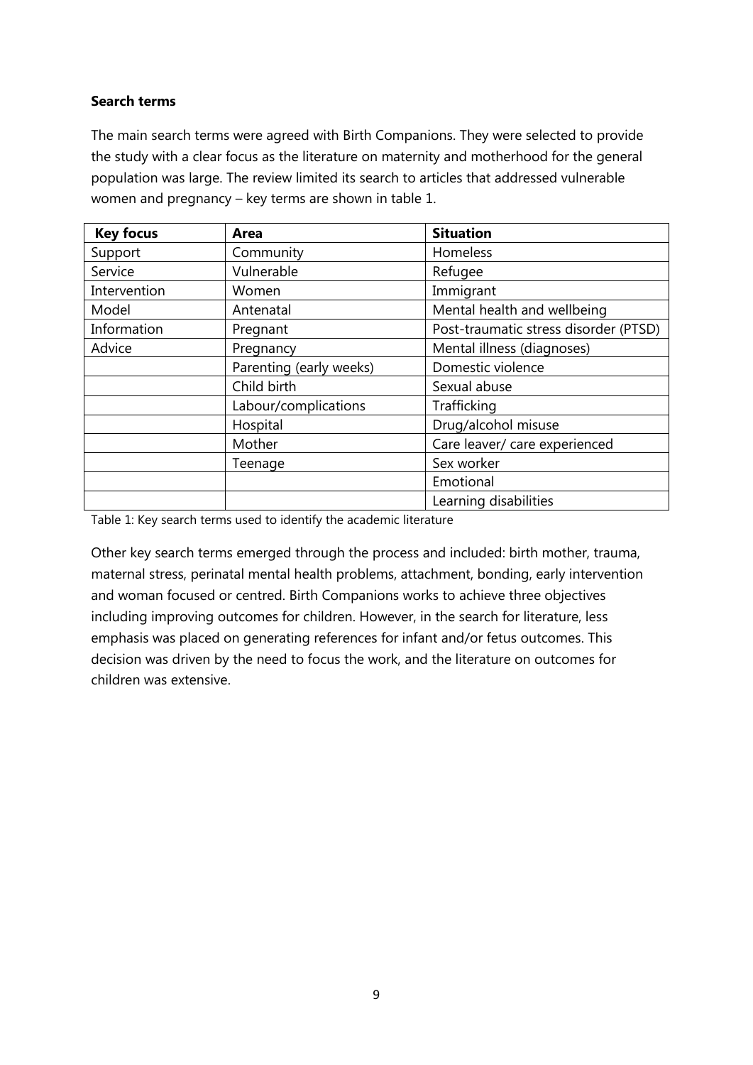**Search terms**

The main search terms were agreed with Birth Companions. They were selected to provide the study with a clear focus as the literature on maternity and motherhood for the general population was large. The review limited its search to articles that addressed vulnerable women and pregnancy – key terms are shown in table 1.

| Key focus | Area | Situation |
| --- | --- | --- |
| Support | Community | Homeless |
| Service | Vulnerable | Refugee |
| Intervention | Women | Immigrant |
| Model | Antenatal | Mental health and wellbeing |
| Information | Pregnant | Post-traumatic stress disorder (PTSD) |
| Advice | Pregnancy | Mental illness (diagnoses) |
| | Parenting (early weeks) | Domestic violence |
| | Child birth | Sexual abuse |
| | Labour/complications | Trafficking |
| | Hospital | Drug/alcohol misuse |
| | Mother | Care leaver/ care experienced |
| | Teenage | Sex worker |
| | | Emotional |
| | | Learning disabilities |

Table 1: Key search terms used to identify the academic literature

Other key search terms emerged through the process and included: birth mother, trauma, maternal stress, perinatal mental health problems, attachment, bonding, early intervention and woman focused or centred. Birth Companions works to achieve three objectives including improving outcomes for children. However, in the search for literature, less emphasis was placed on generating references for infant and/or fetus outcomes. This decision was driven by the need to focus the work, and the literature on outcomes for children was extensive.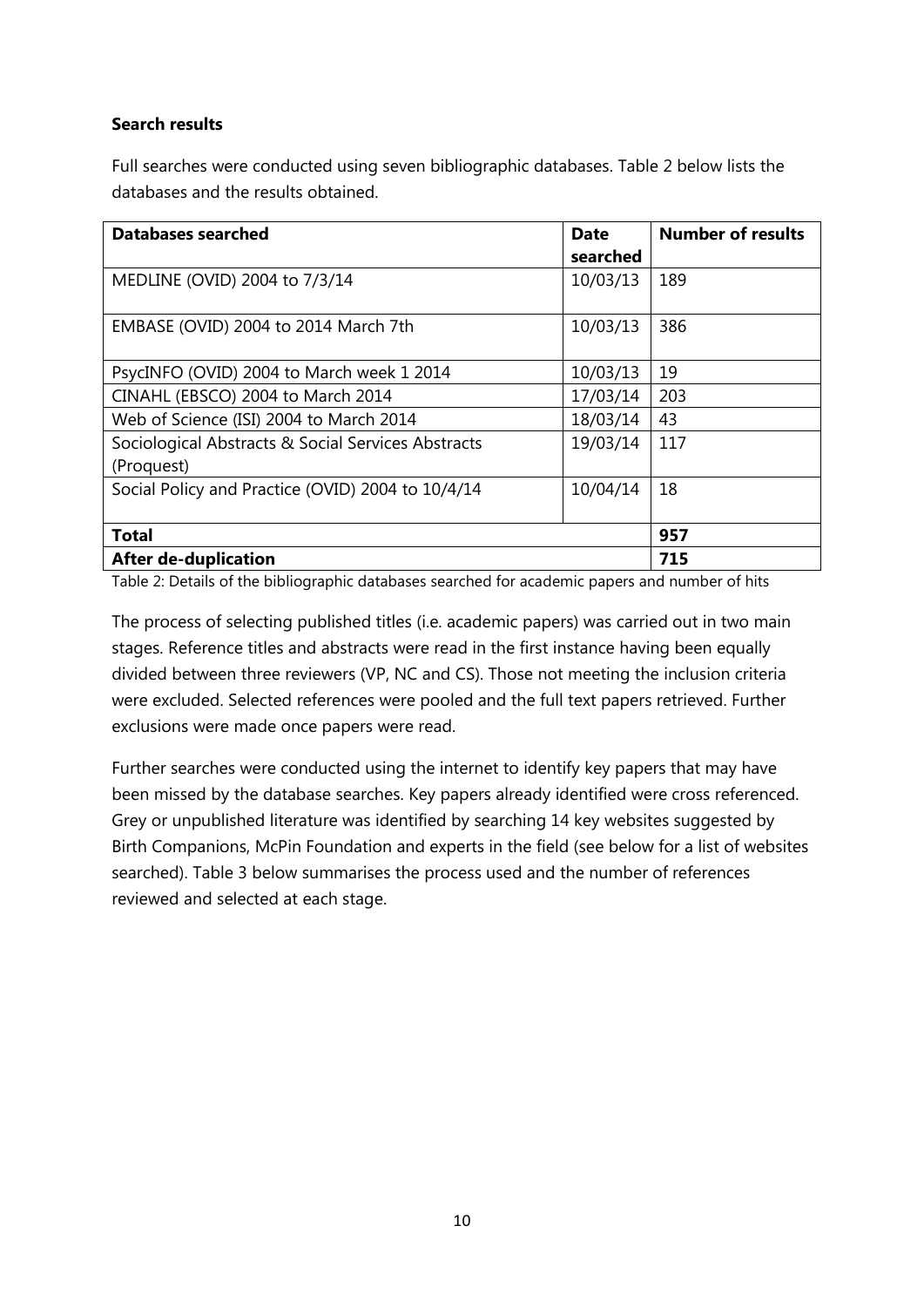**Search results**

Full searches were conducted using seven bibliographic databases. Table 2 below lists the databases and the results obtained.

| Databases searched | Date searched | Number of results |
|---|---|---|
| MEDLINE (OVID) 2004 to 7/3/14 | 10/03/13 | 189 |
| EMBASE (OVID) 2004 to 2014 March 7th | 10/03/13 | 386 |
| PsycINFO (OVID) 2004 to March week 1 2014 | 10/03/13 | 19 |
| CINAHL (EBSCO) 2004 to March 2014 | 17/03/14 | 203 |
| Web of Science (ISI) 2004 to March 2014 | 18/03/14 | 43 |
| Sociological Abstracts & Social Services Abstracts (Proquest) | 19/03/14 | 117 |
| Social Policy and Practice (OVID) 2004 to 10/4/14 | 10/04/14 | 18 |
| **Total** | | **957** |
| **After de-duplication** | | **715** |

Table 2: Details of the bibliographic databases searched for academic papers and number of hits

The process of selecting published titles (i.e. academic papers) was carried out in two main stages. Reference titles and abstracts were read in the first instance having been equally divided between three reviewers (VP, NC and CS). Those not meeting the inclusion criteria were excluded. Selected references were pooled and the full text papers retrieved. Further exclusions were made once papers were read.

Further searches were conducted using the internet to identify key papers that may have been missed by the database searches. Key papers already identified were cross referenced. Grey or unpublished literature was identified by searching 14 key websites suggested by Birth Companions, McPin Foundation and experts in the field (see below for a list of websites searched). Table 3 below summarises the process used and the number of references reviewed and selected at each stage.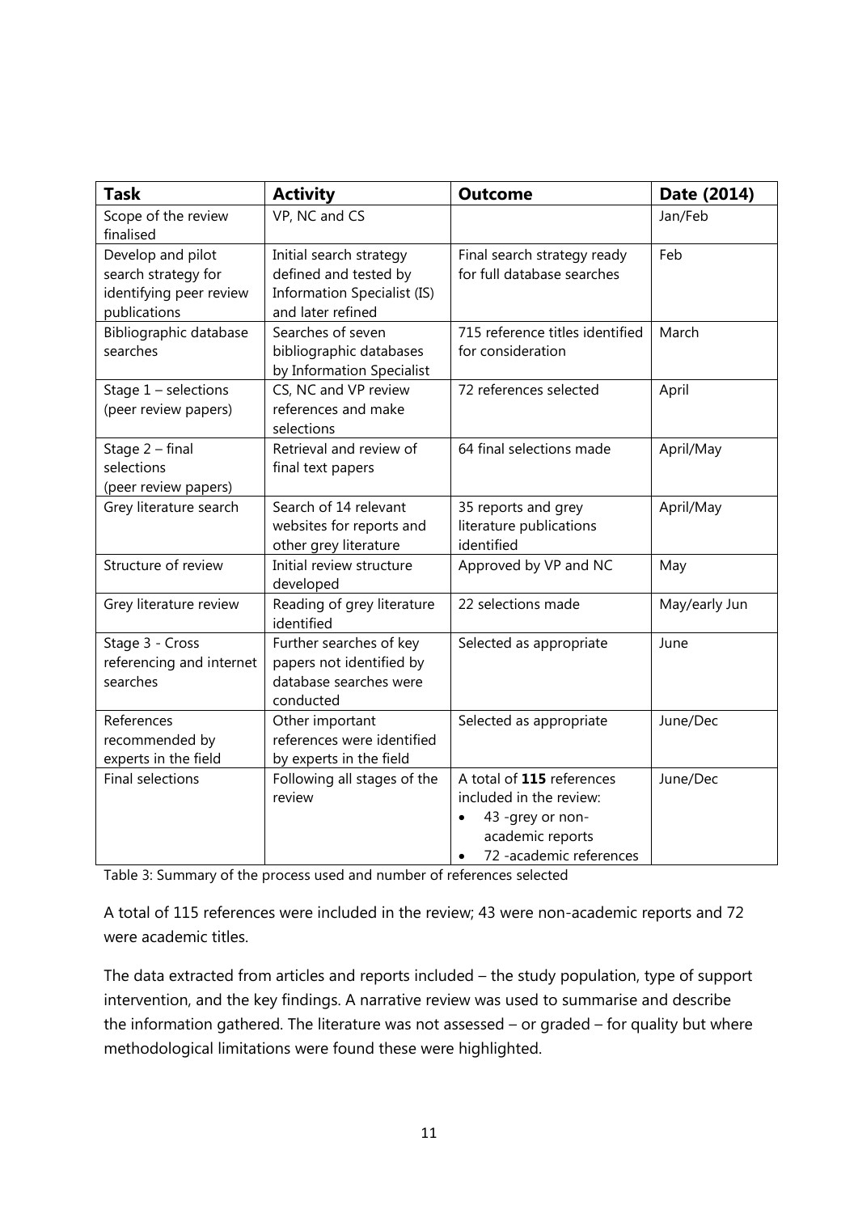| **Task** | **Activity** | **Outcome** | **Date (2014)** |
|---|---|---|---|
| Scope of the review finalised | VP, NC and CS | | Jan/Feb |
| Develop and pilot search strategy for identifying peer review publications | Initial search strategy defined and tested by Information Specialist (IS) and later refined | Final search strategy ready for full database searches | Feb |
| Bibliographic database searches | Searches of seven bibliographic databases by Information Specialist | 715 reference titles identified for consideration | March |
| Stage 1 – selections (peer review papers) | CS, NC and VP review references and make selections | 72 references selected | April |
| Stage 2 – final selections (peer review papers) | Retrieval and review of final text papers | 64 final selections made | April/May |
| Grey literature search | Search of 14 relevant websites for reports and other grey literature | 35 reports and grey literature publications identified | April/May |
| Structure of review | Initial review structure developed | Approved by VP and NC | May |
| Grey literature review | Reading of grey literature identified | 22 selections made | May/early Jun |
| Stage 3 - Cross referencing and internet searches | Further searches of key papers not identified by database searches were conducted | Selected as appropriate | June |
| References recommended by experts in the field | Other important references were identified by experts in the field | Selected as appropriate | June/Dec |
| Final selections | Following all stages of the review | A total of **115** references included in the review:<br>• 43 -grey or non-academic reports<br>• 72 -academic references | June/Dec |

Table 3: Summary of the process used and number of references selected

A total of 115 references were included in the review; 43 were non-academic reports and 72 were academic titles.

The data extracted from articles and reports included – the study population, type of support intervention, and the key findings. A narrative review was used to summarise and describe the information gathered. The literature was not assessed – or graded – for quality but where methodological limitations were found these were highlighted.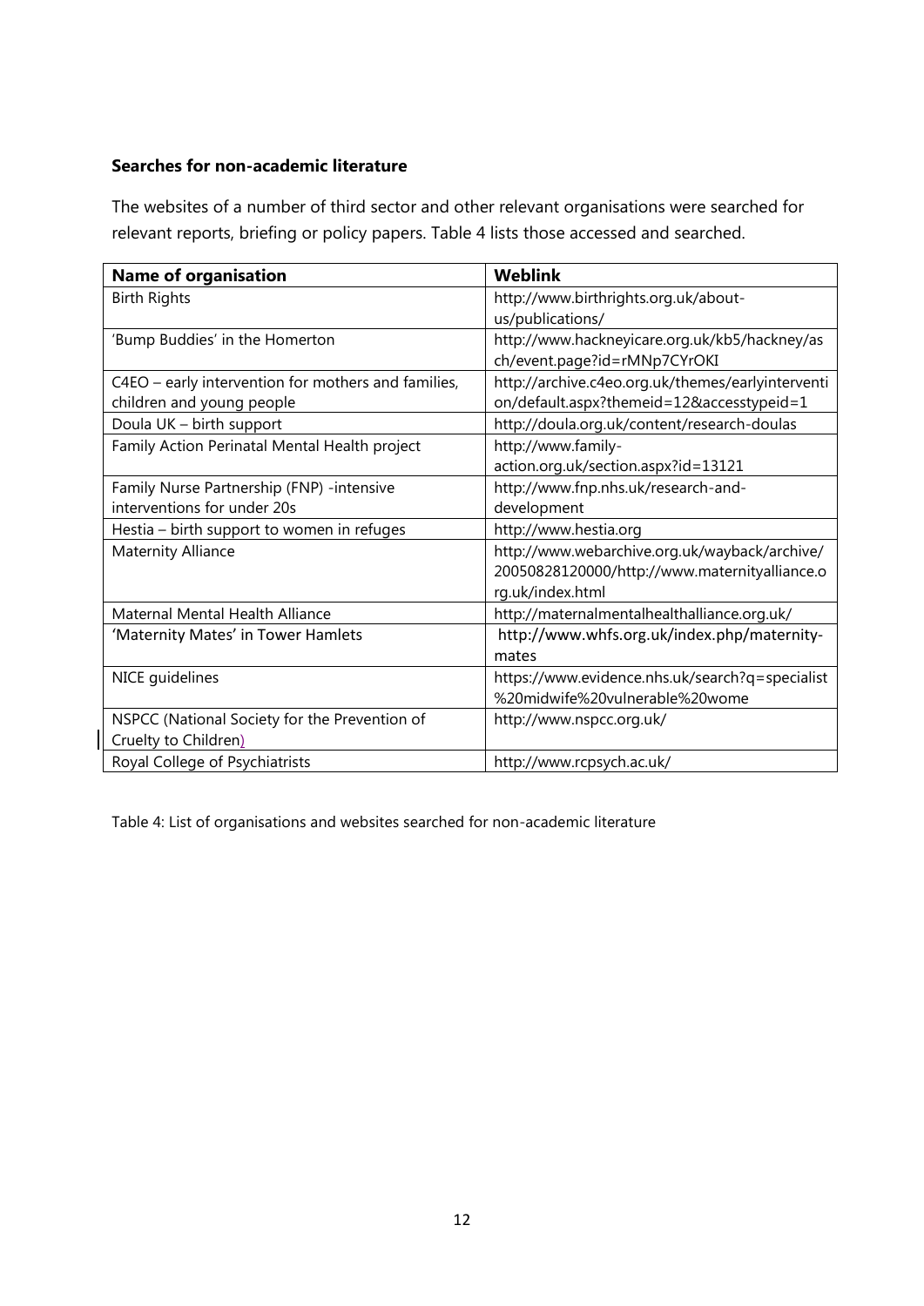### Searches for non-academic literature

The websites of a number of third sector and other relevant organisations were searched for relevant reports, briefing or policy papers. Table 4 lists those accessed and searched.

| Name of organisation | Weblink |
|---|---|
| Birth Rights | http://www.birthrights.org.uk/about-us/publications/ |
| 'Bump Buddies' in the Homerton | http://www.hackneyicare.org.uk/kb5/hackney/asch/event.page?id=rMNp7CYrOKI |
| C4EO – early intervention for mothers and families, children and young people | http://archive.c4eo.org.uk/themes/earlyintervention/default.aspx?themeid=12&accesstypeid=1 |
| Doula UK – birth support | http://doula.org.uk/content/research-doulas |
| Family Action Perinatal Mental Health project | http://www.family-action.org.uk/section.aspx?id=13121 |
| Family Nurse Partnership (FNP) -intensive interventions for under 20s | http://www.fnp.nhs.uk/research-and-development |
| Hestia – birth support to women in refuges | http://www.hestia.org |
| Maternity Alliance | http://www.webarchive.org.uk/wayback/archive/20050828120000/http://www.maternityalliance.org.uk/index.html |
| Maternal Mental Health Alliance | http://maternalmentalhealthalliance.org.uk/ |
| 'Maternity Mates' in Tower Hamlets | http://www.whfs.org.uk/index.php/maternity-mates |
| NICE guidelines | https://www.evidence.nhs.uk/search?q=specialist%20midwife%20vulnerable%20wome |
| NSPCC (National Society for the Prevention of Cruelty to Children) | http://www.nspcc.org.uk/ |
| Royal College of Psychiatrists | http://www.rcpsych.ac.uk/ |

Table 4: List of organisations and websites searched for non-academic literature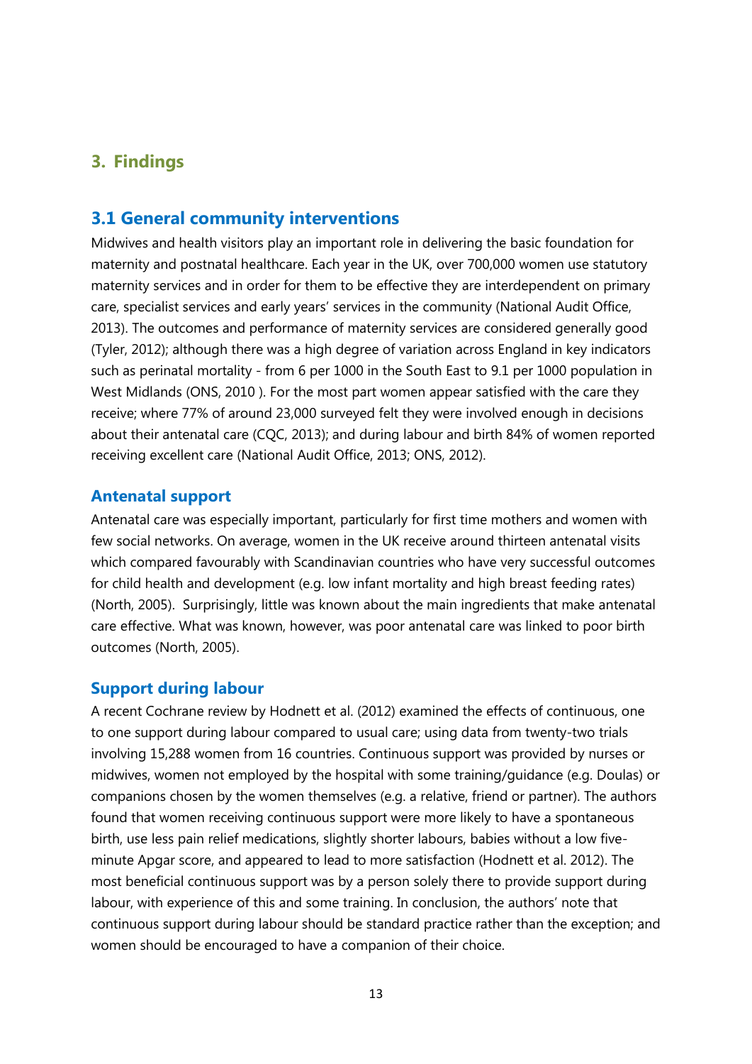# 3. Findings

## 3.1 General community interventions

Midwives and health visitors play an important role in delivering the basic foundation for maternity and postnatal healthcare. Each year in the UK, over 700,000 women use statutory maternity services and in order for them to be effective they are interdependent on primary care, specialist services and early years' services in the community (National Audit Office, 2013). The outcomes and performance of maternity services are considered generally good (Tyler, 2012); although there was a high degree of variation across England in key indicators such as perinatal mortality - from 6 per 1000 in the South East to 9.1 per 1000 population in West Midlands (ONS, 2010 ). For the most part women appear satisfied with the care they receive; where 77% of around 23,000 surveyed felt they were involved enough in decisions about their antenatal care (CQC, 2013); and during labour and birth 84% of women reported receiving excellent care (National Audit Office, 2013; ONS, 2012).

### Antenatal support

Antenatal care was especially important, particularly for first time mothers and women with few social networks. On average, women in the UK receive around thirteen antenatal visits which compared favourably with Scandinavian countries who have very successful outcomes for child health and development (e.g. low infant mortality and high breast feeding rates) (North, 2005). Surprisingly, little was known about the main ingredients that make antenatal care effective. What was known, however, was poor antenatal care was linked to poor birth outcomes (North, 2005).

### Support during labour

A recent Cochrane review by Hodnett et al. (2012) examined the effects of continuous, one to one support during labour compared to usual care; using data from twenty-two trials involving 15,288 women from 16 countries. Continuous support was provided by nurses or midwives, women not employed by the hospital with some training/guidance (e.g. Doulas) or companions chosen by the women themselves (e.g. a relative, friend or partner). The authors found that women receiving continuous support were more likely to have a spontaneous birth, use less pain relief medications, slightly shorter labours, babies without a low five-minute Apgar score, and appeared to lead to more satisfaction (Hodnett et al. 2012). The most beneficial continuous support was by a person solely there to provide support during labour, with experience of this and some training. In conclusion, the authors' note that continuous support during labour should be standard practice rather than the exception; and women should be encouraged to have a companion of their choice.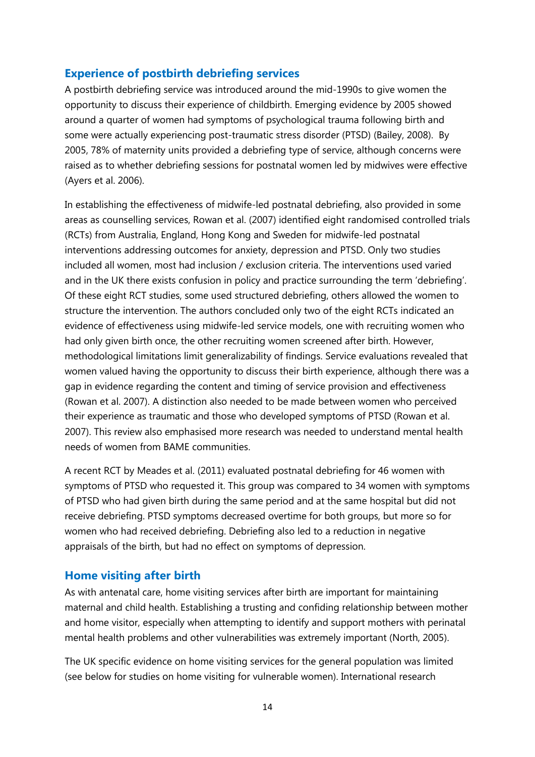## Experience of postbirth debriefing services

A postbirth debriefing service was introduced around the mid-1990s to give women the opportunity to discuss their experience of childbirth. Emerging evidence by 2005 showed around a quarter of women had symptoms of psychological trauma following birth and some were actually experiencing post-traumatic stress disorder (PTSD) (Bailey, 2008). By 2005, 78% of maternity units provided a debriefing type of service, although concerns were raised as to whether debriefing sessions for postnatal women led by midwives were effective (Ayers et al. 2006).

In establishing the effectiveness of midwife-led postnatal debriefing, also provided in some areas as counselling services, Rowan et al. (2007) identified eight randomised controlled trials (RCTs) from Australia, England, Hong Kong and Sweden for midwife-led postnatal interventions addressing outcomes for anxiety, depression and PTSD. Only two studies included all women, most had inclusion / exclusion criteria. The interventions used varied and in the UK there exists confusion in policy and practice surrounding the term 'debriefing'. Of these eight RCT studies, some used structured debriefing, others allowed the women to structure the intervention. The authors concluded only two of the eight RCTs indicated an evidence of effectiveness using midwife-led service models, one with recruiting women who had only given birth once, the other recruiting women screened after birth. However, methodological limitations limit generalizability of findings. Service evaluations revealed that women valued having the opportunity to discuss their birth experience, although there was a gap in evidence regarding the content and timing of service provision and effectiveness (Rowan et al. 2007). A distinction also needed to be made between women who perceived their experience as traumatic and those who developed symptoms of PTSD (Rowan et al. 2007). This review also emphasised more research was needed to understand mental health needs of women from BAME communities.

A recent RCT by Meades et al. (2011) evaluated postnatal debriefing for 46 women with symptoms of PTSD who requested it. This group was compared to 34 women with symptoms of PTSD who had given birth during the same period and at the same hospital but did not receive debriefing. PTSD symptoms decreased overtime for both groups, but more so for women who had received debriefing. Debriefing also led to a reduction in negative appraisals of the birth, but had no effect on symptoms of depression.

## Home visiting after birth

As with antenatal care, home visiting services after birth are important for maintaining maternal and child health. Establishing a trusting and confiding relationship between mother and home visitor, especially when attempting to identify and support mothers with perinatal mental health problems and other vulnerabilities was extremely important (North, 2005).

The UK specific evidence on home visiting services for the general population was limited (see below for studies on home visiting for vulnerable women). International research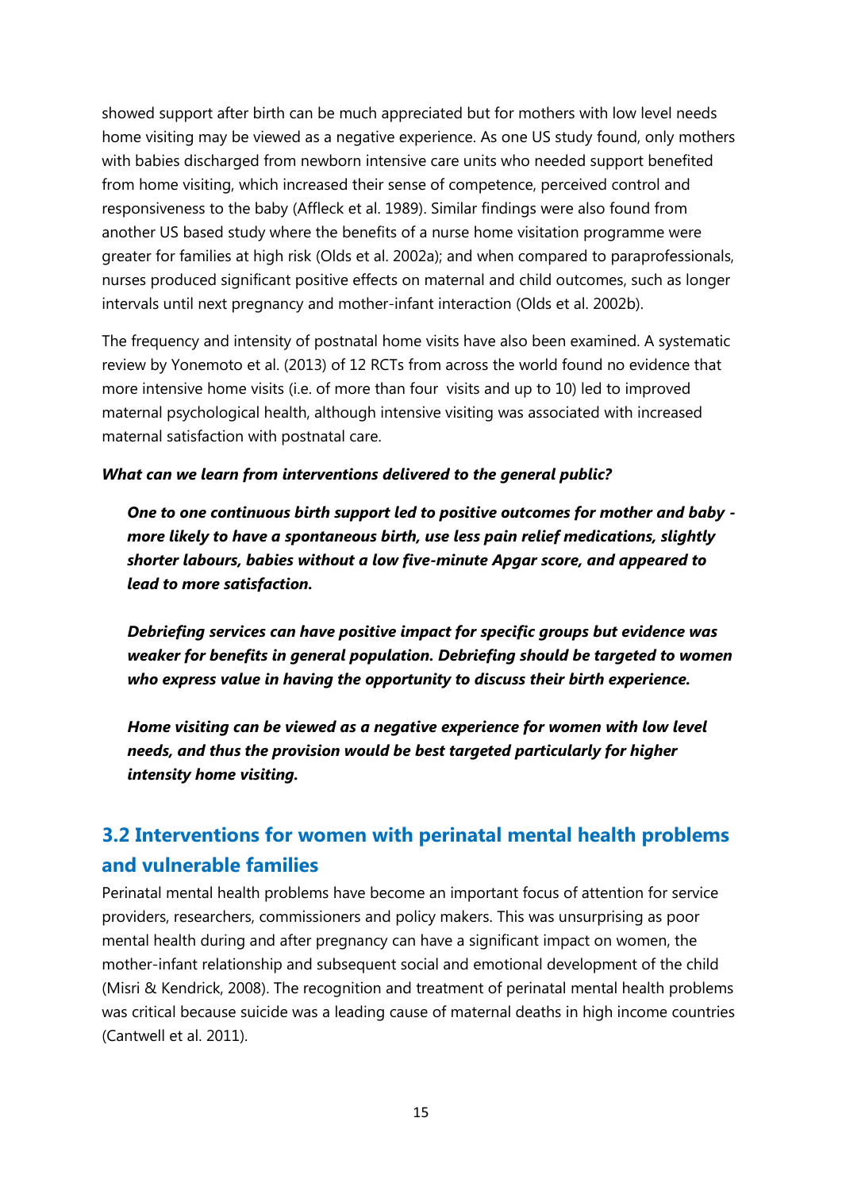showed support after birth can be much appreciated but for mothers with low level needs home visiting may be viewed as a negative experience. As one US study found, only mothers with babies discharged from newborn intensive care units who needed support benefited from home visiting, which increased their sense of competence, perceived control and responsiveness to the baby (Affleck et al. 1989). Similar findings were also found from another US based study where the benefits of a nurse home visitation programme were greater for families at high risk (Olds et al. 2002a); and when compared to paraprofessionals, nurses produced significant positive effects on maternal and child outcomes, such as longer intervals until next pregnancy and mother-infant interaction (Olds et al. 2002b).

The frequency and intensity of postnatal home visits have also been examined. A systematic review by Yonemoto et al. (2013) of 12 RCTs from across the world found no evidence that more intensive home visits (i.e. of more than four visits and up to 10) led to improved maternal psychological health, although intensive visiting was associated with increased maternal satisfaction with postnatal care.

***What can we learn from interventions delivered to the general public?***

> ***One to one continuous birth support led to positive outcomes for mother and baby - more likely to have a spontaneous birth, use less pain relief medications, slightly shorter labours, babies without a low five-minute Apgar score, and appeared to lead to more satisfaction.***
>
> ***Debriefing services can have positive impact for specific groups but evidence was weaker for benefits in general population. Debriefing should be targeted to women who express value in having the opportunity to discuss their birth experience.***
>
> ***Home visiting can be viewed as a negative experience for women with low level needs, and thus the provision would be best targeted particularly for higher intensity home visiting.***

## 3.2 Interventions for women with perinatal mental health problems and vulnerable families

Perinatal mental health problems have become an important focus of attention for service providers, researchers, commissioners and policy makers. This was unsurprising as poor mental health during and after pregnancy can have a significant impact on women, the mother-infant relationship and subsequent social and emotional development of the child (Misri & Kendrick, 2008). The recognition and treatment of perinatal mental health problems was critical because suicide was a leading cause of maternal deaths in high income countries (Cantwell et al. 2011).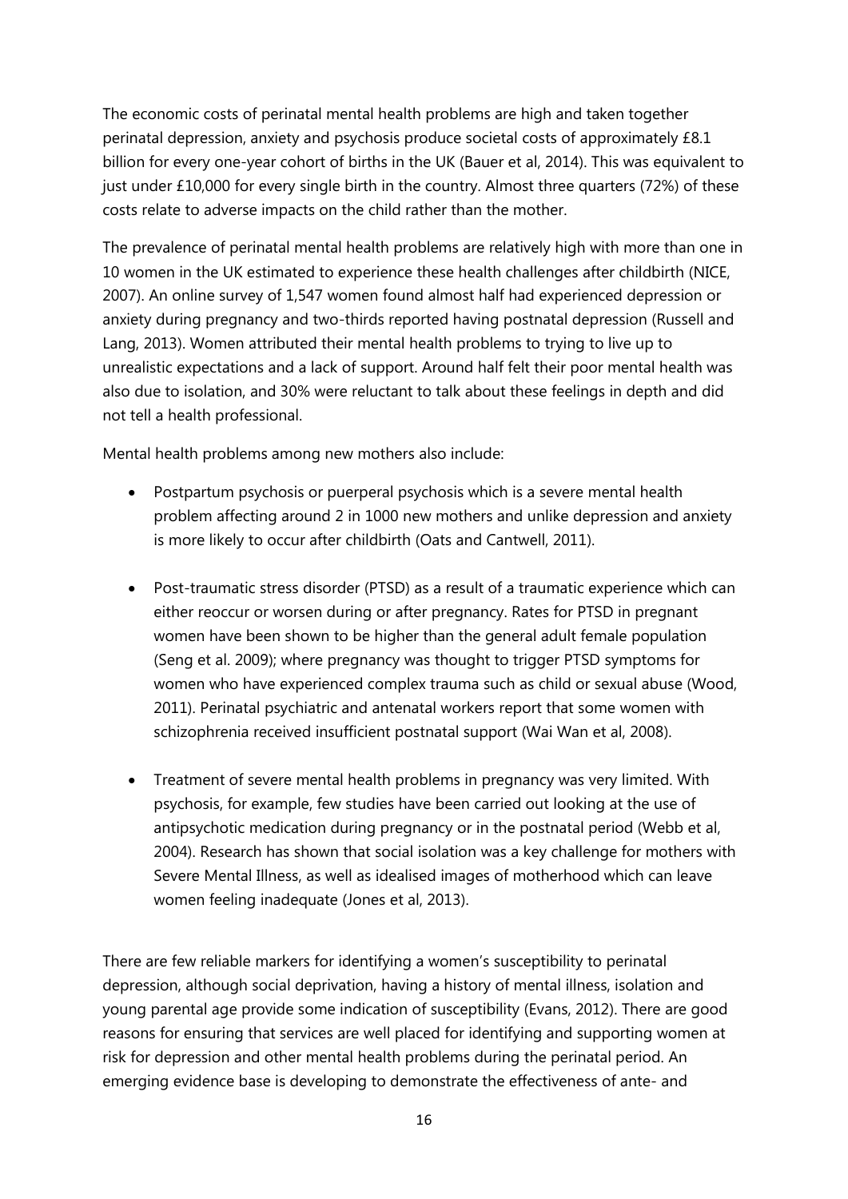The economic costs of perinatal mental health problems are high and taken together perinatal depression, anxiety and psychosis produce societal costs of approximately £8.1 billion for every one-year cohort of births in the UK (Bauer et al, 2014). This was equivalent to just under £10,000 for every single birth in the country. Almost three quarters (72%) of these costs relate to adverse impacts on the child rather than the mother.

The prevalence of perinatal mental health problems are relatively high with more than one in 10 women in the UK estimated to experience these health challenges after childbirth (NICE, 2007). An online survey of 1,547 women found almost half had experienced depression or anxiety during pregnancy and two-thirds reported having postnatal depression (Russell and Lang, 2013). Women attributed their mental health problems to trying to live up to unrealistic expectations and a lack of support. Around half felt their poor mental health was also due to isolation, and 30% were reluctant to talk about these feelings in depth and did not tell a health professional.

Mental health problems among new mothers also include:

- Postpartum psychosis or puerperal psychosis which is a severe mental health problem affecting around 2 in 1000 new mothers and unlike depression and anxiety is more likely to occur after childbirth (Oats and Cantwell, 2011).

- Post-traumatic stress disorder (PTSD) as a result of a traumatic experience which can either reoccur or worsen during or after pregnancy. Rates for PTSD in pregnant women have been shown to be higher than the general adult female population (Seng et al. 2009); where pregnancy was thought to trigger PTSD symptoms for women who have experienced complex trauma such as child or sexual abuse (Wood, 2011). Perinatal psychiatric and antenatal workers report that some women with schizophrenia received insufficient postnatal support (Wai Wan et al, 2008).

- Treatment of severe mental health problems in pregnancy was very limited. With psychosis, for example, few studies have been carried out looking at the use of antipsychotic medication during pregnancy or in the postnatal period (Webb et al, 2004). Research has shown that social isolation was a key challenge for mothers with Severe Mental Illness, as well as idealised images of motherhood which can leave women feeling inadequate (Jones et al, 2013).

There are few reliable markers for identifying a women's susceptibility to perinatal depression, although social deprivation, having a history of mental illness, isolation and young parental age provide some indication of susceptibility (Evans, 2012). There are good reasons for ensuring that services are well placed for identifying and supporting women at risk for depression and other mental health problems during the perinatal period. An emerging evidence base is developing to demonstrate the effectiveness of ante- and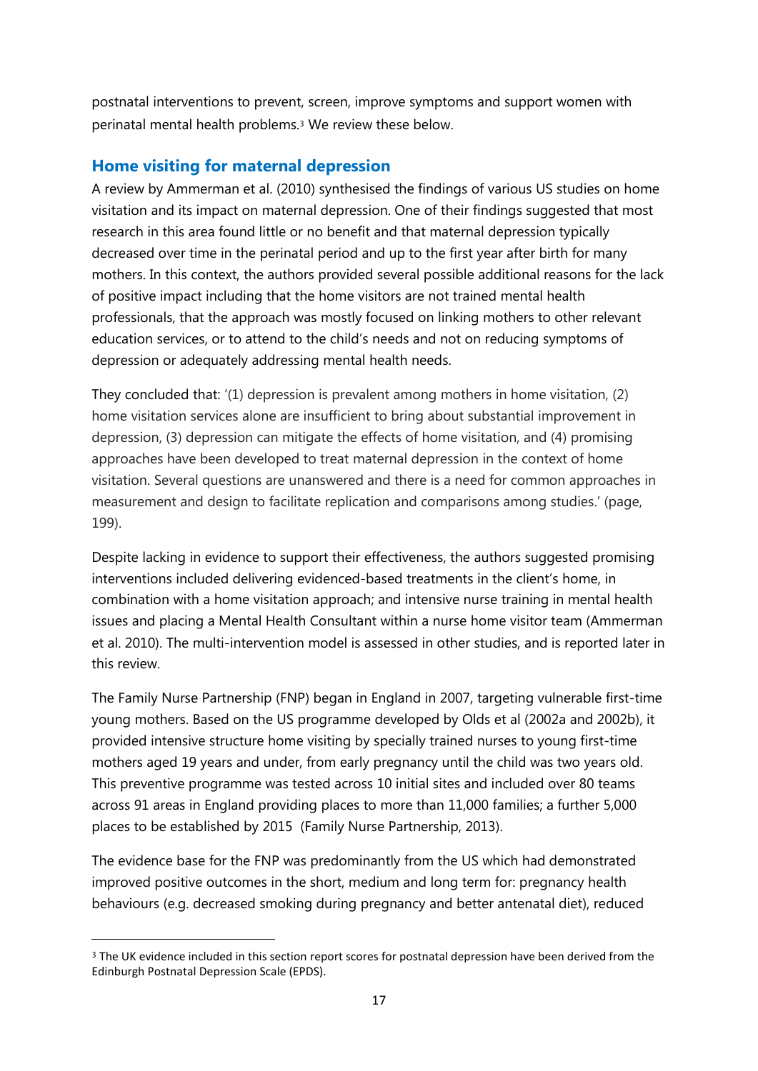postnatal interventions to prevent, screen, improve symptoms and support women with perinatal mental health problems.[3] We review these below.

## Home visiting for maternal depression

A review by Ammerman et al. (2010) synthesised the findings of various US studies on home visitation and its impact on maternal depression. One of their findings suggested that most research in this area found little or no benefit and that maternal depression typically decreased over time in the perinatal period and up to the first year after birth for many mothers. In this context, the authors provided several possible additional reasons for the lack of positive impact including that the home visitors are not trained mental health professionals, that the approach was mostly focused on linking mothers to other relevant education services, or to attend to the child's needs and not on reducing symptoms of depression or adequately addressing mental health needs.

They concluded that: '(1) depression is prevalent among mothers in home visitation, (2) home visitation services alone are insufficient to bring about substantial improvement in depression, (3) depression can mitigate the effects of home visitation, and (4) promising approaches have been developed to treat maternal depression in the context of home visitation. Several questions are unanswered and there is a need for common approaches in measurement and design to facilitate replication and comparisons among studies.' (page, 199).

Despite lacking in evidence to support their effectiveness, the authors suggested promising interventions included delivering evidenced-based treatments in the client's home, in combination with a home visitation approach; and intensive nurse training in mental health issues and placing a Mental Health Consultant within a nurse home visitor team (Ammerman et al. 2010). The multi-intervention model is assessed in other studies, and is reported later in this review.

The Family Nurse Partnership (FNP) began in England in 2007, targeting vulnerable first-time young mothers. Based on the US programme developed by Olds et al (2002a and 2002b), it provided intensive structure home visiting by specially trained nurses to young first-time mothers aged 19 years and under, from early pregnancy until the child was two years old. This preventive programme was tested across 10 initial sites and included over 80 teams across 91 areas in England providing places to more than 11,000 families; a further 5,000 places to be established by 2015 (Family Nurse Partnership, 2013).

The evidence base for the FNP was predominantly from the US which had demonstrated improved positive outcomes in the short, medium and long term for: pregnancy health behaviours (e.g. decreased smoking during pregnancy and better antenatal diet), reduced

[3] The UK evidence included in this section report scores for postnatal depression have been derived from the Edinburgh Postnatal Depression Scale (EPDS).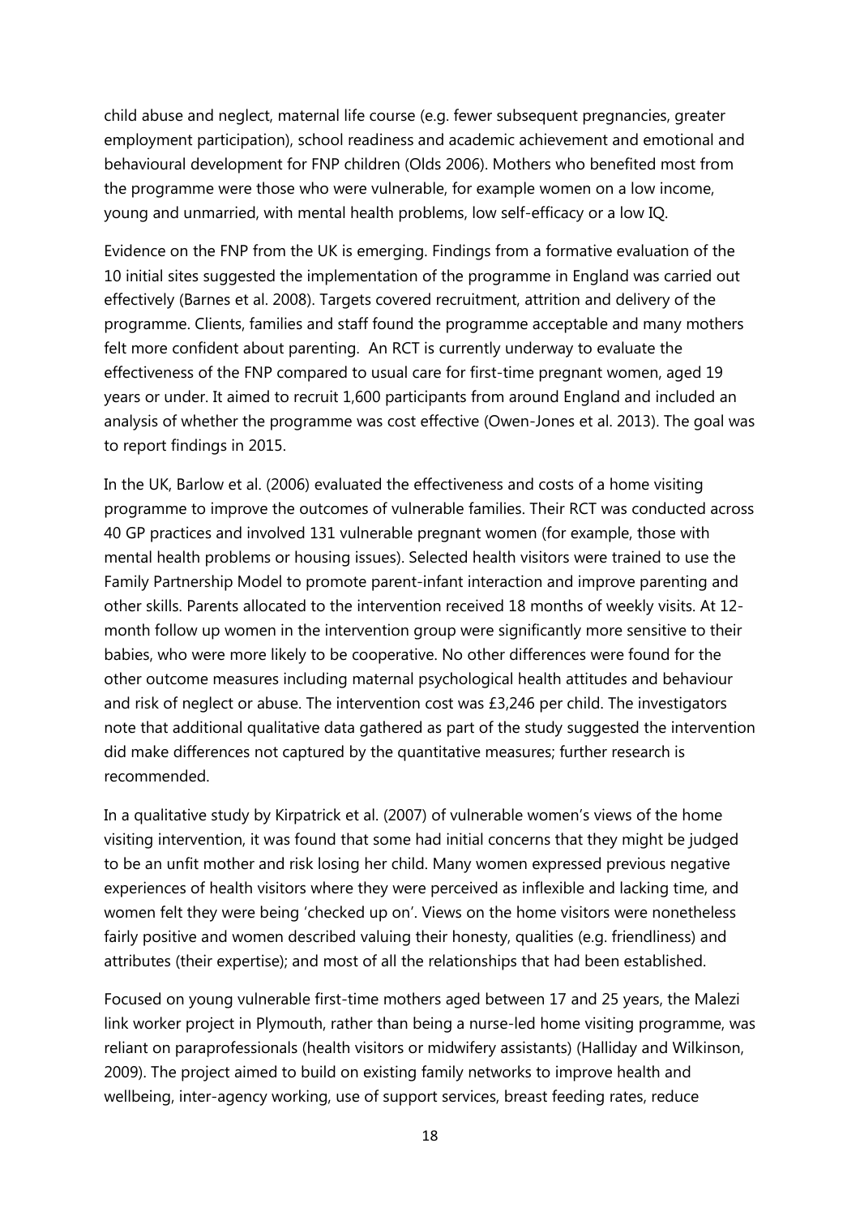child abuse and neglect, maternal life course (e.g. fewer subsequent pregnancies, greater employment participation), school readiness and academic achievement and emotional and behavioural development for FNP children (Olds 2006). Mothers who benefited most from the programme were those who were vulnerable, for example women on a low income, young and unmarried, with mental health problems, low self-efficacy or a low IQ.

Evidence on the FNP from the UK is emerging. Findings from a formative evaluation of the 10 initial sites suggested the implementation of the programme in England was carried out effectively (Barnes et al. 2008). Targets covered recruitment, attrition and delivery of the programme. Clients, families and staff found the programme acceptable and many mothers felt more confident about parenting. An RCT is currently underway to evaluate the effectiveness of the FNP compared to usual care for first-time pregnant women, aged 19 years or under. It aimed to recruit 1,600 participants from around England and included an analysis of whether the programme was cost effective (Owen-Jones et al. 2013). The goal was to report findings in 2015.

In the UK, Barlow et al. (2006) evaluated the effectiveness and costs of a home visiting programme to improve the outcomes of vulnerable families. Their RCT was conducted across 40 GP practices and involved 131 vulnerable pregnant women (for example, those with mental health problems or housing issues). Selected health visitors were trained to use the Family Partnership Model to promote parent-infant interaction and improve parenting and other skills. Parents allocated to the intervention received 18 months of weekly visits. At 12-month follow up women in the intervention group were significantly more sensitive to their babies, who were more likely to be cooperative. No other differences were found for the other outcome measures including maternal psychological health attitudes and behaviour and risk of neglect or abuse. The intervention cost was £3,246 per child. The investigators note that additional qualitative data gathered as part of the study suggested the intervention did make differences not captured by the quantitative measures; further research is recommended.

In a qualitative study by Kirpatrick et al. (2007) of vulnerable women's views of the home visiting intervention, it was found that some had initial concerns that they might be judged to be an unfit mother and risk losing her child. Many women expressed previous negative experiences of health visitors where they were perceived as inflexible and lacking time, and women felt they were being 'checked up on'. Views on the home visitors were nonetheless fairly positive and women described valuing their honesty, qualities (e.g. friendliness) and attributes (their expertise); and most of all the relationships that had been established.

Focused on young vulnerable first-time mothers aged between 17 and 25 years, the Malezi link worker project in Plymouth, rather than being a nurse-led home visiting programme, was reliant on paraprofessionals (health visitors or midwifery assistants) (Halliday and Wilkinson, 2009). The project aimed to build on existing family networks to improve health and wellbeing, inter-agency working, use of support services, breast feeding rates, reduce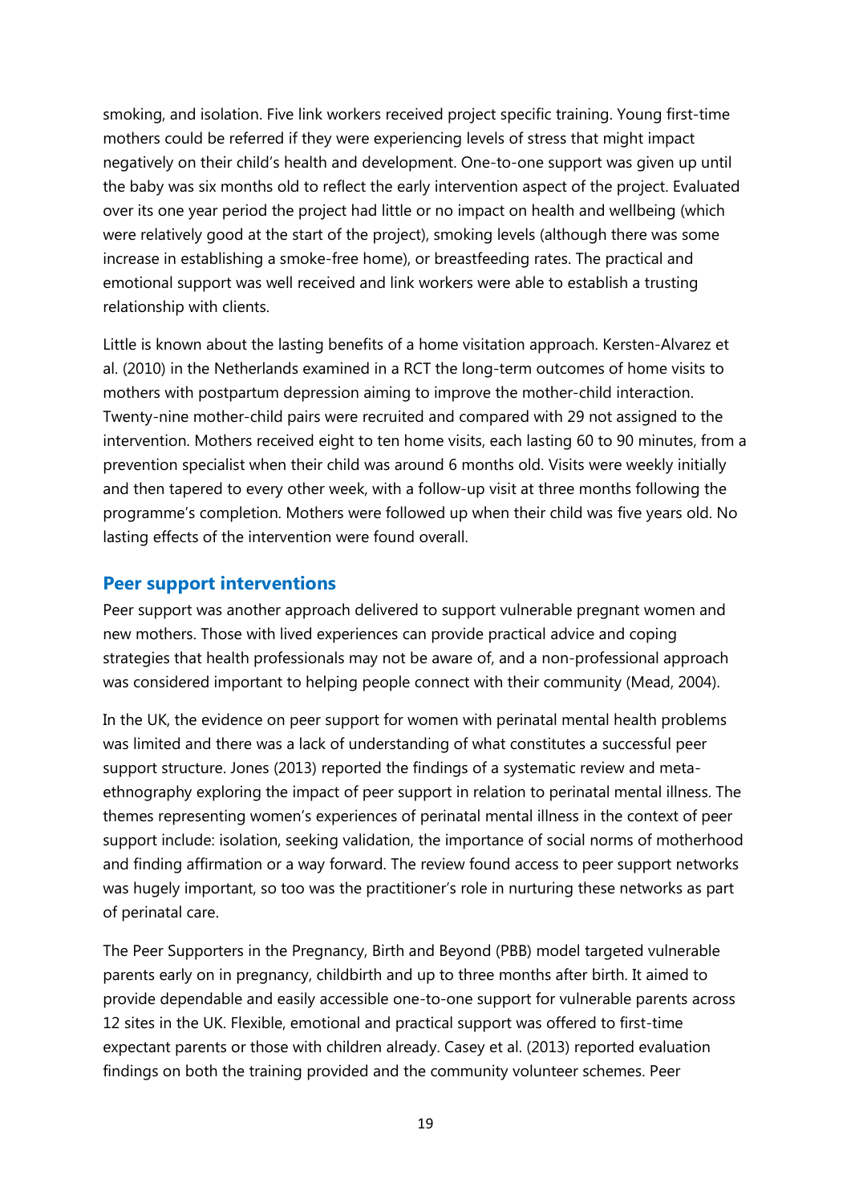smoking, and isolation. Five link workers received project specific training. Young first-time mothers could be referred if they were experiencing levels of stress that might impact negatively on their child's health and development. One-to-one support was given up until the baby was six months old to reflect the early intervention aspect of the project. Evaluated over its one year period the project had little or no impact on health and wellbeing (which were relatively good at the start of the project), smoking levels (although there was some increase in establishing a smoke-free home), or breastfeeding rates. The practical and emotional support was well received and link workers were able to establish a trusting relationship with clients.

Little is known about the lasting benefits of a home visitation approach. Kersten-Alvarez et al. (2010) in the Netherlands examined in a RCT the long-term outcomes of home visits to mothers with postpartum depression aiming to improve the mother-child interaction. Twenty-nine mother-child pairs were recruited and compared with 29 not assigned to the intervention. Mothers received eight to ten home visits, each lasting 60 to 90 minutes, from a prevention specialist when their child was around 6 months old. Visits were weekly initially and then tapered to every other week, with a follow-up visit at three months following the programme's completion. Mothers were followed up when their child was five years old. No lasting effects of the intervention were found overall.

## Peer support interventions

Peer support was another approach delivered to support vulnerable pregnant women and new mothers. Those with lived experiences can provide practical advice and coping strategies that health professionals may not be aware of, and a non-professional approach was considered important to helping people connect with their community (Mead, 2004).

In the UK, the evidence on peer support for women with perinatal mental health problems was limited and there was a lack of understanding of what constitutes a successful peer support structure. Jones (2013) reported the findings of a systematic review and meta-ethnography exploring the impact of peer support in relation to perinatal mental illness. The themes representing women's experiences of perinatal mental illness in the context of peer support include: isolation, seeking validation, the importance of social norms of motherhood and finding affirmation or a way forward. The review found access to peer support networks was hugely important, so too was the practitioner's role in nurturing these networks as part of perinatal care.

The Peer Supporters in the Pregnancy, Birth and Beyond (PBB) model targeted vulnerable parents early on in pregnancy, childbirth and up to three months after birth. It aimed to provide dependable and easily accessible one-to-one support for vulnerable parents across 12 sites in the UK. Flexible, emotional and practical support was offered to first-time expectant parents or those with children already. Casey et al. (2013) reported evaluation findings on both the training provided and the community volunteer schemes. Peer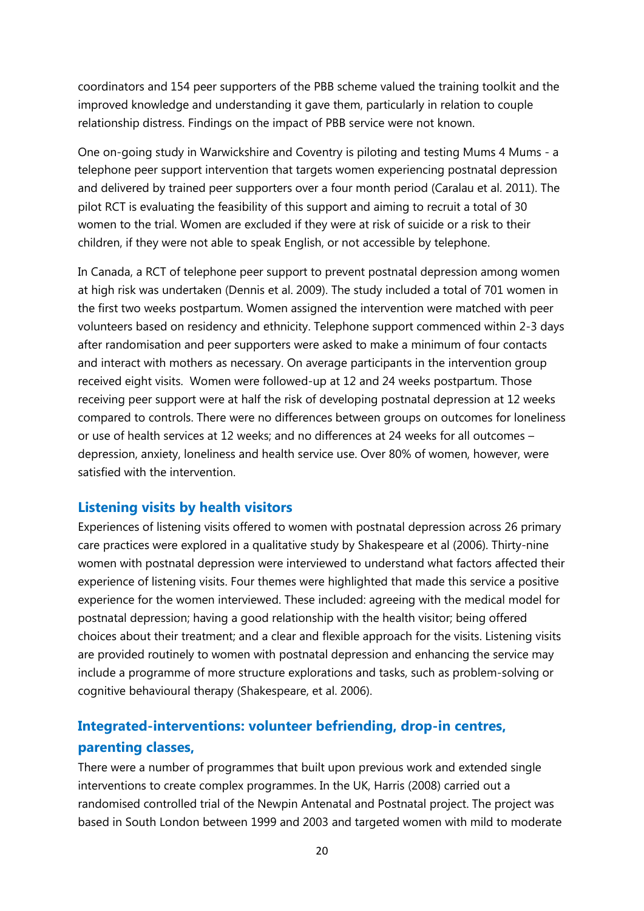coordinators and 154 peer supporters of the PBB scheme valued the training toolkit and the improved knowledge and understanding it gave them, particularly in relation to couple relationship distress. Findings on the impact of PBB service were not known.

One on-going study in Warwickshire and Coventry is piloting and testing Mums 4 Mums - a telephone peer support intervention that targets women experiencing postnatal depression and delivered by trained peer supporters over a four month period (Caralau et al. 2011). The pilot RCT is evaluating the feasibility of this support and aiming to recruit a total of 30 women to the trial. Women are excluded if they were at risk of suicide or a risk to their children, if they were not able to speak English, or not accessible by telephone.

In Canada, a RCT of telephone peer support to prevent postnatal depression among women at high risk was undertaken (Dennis et al. 2009). The study included a total of 701 women in the first two weeks postpartum. Women assigned the intervention were matched with peer volunteers based on residency and ethnicity. Telephone support commenced within 2-3 days after randomisation and peer supporters were asked to make a minimum of four contacts and interact with mothers as necessary. On average participants in the intervention group received eight visits. Women were followed-up at 12 and 24 weeks postpartum. Those receiving peer support were at half the risk of developing postnatal depression at 12 weeks compared to controls. There were no differences between groups on outcomes for loneliness or use of health services at 12 weeks; and no differences at 24 weeks for all outcomes – depression, anxiety, loneliness and health service use. Over 80% of women, however, were satisfied with the intervention.

### Listening visits by health visitors

Experiences of listening visits offered to women with postnatal depression across 26 primary care practices were explored in a qualitative study by Shakespeare et al (2006). Thirty-nine women with postnatal depression were interviewed to understand what factors affected their experience of listening visits. Four themes were highlighted that made this service a positive experience for the women interviewed. These included: agreeing with the medical model for postnatal depression; having a good relationship with the health visitor; being offered choices about their treatment; and a clear and flexible approach for the visits. Listening visits are provided routinely to women with postnatal depression and enhancing the service may include a programme of more structure explorations and tasks, such as problem-solving or cognitive behavioural therapy (Shakespeare, et al. 2006).

### Integrated-interventions: volunteer befriending, drop-in centres, parenting classes,

There were a number of programmes that built upon previous work and extended single interventions to create complex programmes. In the UK, Harris (2008) carried out a randomised controlled trial of the Newpin Antenatal and Postnatal project. The project was based in South London between 1999 and 2003 and targeted women with mild to moderate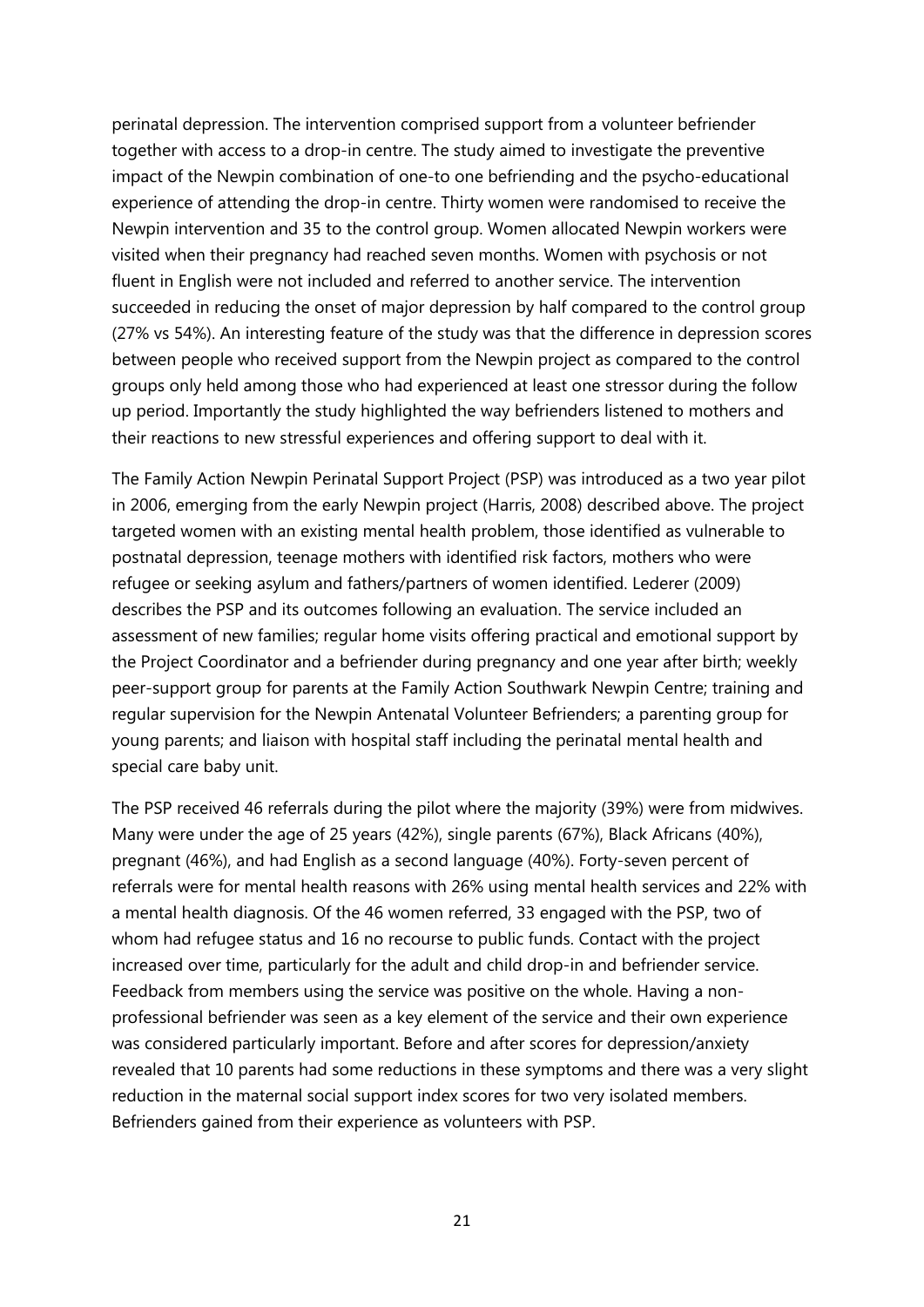perinatal depression. The intervention comprised support from a volunteer befriender together with access to a drop-in centre. The study aimed to investigate the preventive impact of the Newpin combination of one-to one befriending and the psycho-educational experience of attending the drop-in centre. Thirty women were randomised to receive the Newpin intervention and 35 to the control group. Women allocated Newpin workers were visited when their pregnancy had reached seven months. Women with psychosis or not fluent in English were not included and referred to another service. The intervention succeeded in reducing the onset of major depression by half compared to the control group (27% vs 54%). An interesting feature of the study was that the difference in depression scores between people who received support from the Newpin project as compared to the control groups only held among those who had experienced at least one stressor during the follow up period. Importantly the study highlighted the way befrienders listened to mothers and their reactions to new stressful experiences and offering support to deal with it.

The Family Action Newpin Perinatal Support Project (PSP) was introduced as a two year pilot in 2006, emerging from the early Newpin project (Harris, 2008) described above. The project targeted women with an existing mental health problem, those identified as vulnerable to postnatal depression, teenage mothers with identified risk factors, mothers who were refugee or seeking asylum and fathers/partners of women identified. Lederer (2009) describes the PSP and its outcomes following an evaluation. The service included an assessment of new families; regular home visits offering practical and emotional support by the Project Coordinator and a befriender during pregnancy and one year after birth; weekly peer-support group for parents at the Family Action Southwark Newpin Centre; training and regular supervision for the Newpin Antenatal Volunteer Befrienders; a parenting group for young parents; and liaison with hospital staff including the perinatal mental health and special care baby unit.

The PSP received 46 referrals during the pilot where the majority (39%) were from midwives. Many were under the age of 25 years (42%), single parents (67%), Black Africans (40%), pregnant (46%), and had English as a second language (40%). Forty-seven percent of referrals were for mental health reasons with 26% using mental health services and 22% with a mental health diagnosis. Of the 46 women referred, 33 engaged with the PSP, two of whom had refugee status and 16 no recourse to public funds. Contact with the project increased over time, particularly for the adult and child drop-in and befriender service. Feedback from members using the service was positive on the whole. Having a non-professional befriender was seen as a key element of the service and their own experience was considered particularly important. Before and after scores for depression/anxiety revealed that 10 parents had some reductions in these symptoms and there was a very slight reduction in the maternal social support index scores for two very isolated members. Befrienders gained from their experience as volunteers with PSP.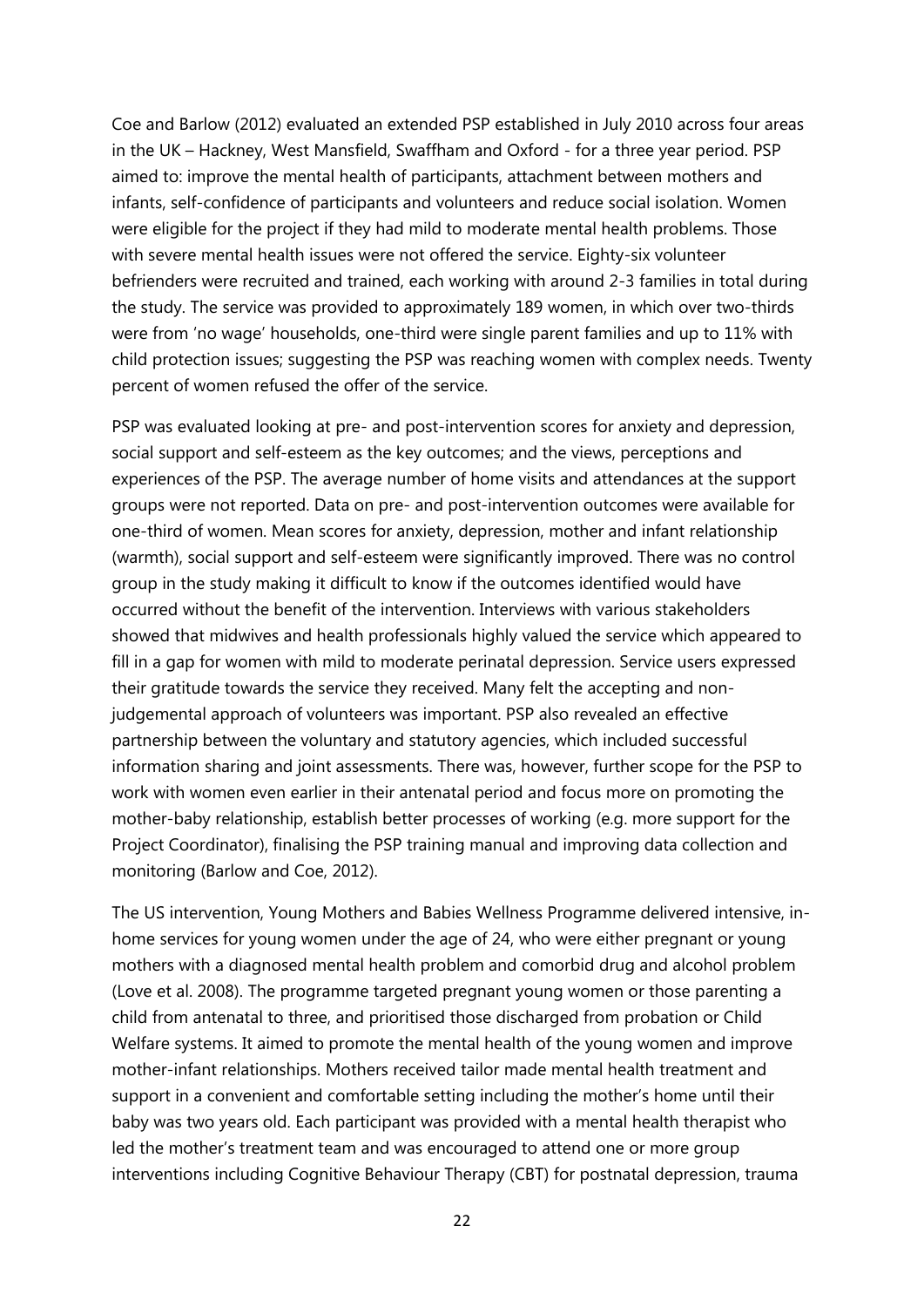Coe and Barlow (2012) evaluated an extended PSP established in July 2010 across four areas in the UK – Hackney, West Mansfield, Swaffham and Oxford - for a three year period. PSP aimed to: improve the mental health of participants, attachment between mothers and infants, self-confidence of participants and volunteers and reduce social isolation. Women were eligible for the project if they had mild to moderate mental health problems. Those with severe mental health issues were not offered the service. Eighty-six volunteer befrienders were recruited and trained, each working with around 2-3 families in total during the study. The service was provided to approximately 189 women, in which over two-thirds were from 'no wage' households, one-third were single parent families and up to 11% with child protection issues; suggesting the PSP was reaching women with complex needs. Twenty percent of women refused the offer of the service.

PSP was evaluated looking at pre- and post-intervention scores for anxiety and depression, social support and self-esteem as the key outcomes; and the views, perceptions and experiences of the PSP. The average number of home visits and attendances at the support groups were not reported. Data on pre- and post-intervention outcomes were available for one-third of women. Mean scores for anxiety, depression, mother and infant relationship (warmth), social support and self-esteem were significantly improved. There was no control group in the study making it difficult to know if the outcomes identified would have occurred without the benefit of the intervention. Interviews with various stakeholders showed that midwives and health professionals highly valued the service which appeared to fill in a gap for women with mild to moderate perinatal depression. Service users expressed their gratitude towards the service they received. Many felt the accepting and non-judgemental approach of volunteers was important. PSP also revealed an effective partnership between the voluntary and statutory agencies, which included successful information sharing and joint assessments. There was, however, further scope for the PSP to work with women even earlier in their antenatal period and focus more on promoting the mother-baby relationship, establish better processes of working (e.g. more support for the Project Coordinator), finalising the PSP training manual and improving data collection and monitoring (Barlow and Coe, 2012).

The US intervention, Young Mothers and Babies Wellness Programme delivered intensive, in-home services for young women under the age of 24, who were either pregnant or young mothers with a diagnosed mental health problem and comorbid drug and alcohol problem (Love et al. 2008). The programme targeted pregnant young women or those parenting a child from antenatal to three, and prioritised those discharged from probation or Child Welfare systems. It aimed to promote the mental health of the young women and improve mother-infant relationships. Mothers received tailor made mental health treatment and support in a convenient and comfortable setting including the mother's home until their baby was two years old. Each participant was provided with a mental health therapist who led the mother's treatment team and was encouraged to attend one or more group interventions including Cognitive Behaviour Therapy (CBT) for postnatal depression, trauma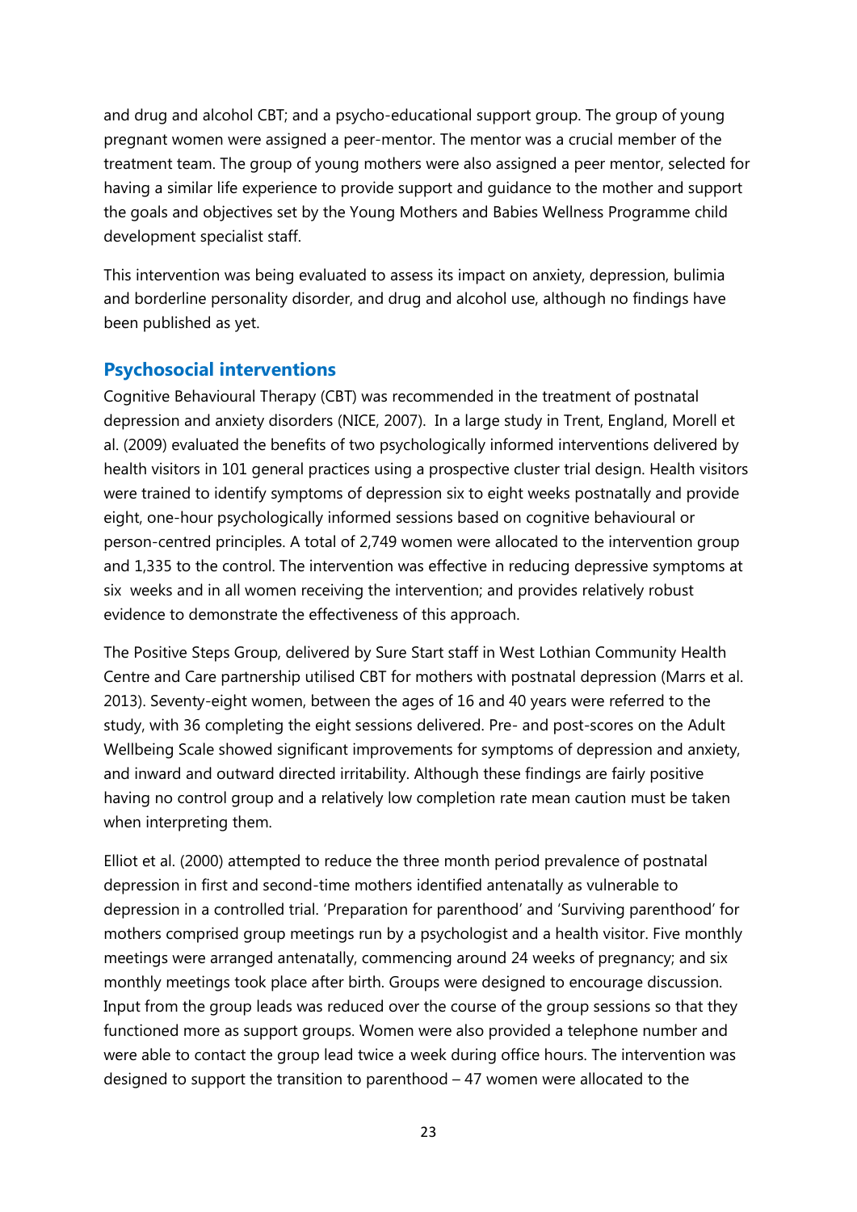and drug and alcohol CBT; and a psycho-educational support group. The group of young pregnant women were assigned a peer-mentor. The mentor was a crucial member of the treatment team. The group of young mothers were also assigned a peer mentor, selected for having a similar life experience to provide support and guidance to the mother and support the goals and objectives set by the Young Mothers and Babies Wellness Programme child development specialist staff.

This intervention was being evaluated to assess its impact on anxiety, depression, bulimia and borderline personality disorder, and drug and alcohol use, although no findings have been published as yet.

## Psychosocial interventions

Cognitive Behavioural Therapy (CBT) was recommended in the treatment of postnatal depression and anxiety disorders (NICE, 2007). In a large study in Trent, England, Morell et al. (2009) evaluated the benefits of two psychologically informed interventions delivered by health visitors in 101 general practices using a prospective cluster trial design. Health visitors were trained to identify symptoms of depression six to eight weeks postnatally and provide eight, one-hour psychologically informed sessions based on cognitive behavioural or person-centred principles. A total of 2,749 women were allocated to the intervention group and 1,335 to the control. The intervention was effective in reducing depressive symptoms at six weeks and in all women receiving the intervention; and provides relatively robust evidence to demonstrate the effectiveness of this approach.

The Positive Steps Group, delivered by Sure Start staff in West Lothian Community Health Centre and Care partnership utilised CBT for mothers with postnatal depression (Marrs et al. 2013). Seventy-eight women, between the ages of 16 and 40 years were referred to the study, with 36 completing the eight sessions delivered. Pre- and post-scores on the Adult Wellbeing Scale showed significant improvements for symptoms of depression and anxiety, and inward and outward directed irritability. Although these findings are fairly positive having no control group and a relatively low completion rate mean caution must be taken when interpreting them.

Elliot et al. (2000) attempted to reduce the three month period prevalence of postnatal depression in first and second-time mothers identified antenatally as vulnerable to depression in a controlled trial. 'Preparation for parenthood' and 'Surviving parenthood' for mothers comprised group meetings run by a psychologist and a health visitor. Five monthly meetings were arranged antenatally, commencing around 24 weeks of pregnancy; and six monthly meetings took place after birth. Groups were designed to encourage discussion. Input from the group leads was reduced over the course of the group sessions so that they functioned more as support groups. Women were also provided a telephone number and were able to contact the group lead twice a week during office hours. The intervention was designed to support the transition to parenthood – 47 women were allocated to the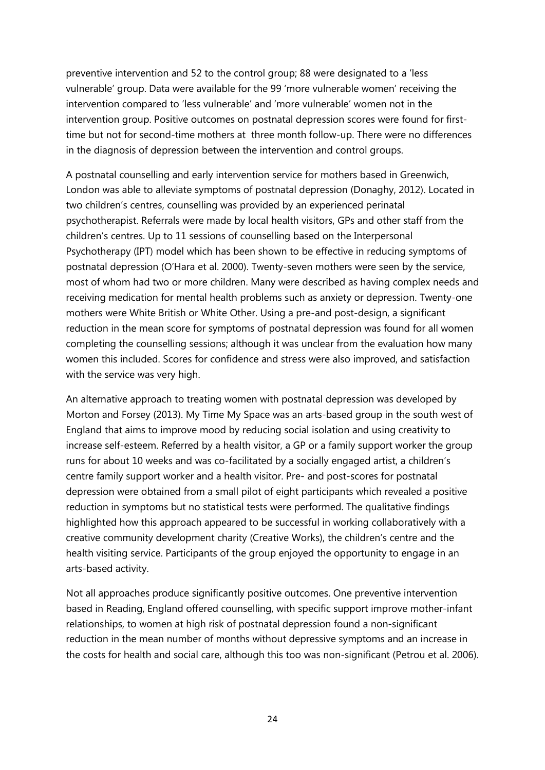preventive intervention and 52 to the control group; 88 were designated to a 'less vulnerable' group. Data were available for the 99 'more vulnerable women' receiving the intervention compared to 'less vulnerable' and 'more vulnerable' women not in the intervention group. Positive outcomes on postnatal depression scores were found for first-time but not for second-time mothers at three month follow-up. There were no differences in the diagnosis of depression between the intervention and control groups.

A postnatal counselling and early intervention service for mothers based in Greenwich, London was able to alleviate symptoms of postnatal depression (Donaghy, 2012). Located in two children's centres, counselling was provided by an experienced perinatal psychotherapist. Referrals were made by local health visitors, GPs and other staff from the children's centres. Up to 11 sessions of counselling based on the Interpersonal Psychotherapy (IPT) model which has been shown to be effective in reducing symptoms of postnatal depression (O'Hara et al. 2000). Twenty-seven mothers were seen by the service, most of whom had two or more children. Many were described as having complex needs and receiving medication for mental health problems such as anxiety or depression. Twenty-one mothers were White British or White Other. Using a pre-and post-design, a significant reduction in the mean score for symptoms of postnatal depression was found for all women completing the counselling sessions; although it was unclear from the evaluation how many women this included. Scores for confidence and stress were also improved, and satisfaction with the service was very high.

An alternative approach to treating women with postnatal depression was developed by Morton and Forsey (2013). My Time My Space was an arts-based group in the south west of England that aims to improve mood by reducing social isolation and using creativity to increase self-esteem. Referred by a health visitor, a GP or a family support worker the group runs for about 10 weeks and was co-facilitated by a socially engaged artist, a children's centre family support worker and a health visitor. Pre- and post-scores for postnatal depression were obtained from a small pilot of eight participants which revealed a positive reduction in symptoms but no statistical tests were performed. The qualitative findings highlighted how this approach appeared to be successful in working collaboratively with a creative community development charity (Creative Works), the children's centre and the health visiting service. Participants of the group enjoyed the opportunity to engage in an arts-based activity.

Not all approaches produce significantly positive outcomes. One preventive intervention based in Reading, England offered counselling, with specific support improve mother-infant relationships, to women at high risk of postnatal depression found a non-significant reduction in the mean number of months without depressive symptoms and an increase in the costs for health and social care, although this too was non-significant (Petrou et al. 2006).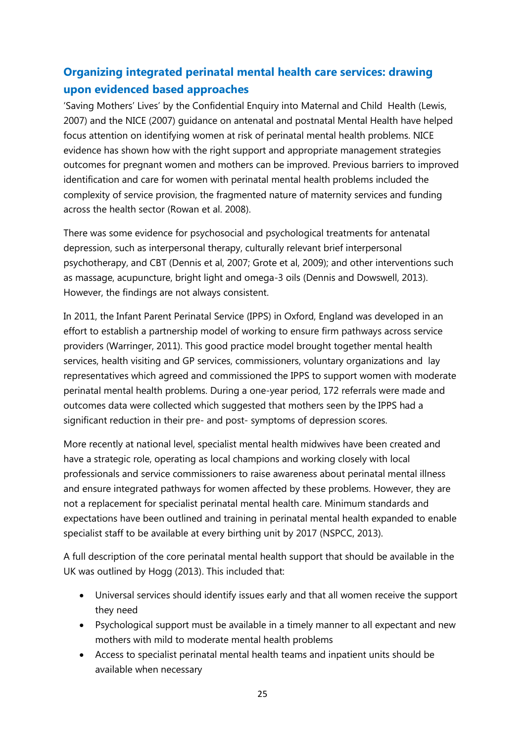## Organizing integrated perinatal mental health care services: drawing upon evidenced based approaches

'Saving Mothers' Lives' by the Confidential Enquiry into Maternal and Child Health (Lewis, 2007) and the NICE (2007) guidance on antenatal and postnatal Mental Health have helped focus attention on identifying women at risk of perinatal mental health problems. NICE evidence has shown how with the right support and appropriate management strategies outcomes for pregnant women and mothers can be improved. Previous barriers to improved identification and care for women with perinatal mental health problems included the complexity of service provision, the fragmented nature of maternity services and funding across the health sector (Rowan et al. 2008).

There was some evidence for psychosocial and psychological treatments for antenatal depression, such as interpersonal therapy, culturally relevant brief interpersonal psychotherapy, and CBT (Dennis et al, 2007; Grote et al, 2009); and other interventions such as massage, acupuncture, bright light and omega-3 oils (Dennis and Dowswell, 2013). However, the findings are not always consistent.

In 2011, the Infant Parent Perinatal Service (IPPS) in Oxford, England was developed in an effort to establish a partnership model of working to ensure firm pathways across service providers (Warringer, 2011). This good practice model brought together mental health services, health visiting and GP services, commissioners, voluntary organizations and lay representatives which agreed and commissioned the IPPS to support women with moderate perinatal mental health problems. During a one-year period, 172 referrals were made and outcomes data were collected which suggested that mothers seen by the IPPS had a significant reduction in their pre- and post- symptoms of depression scores.

More recently at national level, specialist mental health midwives have been created and have a strategic role, operating as local champions and working closely with local professionals and service commissioners to raise awareness about perinatal mental illness and ensure integrated pathways for women affected by these problems. However, they are not a replacement for specialist perinatal mental health care. Minimum standards and expectations have been outlined and training in perinatal mental health expanded to enable specialist staff to be available at every birthing unit by 2017 (NSPCC, 2013).

A full description of the core perinatal mental health support that should be available in the UK was outlined by Hogg (2013). This included that:

- Universal services should identify issues early and that all women receive the support they need
- Psychological support must be available in a timely manner to all expectant and new mothers with mild to moderate mental health problems
- Access to specialist perinatal mental health teams and inpatient units should be available when necessary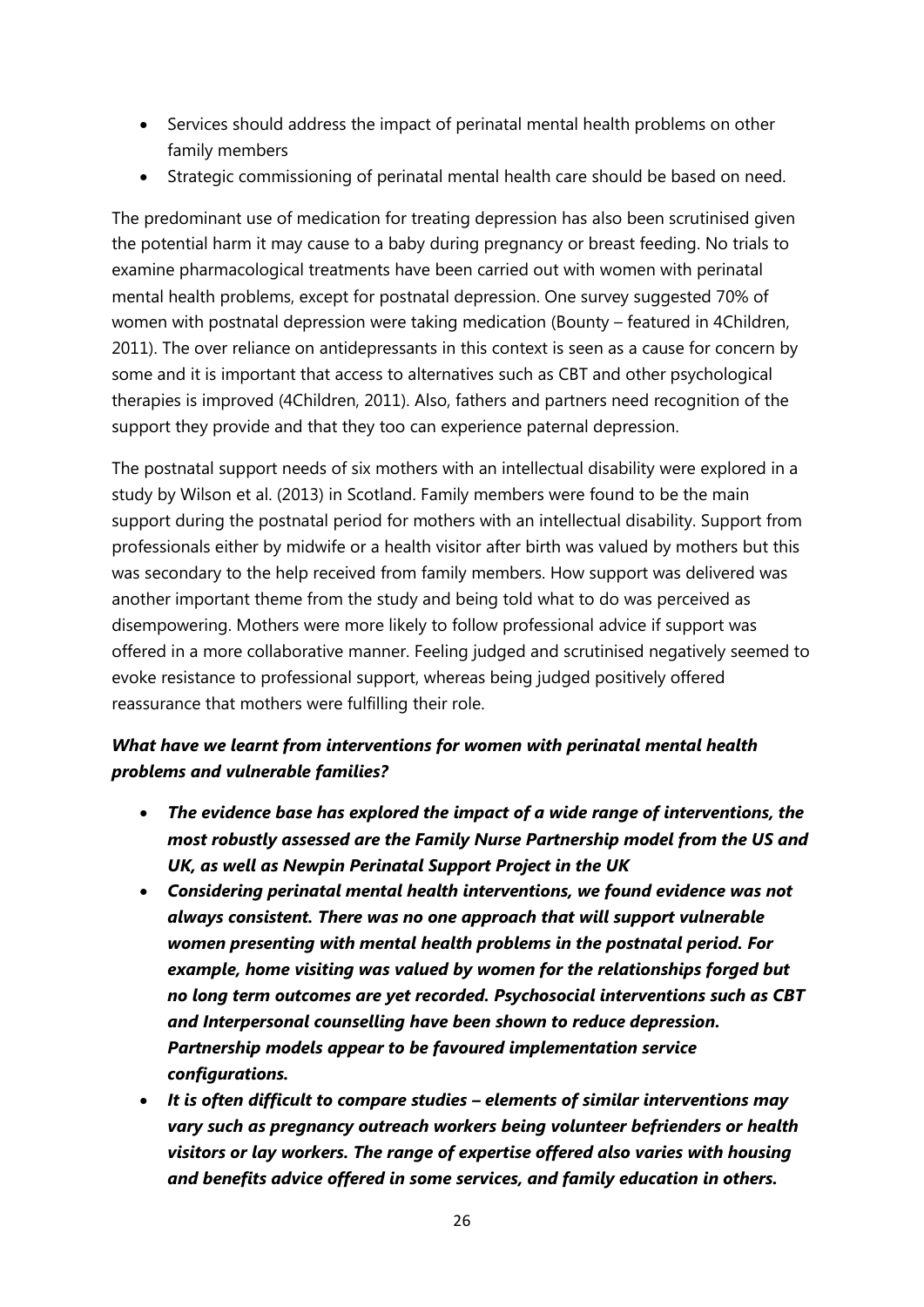- Services should address the impact of perinatal mental health problems on other family members
- Strategic commissioning of perinatal mental health care should be based on need.

The predominant use of medication for treating depression has also been scrutinised given the potential harm it may cause to a baby during pregnancy or breast feeding. No trials to examine pharmacological treatments have been carried out with women with perinatal mental health problems, except for postnatal depression. One survey suggested 70% of women with postnatal depression were taking medication (Bounty – featured in 4Children, 2011). The over reliance on antidepressants in this context is seen as a cause for concern by some and it is important that access to alternatives such as CBT and other psychological therapies is improved (4Children, 2011). Also, fathers and partners need recognition of the support they provide and that they too can experience paternal depression.

The postnatal support needs of six mothers with an intellectual disability were explored in a study by Wilson et al. (2013) in Scotland. Family members were found to be the main support during the postnatal period for mothers with an intellectual disability. Support from professionals either by midwife or a health visitor after birth was valued by mothers but this was secondary to the help received from family members. How support was delivered was another important theme from the study and being told what to do was perceived as disempowering. Mothers were more likely to follow professional advice if support was offered in a more collaborative manner. Feeling judged and scrutinised negatively seemed to evoke resistance to professional support, whereas being judged positively offered reassurance that mothers were fulfilling their role.

***What have we learnt from interventions for women with perinatal mental health problems and vulnerable families?***

- ***The evidence base has explored the impact of a wide range of interventions, the most robustly assessed are the Family Nurse Partnership model from the US and UK, as well as Newpin Perinatal Support Project in the UK***
- ***Considering perinatal mental health interventions, we found evidence was not always consistent. There was no one approach that will support vulnerable women presenting with mental health problems in the postnatal period. For example, home visiting was valued by women for the relationships forged but no long term outcomes are yet recorded. Psychosocial interventions such as CBT and Interpersonal counselling have been shown to reduce depression. Partnership models appear to be favoured implementation service configurations.***
- ***It is often difficult to compare studies – elements of similar interventions may vary such as pregnancy outreach workers being volunteer befrienders or health visitors or lay workers. The range of expertise offered also varies with housing and benefits advice offered in some services, and family education in others.***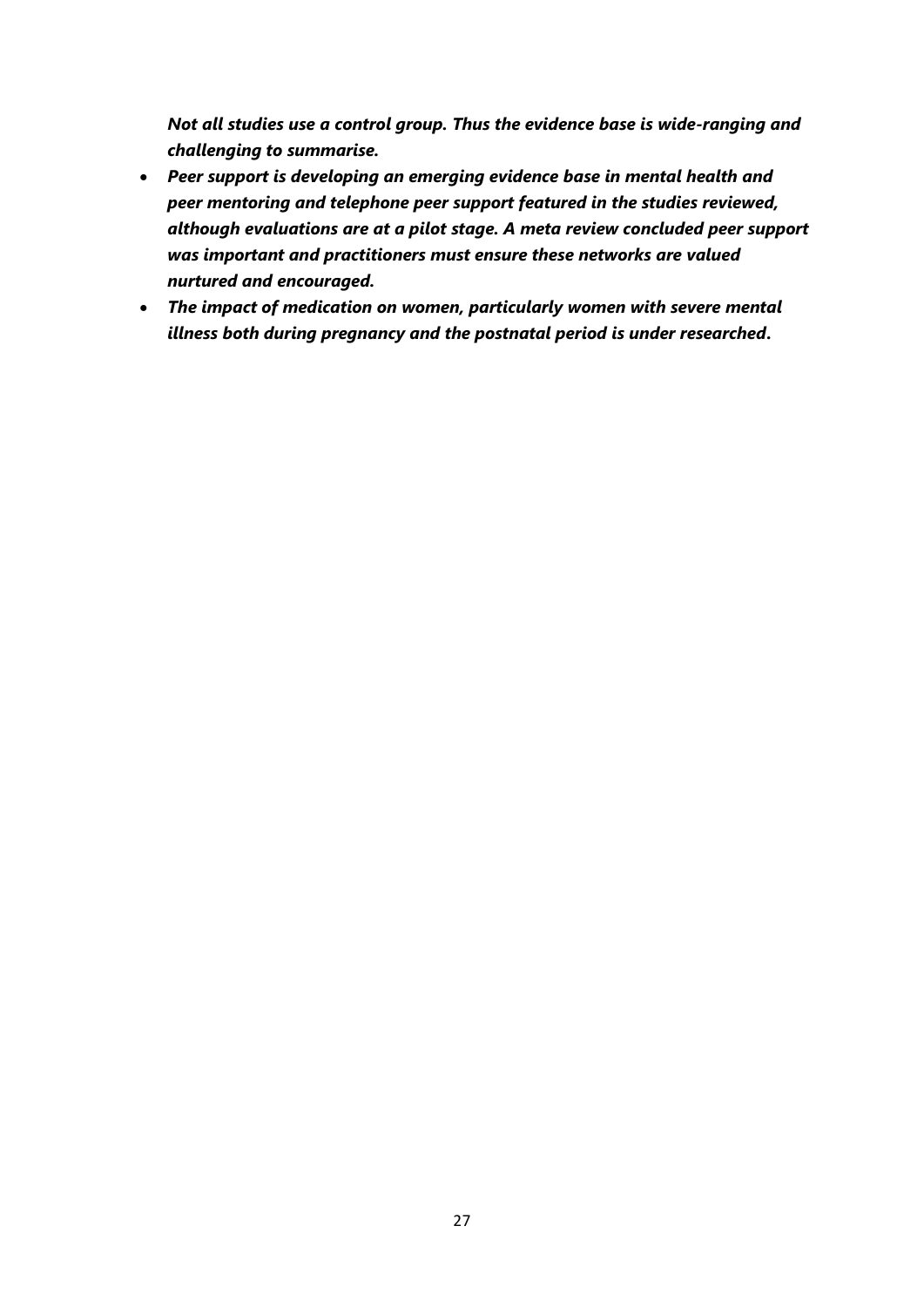***Not all studies use a control group. Thus the evidence base is wide-ranging and challenging to summarise.***

- ***Peer support is developing an emerging evidence base in mental health and peer mentoring and telephone peer support featured in the studies reviewed, although evaluations are at a pilot stage. A meta review concluded peer support was important and practitioners must ensure these networks are valued nurtured and encouraged.***
- ***The impact of medication on women, particularly women with severe mental illness both during pregnancy and the postnatal period is under researched.***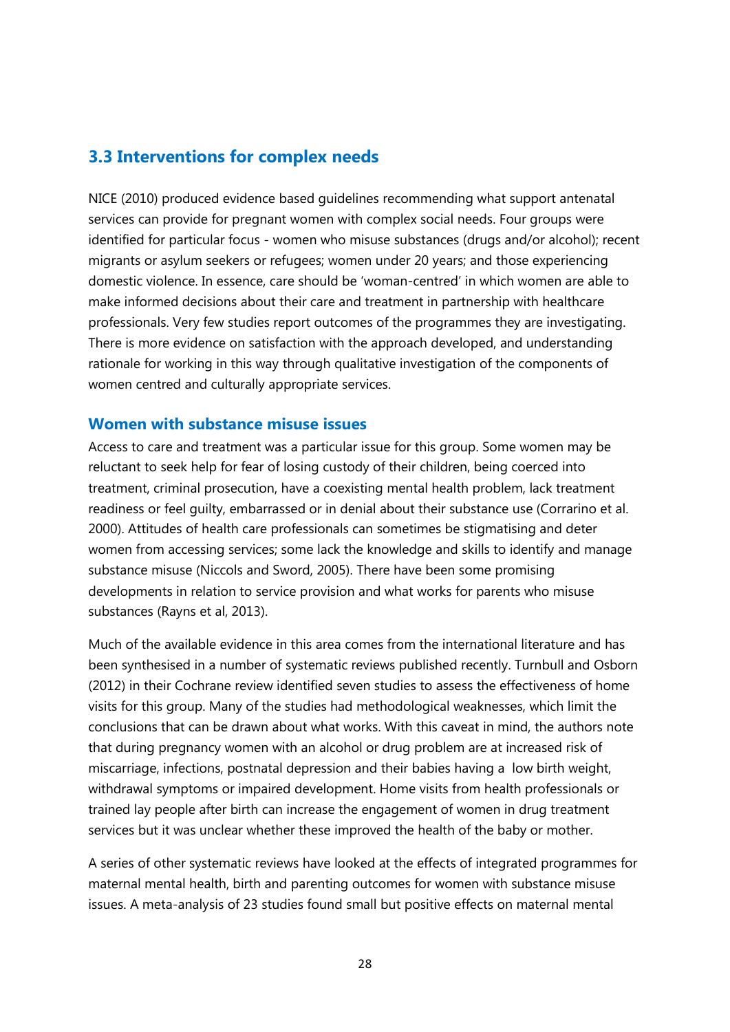## 3.3 Interventions for complex needs

NICE (2010) produced evidence based guidelines recommending what support antenatal services can provide for pregnant women with complex social needs. Four groups were identified for particular focus - women who misuse substances (drugs and/or alcohol); recent migrants or asylum seekers or refugees; women under 20 years; and those experiencing domestic violence. In essence, care should be 'woman-centred' in which women are able to make informed decisions about their care and treatment in partnership with healthcare professionals. Very few studies report outcomes of the programmes they are investigating. There is more evidence on satisfaction with the approach developed, and understanding rationale for working in this way through qualitative investigation of the components of women centred and culturally appropriate services.

### Women with substance misuse issues

Access to care and treatment was a particular issue for this group. Some women may be reluctant to seek help for fear of losing custody of their children, being coerced into treatment, criminal prosecution, have a coexisting mental health problem, lack treatment readiness or feel guilty, embarrassed or in denial about their substance use (Corrarino et al. 2000). Attitudes of health care professionals can sometimes be stigmatising and deter women from accessing services; some lack the knowledge and skills to identify and manage substance misuse (Niccols and Sword, 2005). There have been some promising developments in relation to service provision and what works for parents who misuse substances (Rayns et al, 2013).

Much of the available evidence in this area comes from the international literature and has been synthesised in a number of systematic reviews published recently. Turnbull and Osborn (2012) in their Cochrane review identified seven studies to assess the effectiveness of home visits for this group. Many of the studies had methodological weaknesses, which limit the conclusions that can be drawn about what works. With this caveat in mind, the authors note that during pregnancy women with an alcohol or drug problem are at increased risk of miscarriage, infections, postnatal depression and their babies having a low birth weight, withdrawal symptoms or impaired development. Home visits from health professionals or trained lay people after birth can increase the engagement of women in drug treatment services but it was unclear whether these improved the health of the baby or mother.

A series of other systematic reviews have looked at the effects of integrated programmes for maternal mental health, birth and parenting outcomes for women with substance misuse issues. A meta-analysis of 23 studies found small but positive effects on maternal mental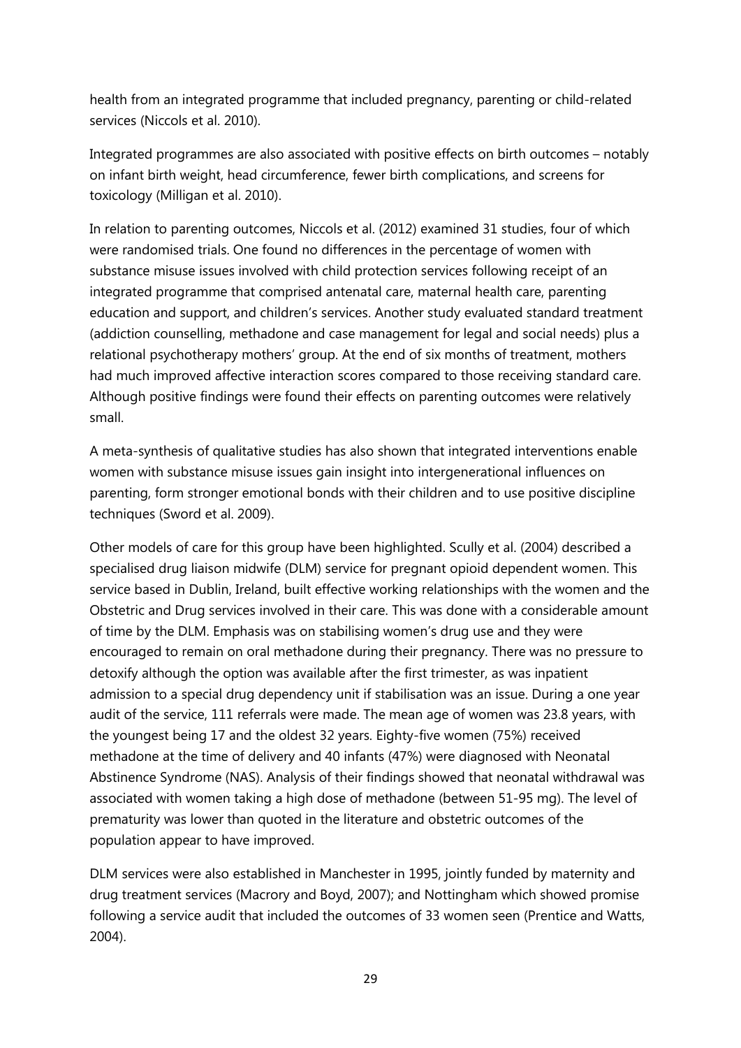health from an integrated programme that included pregnancy, parenting or child-related services (Niccols et al. 2010).

Integrated programmes are also associated with positive effects on birth outcomes – notably on infant birth weight, head circumference, fewer birth complications, and screens for toxicology (Milligan et al. 2010).

In relation to parenting outcomes, Niccols et al. (2012) examined 31 studies, four of which were randomised trials. One found no differences in the percentage of women with substance misuse issues involved with child protection services following receipt of an integrated programme that comprised antenatal care, maternal health care, parenting education and support, and children's services. Another study evaluated standard treatment (addiction counselling, methadone and case management for legal and social needs) plus a relational psychotherapy mothers' group. At the end of six months of treatment, mothers had much improved affective interaction scores compared to those receiving standard care. Although positive findings were found their effects on parenting outcomes were relatively small.

A meta-synthesis of qualitative studies has also shown that integrated interventions enable women with substance misuse issues gain insight into intergenerational influences on parenting, form stronger emotional bonds with their children and to use positive discipline techniques (Sword et al. 2009).

Other models of care for this group have been highlighted. Scully et al. (2004) described a specialised drug liaison midwife (DLM) service for pregnant opioid dependent women. This service based in Dublin, Ireland, built effective working relationships with the women and the Obstetric and Drug services involved in their care. This was done with a considerable amount of time by the DLM. Emphasis was on stabilising women's drug use and they were encouraged to remain on oral methadone during their pregnancy. There was no pressure to detoxify although the option was available after the first trimester, as was inpatient admission to a special drug dependency unit if stabilisation was an issue. During a one year audit of the service, 111 referrals were made. The mean age of women was 23.8 years, with the youngest being 17 and the oldest 32 years. Eighty-five women (75%) received methadone at the time of delivery and 40 infants (47%) were diagnosed with Neonatal Abstinence Syndrome (NAS). Analysis of their findings showed that neonatal withdrawal was associated with women taking a high dose of methadone (between 51-95 mg). The level of prematurity was lower than quoted in the literature and obstetric outcomes of the population appear to have improved.

DLM services were also established in Manchester in 1995, jointly funded by maternity and drug treatment services (Macrory and Boyd, 2007); and Nottingham which showed promise following a service audit that included the outcomes of 33 women seen (Prentice and Watts, 2004).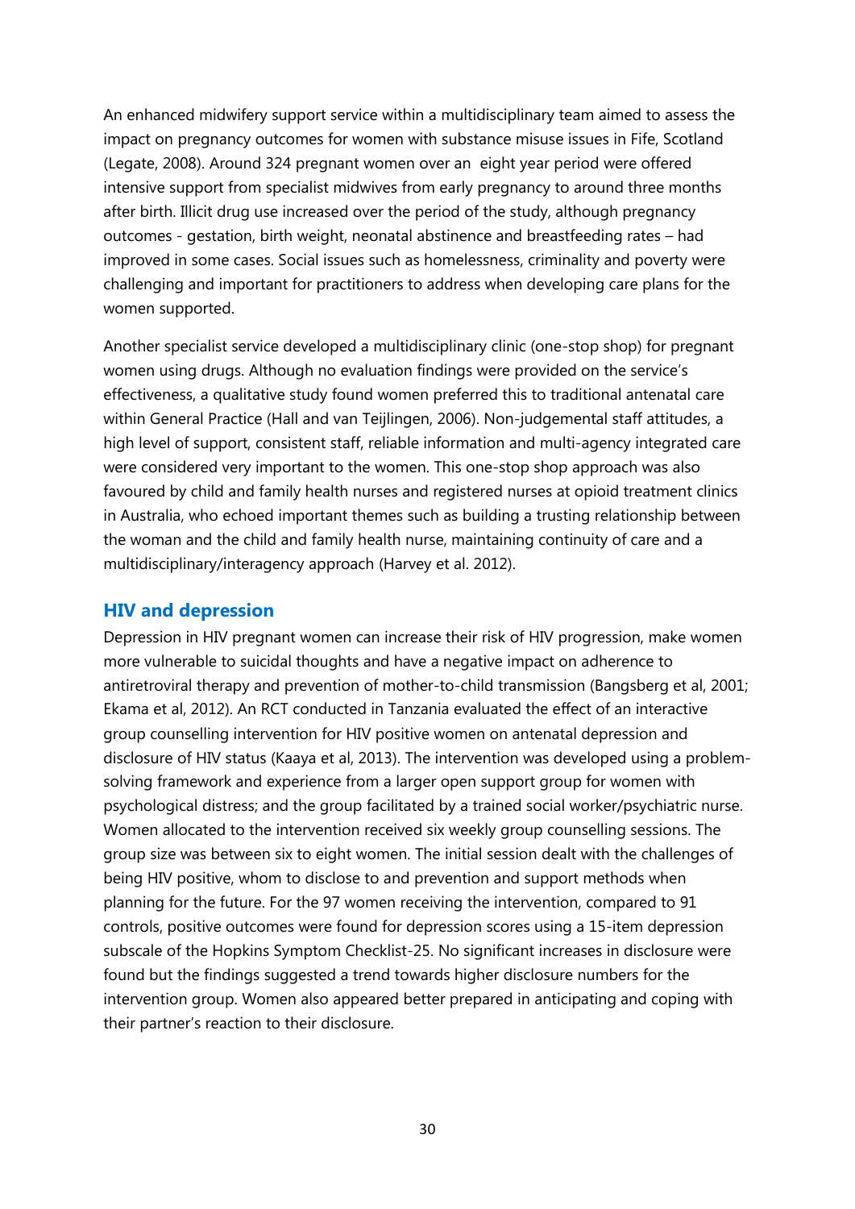An enhanced midwifery support service within a multidisciplinary team aimed to assess the impact on pregnancy outcomes for women with substance misuse issues in Fife, Scotland (Legate, 2008). Around 324 pregnant women over an eight year period were offered intensive support from specialist midwives from early pregnancy to around three months after birth. Illicit drug use increased over the period of the study, although pregnancy outcomes - gestation, birth weight, neonatal abstinence and breastfeeding rates – had improved in some cases. Social issues such as homelessness, criminality and poverty were challenging and important for practitioners to address when developing care plans for the women supported.

Another specialist service developed a multidisciplinary clinic (one-stop shop) for pregnant women using drugs. Although no evaluation findings were provided on the service's effectiveness, a qualitative study found women preferred this to traditional antenatal care within General Practice (Hall and van Teijlingen, 2006). Non-judgemental staff attitudes, a high level of support, consistent staff, reliable information and multi-agency integrated care were considered very important to the women. This one-stop shop approach was also favoured by child and family health nurses and registered nurses at opioid treatment clinics in Australia, who echoed important themes such as building a trusting relationship between the woman and the child and family health nurse, maintaining continuity of care and a multidisciplinary/interagency approach (Harvey et al. 2012).

## HIV and depression

Depression in HIV pregnant women can increase their risk of HIV progression, make women more vulnerable to suicidal thoughts and have a negative impact on adherence to antiretroviral therapy and prevention of mother-to-child transmission (Bangsberg et al, 2001; Ekama et al, 2012). An RCT conducted in Tanzania evaluated the effect of an interactive group counselling intervention for HIV positive women on antenatal depression and disclosure of HIV status (Kaaya et al, 2013). The intervention was developed using a problem-solving framework and experience from a larger open support group for women with psychological distress; and the group facilitated by a trained social worker/psychiatric nurse. Women allocated to the intervention received six weekly group counselling sessions. The group size was between six to eight women. The initial session dealt with the challenges of being HIV positive, whom to disclose to and prevention and support methods when planning for the future. For the 97 women receiving the intervention, compared to 91 controls, positive outcomes were found for depression scores using a 15-item depression subscale of the Hopkins Symptom Checklist-25. No significant increases in disclosure were found but the findings suggested a trend towards higher disclosure numbers for the intervention group. Women also appeared better prepared in anticipating and coping with their partner's reaction to their disclosure.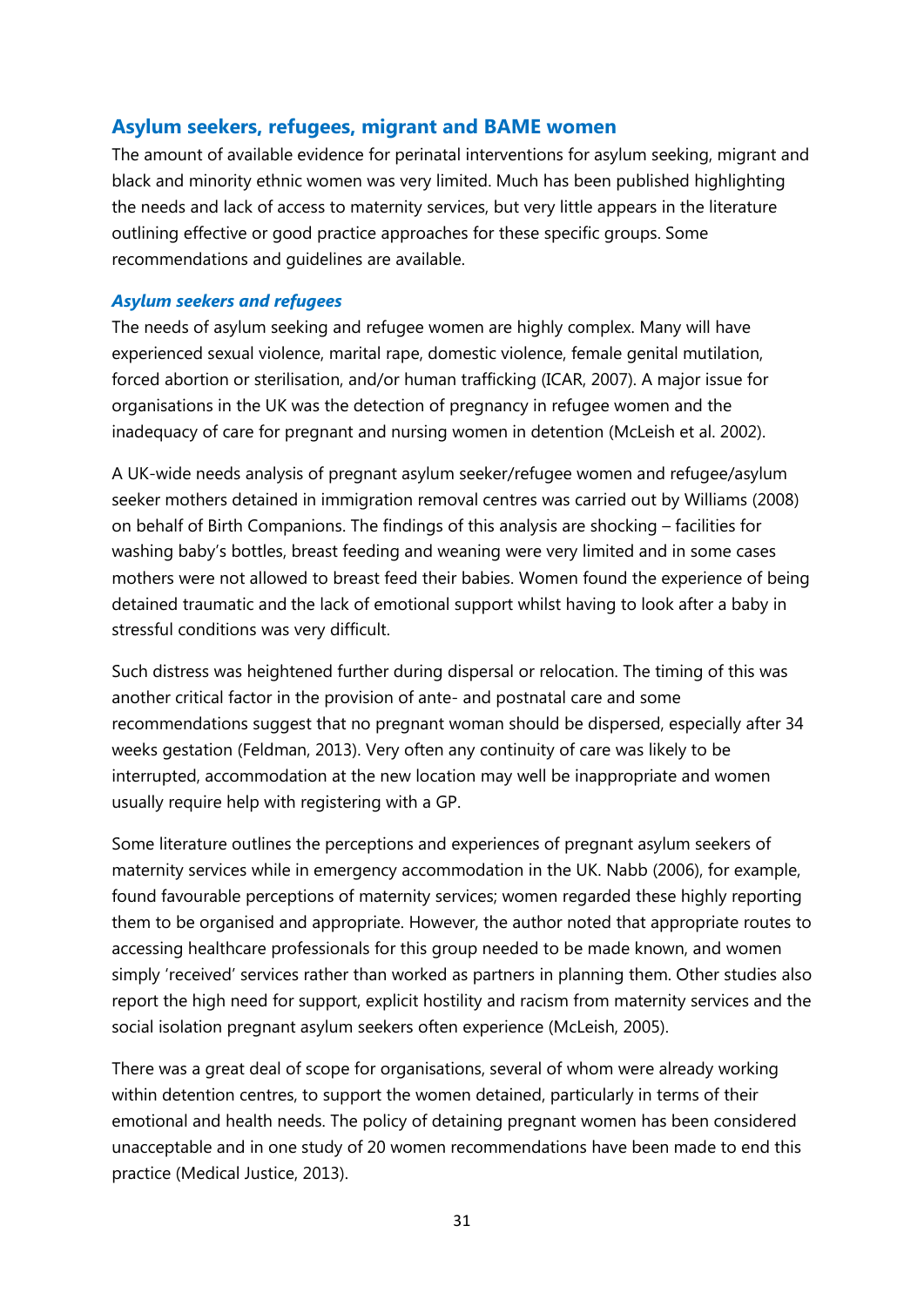## Asylum seekers, refugees, migrant and BAME women

The amount of available evidence for perinatal interventions for asylum seeking, migrant and black and minority ethnic women was very limited. Much has been published highlighting the needs and lack of access to maternity services, but very little appears in the literature outlining effective or good practice approaches for these specific groups. Some recommendations and guidelines are available.

### *Asylum seekers and refugees*

The needs of asylum seeking and refugee women are highly complex. Many will have experienced sexual violence, marital rape, domestic violence, female genital mutilation, forced abortion or sterilisation, and/or human trafficking (ICAR, 2007). A major issue for organisations in the UK was the detection of pregnancy in refugee women and the inadequacy of care for pregnant and nursing women in detention (McLeish et al. 2002).

A UK-wide needs analysis of pregnant asylum seeker/refugee women and refugee/asylum seeker mothers detained in immigration removal centres was carried out by Williams (2008) on behalf of Birth Companions. The findings of this analysis are shocking – facilities for washing baby's bottles, breast feeding and weaning were very limited and in some cases mothers were not allowed to breast feed their babies. Women found the experience of being detained traumatic and the lack of emotional support whilst having to look after a baby in stressful conditions was very difficult.

Such distress was heightened further during dispersal or relocation. The timing of this was another critical factor in the provision of ante- and postnatal care and some recommendations suggest that no pregnant woman should be dispersed, especially after 34 weeks gestation (Feldman, 2013). Very often any continuity of care was likely to be interrupted, accommodation at the new location may well be inappropriate and women usually require help with registering with a GP.

Some literature outlines the perceptions and experiences of pregnant asylum seekers of maternity services while in emergency accommodation in the UK. Nabb (2006), for example, found favourable perceptions of maternity services; women regarded these highly reporting them to be organised and appropriate. However, the author noted that appropriate routes to accessing healthcare professionals for this group needed to be made known, and women simply 'received' services rather than worked as partners in planning them. Other studies also report the high need for support, explicit hostility and racism from maternity services and the social isolation pregnant asylum seekers often experience (McLeish, 2005).

There was a great deal of scope for organisations, several of whom were already working within detention centres, to support the women detained, particularly in terms of their emotional and health needs. The policy of detaining pregnant women has been considered unacceptable and in one study of 20 women recommendations have been made to end this practice (Medical Justice, 2013).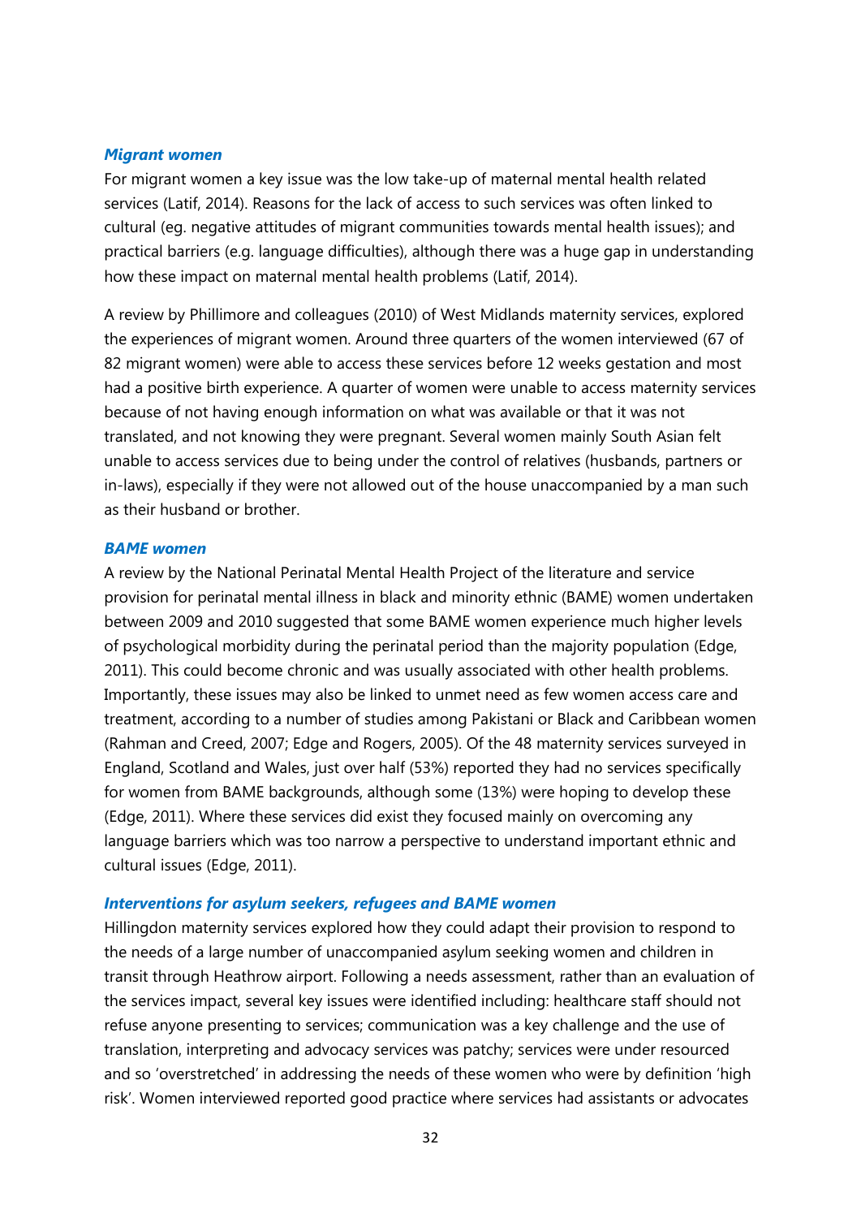### *Migrant women*

For migrant women a key issue was the low take-up of maternal mental health related services (Latif, 2014). Reasons for the lack of access to such services was often linked to cultural (eg. negative attitudes of migrant communities towards mental health issues); and practical barriers (e.g. language difficulties), although there was a huge gap in understanding how these impact on maternal mental health problems (Latif, 2014).

A review by Phillimore and colleagues (2010) of West Midlands maternity services, explored the experiences of migrant women. Around three quarters of the women interviewed (67 of 82 migrant women) were able to access these services before 12 weeks gestation and most had a positive birth experience. A quarter of women were unable to access maternity services because of not having enough information on what was available or that it was not translated, and not knowing they were pregnant. Several women mainly South Asian felt unable to access services due to being under the control of relatives (husbands, partners or in-laws), especially if they were not allowed out of the house unaccompanied by a man such as their husband or brother.

### *BAME women*

A review by the National Perinatal Mental Health Project of the literature and service provision for perinatal mental illness in black and minority ethnic (BAME) women undertaken between 2009 and 2010 suggested that some BAME women experience much higher levels of psychological morbidity during the perinatal period than the majority population (Edge, 2011). This could become chronic and was usually associated with other health problems. Importantly, these issues may also be linked to unmet need as few women access care and treatment, according to a number of studies among Pakistani or Black and Caribbean women (Rahman and Creed, 2007; Edge and Rogers, 2005). Of the 48 maternity services surveyed in England, Scotland and Wales, just over half (53%) reported they had no services specifically for women from BAME backgrounds, although some (13%) were hoping to develop these (Edge, 2011). Where these services did exist they focused mainly on overcoming any language barriers which was too narrow a perspective to understand important ethnic and cultural issues (Edge, 2011).

### *Interventions for asylum seekers, refugees and BAME women*

Hillingdon maternity services explored how they could adapt their provision to respond to the needs of a large number of unaccompanied asylum seeking women and children in transit through Heathrow airport. Following a needs assessment, rather than an evaluation of the services impact, several key issues were identified including: healthcare staff should not refuse anyone presenting to services; communication was a key challenge and the use of translation, interpreting and advocacy services was patchy; services were under resourced and so 'overstretched' in addressing the needs of these women who were by definition 'high risk'. Women interviewed reported good practice where services had assistants or advocates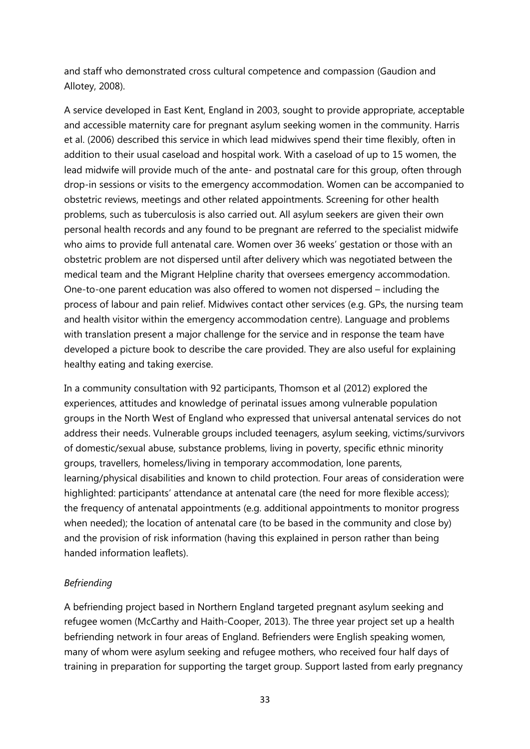and staff who demonstrated cross cultural competence and compassion (Gaudion and Allotey, 2008).

A service developed in East Kent, England in 2003, sought to provide appropriate, acceptable and accessible maternity care for pregnant asylum seeking women in the community. Harris et al. (2006) described this service in which lead midwives spend their time flexibly, often in addition to their usual caseload and hospital work. With a caseload of up to 15 women, the lead midwife will provide much of the ante- and postnatal care for this group, often through drop-in sessions or visits to the emergency accommodation. Women can be accompanied to obstetric reviews, meetings and other related appointments. Screening for other health problems, such as tuberculosis is also carried out. All asylum seekers are given their own personal health records and any found to be pregnant are referred to the specialist midwife who aims to provide full antenatal care. Women over 36 weeks' gestation or those with an obstetric problem are not dispersed until after delivery which was negotiated between the medical team and the Migrant Helpline charity that oversees emergency accommodation. One-to-one parent education was also offered to women not dispersed – including the process of labour and pain relief. Midwives contact other services (e.g. GPs, the nursing team and health visitor within the emergency accommodation centre). Language and problems with translation present a major challenge for the service and in response the team have developed a picture book to describe the care provided. They are also useful for explaining healthy eating and taking exercise.

In a community consultation with 92 participants, Thomson et al (2012) explored the experiences, attitudes and knowledge of perinatal issues among vulnerable population groups in the North West of England who expressed that universal antenatal services do not address their needs. Vulnerable groups included teenagers, asylum seeking, victims/survivors of domestic/sexual abuse, substance problems, living in poverty, specific ethnic minority groups, travellers, homeless/living in temporary accommodation, lone parents, learning/physical disabilities and known to child protection. Four areas of consideration were highlighted: participants' attendance at antenatal care (the need for more flexible access); the frequency of antenatal appointments (e.g. additional appointments to monitor progress when needed); the location of antenatal care (to be based in the community and close by) and the provision of risk information (having this explained in person rather than being handed information leaflets).

*Befriending*

A befriending project based in Northern England targeted pregnant asylum seeking and refugee women (McCarthy and Haith-Cooper, 2013). The three year project set up a health befriending network in four areas of England. Befrienders were English speaking women, many of whom were asylum seeking and refugee mothers, who received four half days of training in preparation for supporting the target group. Support lasted from early pregnancy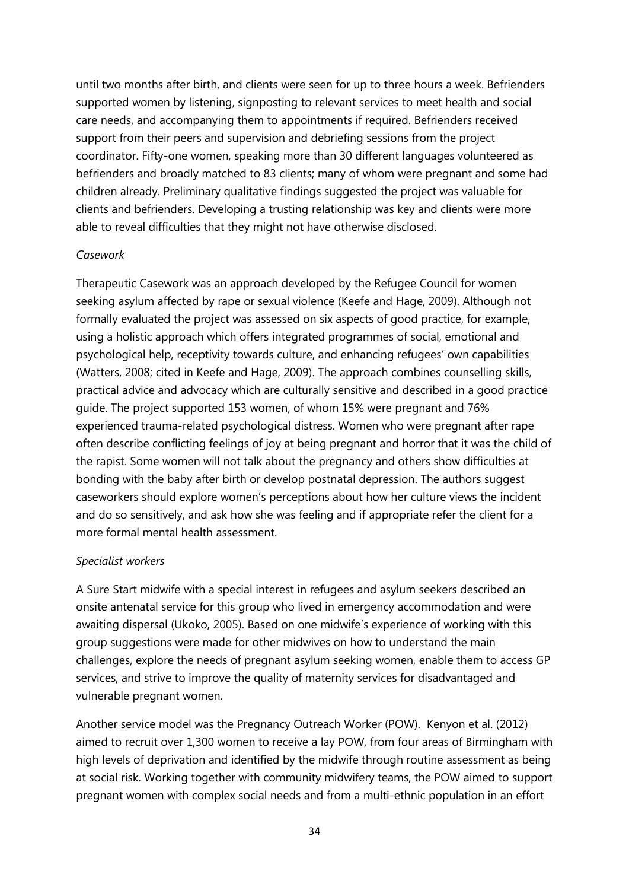until two months after birth, and clients were seen for up to three hours a week. Befrienders supported women by listening, signposting to relevant services to meet health and social care needs, and accompanying them to appointments if required. Befrienders received support from their peers and supervision and debriefing sessions from the project coordinator. Fifty-one women, speaking more than 30 different languages volunteered as befrienders and broadly matched to 83 clients; many of whom were pregnant and some had children already. Preliminary qualitative findings suggested the project was valuable for clients and befrienders. Developing a trusting relationship was key and clients were more able to reveal difficulties that they might not have otherwise disclosed.

*Casework*

Therapeutic Casework was an approach developed by the Refugee Council for women seeking asylum affected by rape or sexual violence (Keefe and Hage, 2009). Although not formally evaluated the project was assessed on six aspects of good practice, for example, using a holistic approach which offers integrated programmes of social, emotional and psychological help, receptivity towards culture, and enhancing refugees' own capabilities (Watters, 2008; cited in Keefe and Hage, 2009). The approach combines counselling skills, practical advice and advocacy which are culturally sensitive and described in a good practice guide. The project supported 153 women, of whom 15% were pregnant and 76% experienced trauma-related psychological distress. Women who were pregnant after rape often describe conflicting feelings of joy at being pregnant and horror that it was the child of the rapist. Some women will not talk about the pregnancy and others show difficulties at bonding with the baby after birth or develop postnatal depression. The authors suggest caseworkers should explore women's perceptions about how her culture views the incident and do so sensitively, and ask how she was feeling and if appropriate refer the client for a more formal mental health assessment.

*Specialist workers*

A Sure Start midwife with a special interest in refugees and asylum seekers described an onsite antenatal service for this group who lived in emergency accommodation and were awaiting dispersal (Ukoko, 2005). Based on one midwife's experience of working with this group suggestions were made for other midwives on how to understand the main challenges, explore the needs of pregnant asylum seeking women, enable them to access GP services, and strive to improve the quality of maternity services for disadvantaged and vulnerable pregnant women.

Another service model was the Pregnancy Outreach Worker (POW). Kenyon et al. (2012) aimed to recruit over 1,300 women to receive a lay POW, from four areas of Birmingham with high levels of deprivation and identified by the midwife through routine assessment as being at social risk. Working together with community midwifery teams, the POW aimed to support pregnant women with complex social needs and from a multi-ethnic population in an effort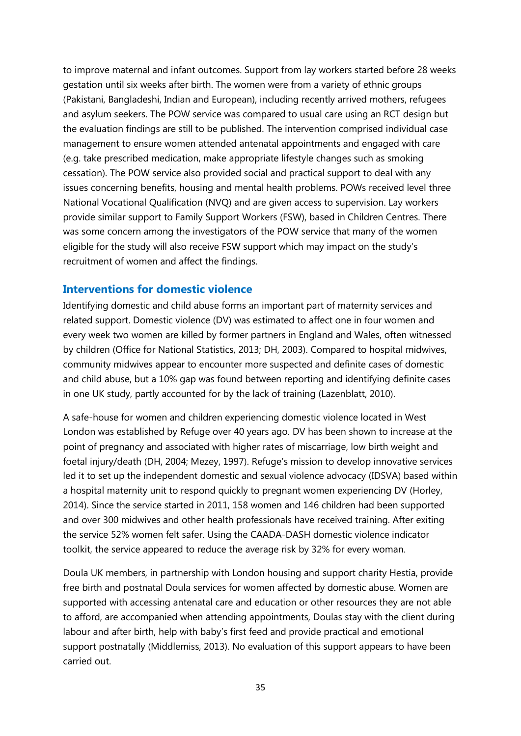to improve maternal and infant outcomes. Support from lay workers started before 28 weeks gestation until six weeks after birth. The women were from a variety of ethnic groups (Pakistani, Bangladeshi, Indian and European), including recently arrived mothers, refugees and asylum seekers. The POW service was compared to usual care using an RCT design but the evaluation findings are still to be published. The intervention comprised individual case management to ensure women attended antenatal appointments and engaged with care (e.g. take prescribed medication, make appropriate lifestyle changes such as smoking cessation). The POW service also provided social and practical support to deal with any issues concerning benefits, housing and mental health problems. POWs received level three National Vocational Qualification (NVQ) and are given access to supervision. Lay workers provide similar support to Family Support Workers (FSW), based in Children Centres. There was some concern among the investigators of the POW service that many of the women eligible for the study will also receive FSW support which may impact on the study's recruitment of women and affect the findings.

## Interventions for domestic violence

Identifying domestic and child abuse forms an important part of maternity services and related support. Domestic violence (DV) was estimated to affect one in four women and every week two women are killed by former partners in England and Wales, often witnessed by children (Office for National Statistics, 2013; DH, 2003). Compared to hospital midwives, community midwives appear to encounter more suspected and definite cases of domestic and child abuse, but a 10% gap was found between reporting and identifying definite cases in one UK study, partly accounted for by the lack of training (Lazenblatt, 2010).

A safe-house for women and children experiencing domestic violence located in West London was established by Refuge over 40 years ago. DV has been shown to increase at the point of pregnancy and associated with higher rates of miscarriage, low birth weight and foetal injury/death (DH, 2004; Mezey, 1997). Refuge's mission to develop innovative services led it to set up the independent domestic and sexual violence advocacy (IDSVA) based within a hospital maternity unit to respond quickly to pregnant women experiencing DV (Horley, 2014). Since the service started in 2011, 158 women and 146 children had been supported and over 300 midwives and other health professionals have received training. After exiting the service 52% women felt safer. Using the CAADA-DASH domestic violence indicator toolkit, the service appeared to reduce the average risk by 32% for every woman.

Doula UK members, in partnership with London housing and support charity Hestia, provide free birth and postnatal Doula services for women affected by domestic abuse. Women are supported with accessing antenatal care and education or other resources they are not able to afford, are accompanied when attending appointments, Doulas stay with the client during labour and after birth, help with baby's first feed and provide practical and emotional support postnatally (Middlemiss, 2013). No evaluation of this support appears to have been carried out.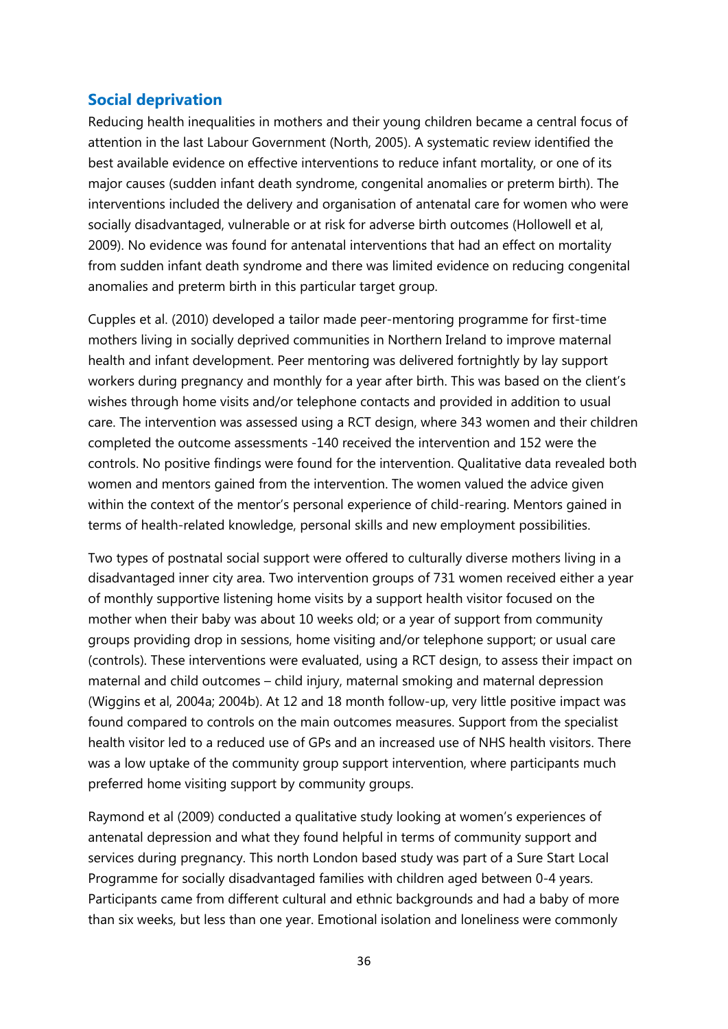## Social deprivation

Reducing health inequalities in mothers and their young children became a central focus of attention in the last Labour Government (North, 2005). A systematic review identified the best available evidence on effective interventions to reduce infant mortality, or one of its major causes (sudden infant death syndrome, congenital anomalies or preterm birth). The interventions included the delivery and organisation of antenatal care for women who were socially disadvantaged, vulnerable or at risk for adverse birth outcomes (Hollowell et al, 2009). No evidence was found for antenatal interventions that had an effect on mortality from sudden infant death syndrome and there was limited evidence on reducing congenital anomalies and preterm birth in this particular target group.

Cupples et al. (2010) developed a tailor made peer-mentoring programme for first-time mothers living in socially deprived communities in Northern Ireland to improve maternal health and infant development. Peer mentoring was delivered fortnightly by lay support workers during pregnancy and monthly for a year after birth. This was based on the client's wishes through home visits and/or telephone contacts and provided in addition to usual care. The intervention was assessed using a RCT design, where 343 women and their children completed the outcome assessments -140 received the intervention and 152 were the controls. No positive findings were found for the intervention. Qualitative data revealed both women and mentors gained from the intervention. The women valued the advice given within the context of the mentor's personal experience of child-rearing. Mentors gained in terms of health-related knowledge, personal skills and new employment possibilities.

Two types of postnatal social support were offered to culturally diverse mothers living in a disadvantaged inner city area. Two intervention groups of 731 women received either a year of monthly supportive listening home visits by a support health visitor focused on the mother when their baby was about 10 weeks old; or a year of support from community groups providing drop in sessions, home visiting and/or telephone support; or usual care (controls). These interventions were evaluated, using a RCT design, to assess their impact on maternal and child outcomes – child injury, maternal smoking and maternal depression (Wiggins et al, 2004a; 2004b). At 12 and 18 month follow-up, very little positive impact was found compared to controls on the main outcomes measures. Support from the specialist health visitor led to a reduced use of GPs and an increased use of NHS health visitors. There was a low uptake of the community group support intervention, where participants much preferred home visiting support by community groups.

Raymond et al (2009) conducted a qualitative study looking at women's experiences of antenatal depression and what they found helpful in terms of community support and services during pregnancy. This north London based study was part of a Sure Start Local Programme for socially disadvantaged families with children aged between 0-4 years. Participants came from different cultural and ethnic backgrounds and had a baby of more than six weeks, but less than one year. Emotional isolation and loneliness were commonly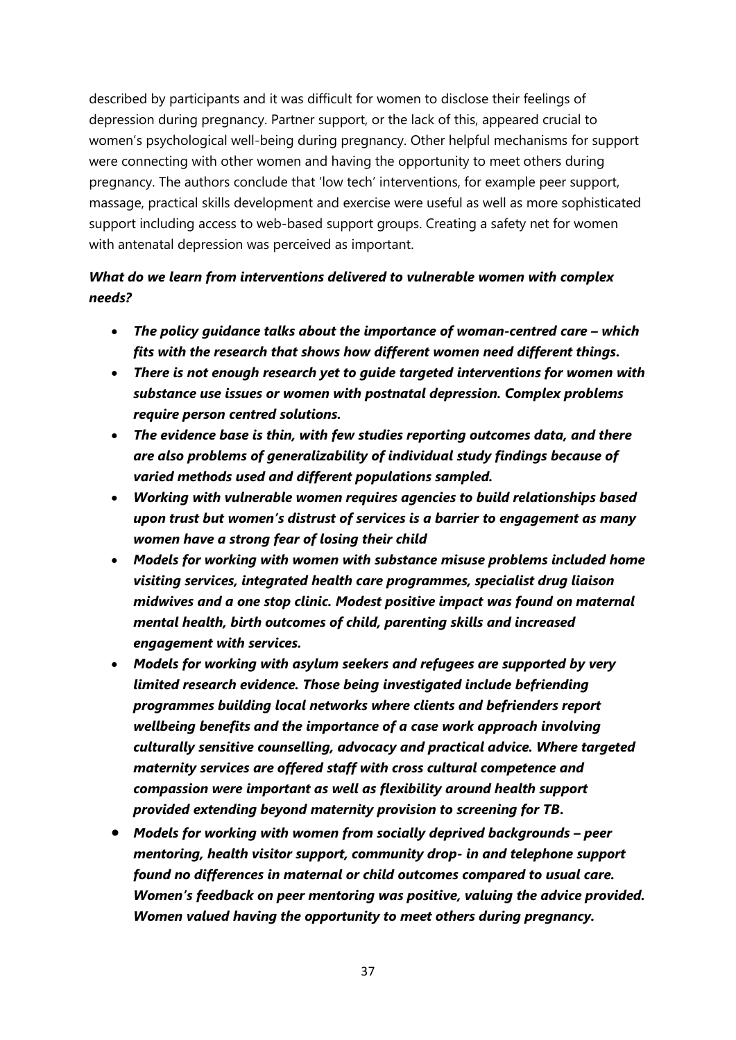described by participants and it was difficult for women to disclose their feelings of depression during pregnancy. Partner support, or the lack of this, appeared crucial to women's psychological well-being during pregnancy. Other helpful mechanisms for support were connecting with other women and having the opportunity to meet others during pregnancy. The authors conclude that 'low tech' interventions, for example peer support, massage, practical skills development and exercise were useful as well as more sophisticated support including access to web-based support groups. Creating a safety net for women with antenatal depression was perceived as important.

***What do we learn from interventions delivered to vulnerable women with complex needs?***

- ***The policy guidance talks about the importance of woman-centred care – which fits with the research that shows how different women need different things.***
- ***There is not enough research yet to guide targeted interventions for women with substance use issues or women with postnatal depression. Complex problems require person centred solutions.***
- ***The evidence base is thin, with few studies reporting outcomes data, and there are also problems of generalizability of individual study findings because of varied methods used and different populations sampled.***
- ***Working with vulnerable women requires agencies to build relationships based upon trust but women's distrust of services is a barrier to engagement as many women have a strong fear of losing their child***
- ***Models for working with women with substance misuse problems included home visiting services, integrated health care programmes, specialist drug liaison midwives and a one stop clinic. Modest positive impact was found on maternal mental health, birth outcomes of child, parenting skills and increased engagement with services.***
- ***Models for working with asylum seekers and refugees are supported by very limited research evidence. Those being investigated include befriending programmes building local networks where clients and befrienders report wellbeing benefits and the importance of a case work approach involving culturally sensitive counselling, advocacy and practical advice. Where targeted maternity services are offered staff with cross cultural competence and compassion were important as well as flexibility around health support provided extending beyond maternity provision to screening for TB.***
- ***Models for working with women from socially deprived backgrounds – peer mentoring, health visitor support, community drop- in and telephone support found no differences in maternal or child outcomes compared to usual care. Women's feedback on peer mentoring was positive, valuing the advice provided. Women valued having the opportunity to meet others during pregnancy.***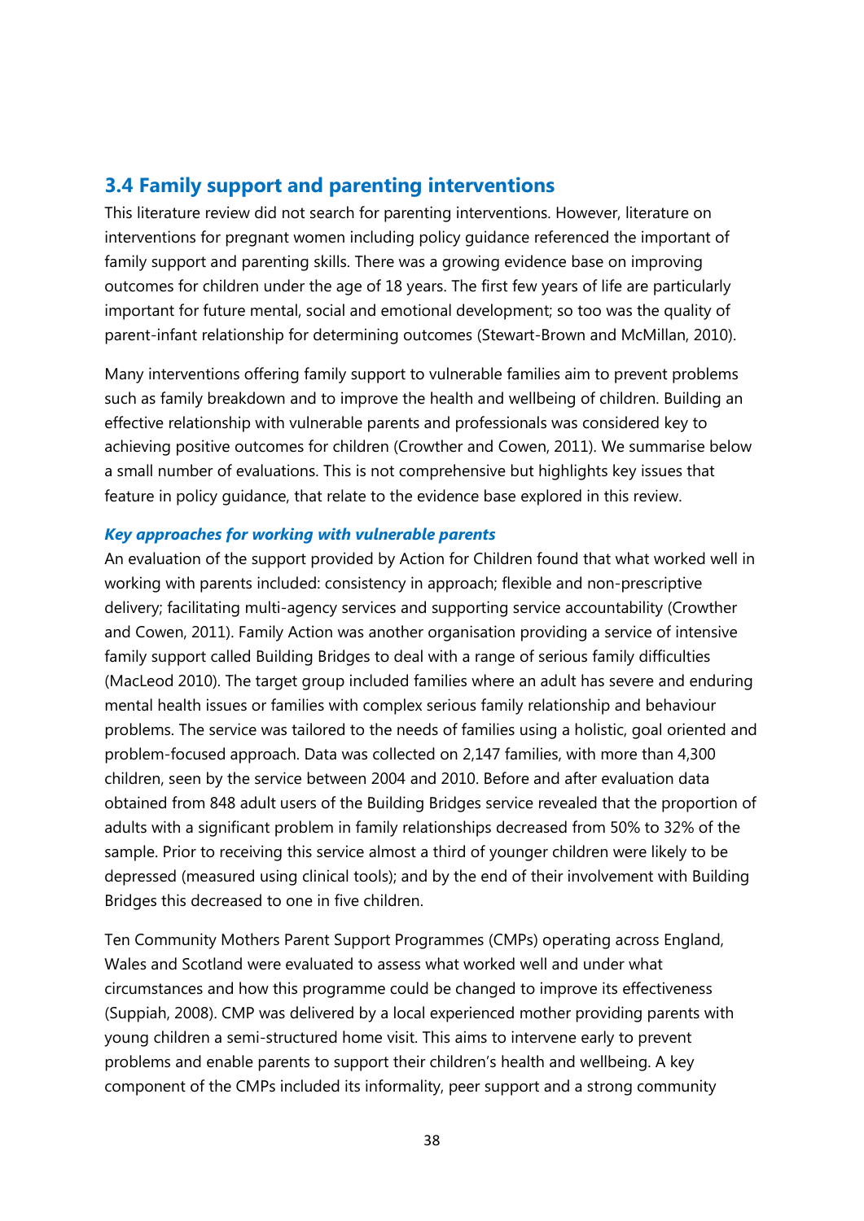## 3.4 Family support and parenting interventions

This literature review did not search for parenting interventions. However, literature on interventions for pregnant women including policy guidance referenced the important of family support and parenting skills. There was a growing evidence base on improving outcomes for children under the age of 18 years. The first few years of life are particularly important for future mental, social and emotional development; so too was the quality of parent-infant relationship for determining outcomes (Stewart-Brown and McMillan, 2010).

Many interventions offering family support to vulnerable families aim to prevent problems such as family breakdown and to improve the health and wellbeing of children. Building an effective relationship with vulnerable parents and professionals was considered key to achieving positive outcomes for children (Crowther and Cowen, 2011). We summarise below a small number of evaluations. This is not comprehensive but highlights key issues that feature in policy guidance, that relate to the evidence base explored in this review.

### *Key approaches for working with vulnerable parents*

An evaluation of the support provided by Action for Children found that what worked well in working with parents included: consistency in approach; flexible and non-prescriptive delivery; facilitating multi-agency services and supporting service accountability (Crowther and Cowen, 2011). Family Action was another organisation providing a service of intensive family support called Building Bridges to deal with a range of serious family difficulties (MacLeod 2010). The target group included families where an adult has severe and enduring mental health issues or families with complex serious family relationship and behaviour problems. The service was tailored to the needs of families using a holistic, goal oriented and problem-focused approach. Data was collected on 2,147 families, with more than 4,300 children, seen by the service between 2004 and 2010. Before and after evaluation data obtained from 848 adult users of the Building Bridges service revealed that the proportion of adults with a significant problem in family relationships decreased from 50% to 32% of the sample. Prior to receiving this service almost a third of younger children were likely to be depressed (measured using clinical tools); and by the end of their involvement with Building Bridges this decreased to one in five children.

Ten Community Mothers Parent Support Programmes (CMPs) operating across England, Wales and Scotland were evaluated to assess what worked well and under what circumstances and how this programme could be changed to improve its effectiveness (Suppiah, 2008). CMP was delivered by a local experienced mother providing parents with young children a semi-structured home visit. This aims to intervene early to prevent problems and enable parents to support their children's health and wellbeing. A key component of the CMPs included its informality, peer support and a strong community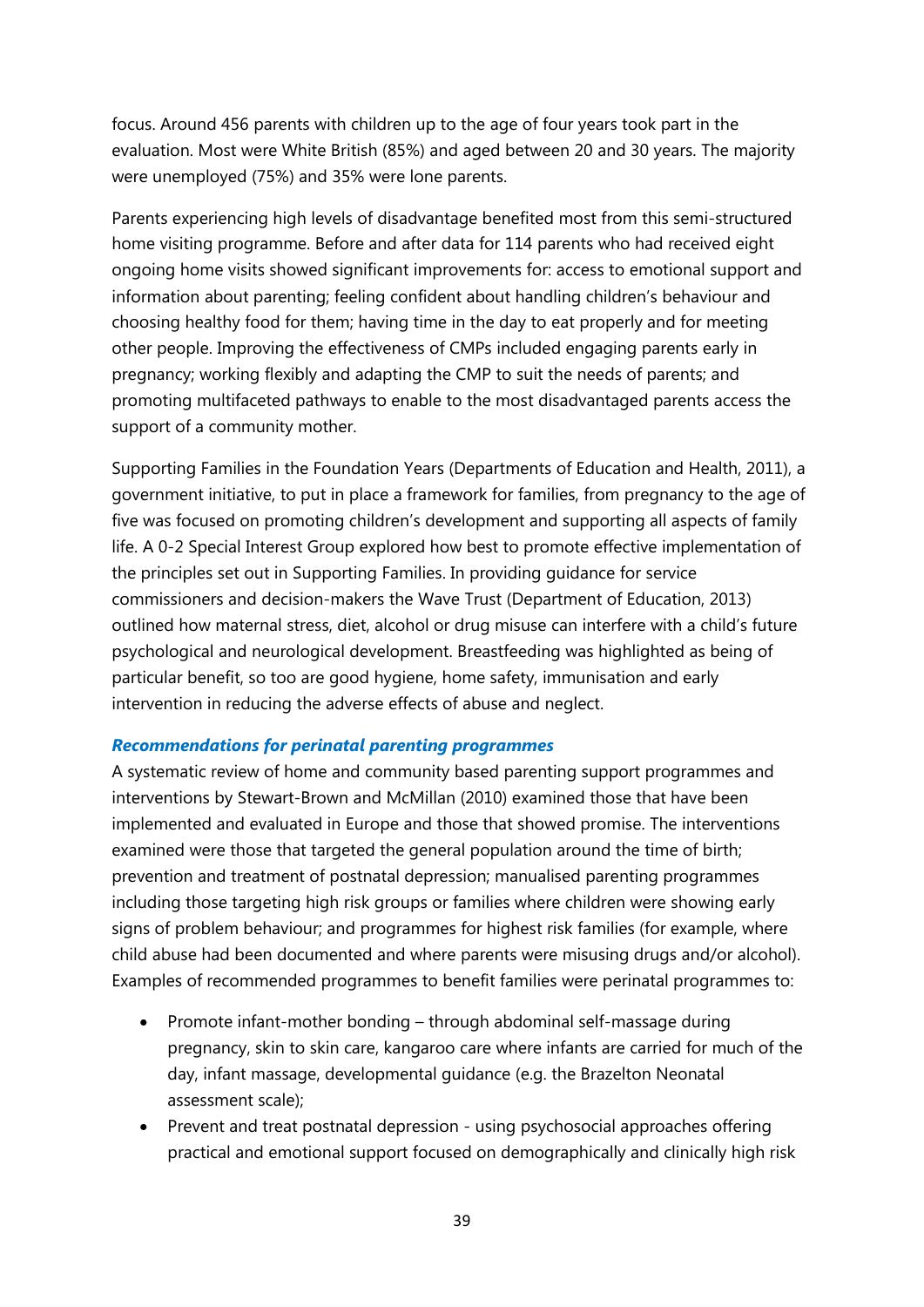focus. Around 456 parents with children up to the age of four years took part in the evaluation. Most were White British (85%) and aged between 20 and 30 years. The majority were unemployed (75%) and 35% were lone parents.

Parents experiencing high levels of disadvantage benefited most from this semi-structured home visiting programme. Before and after data for 114 parents who had received eight ongoing home visits showed significant improvements for: access to emotional support and information about parenting; feeling confident about handling children's behaviour and choosing healthy food for them; having time in the day to eat properly and for meeting other people. Improving the effectiveness of CMPs included engaging parents early in pregnancy; working flexibly and adapting the CMP to suit the needs of parents; and promoting multifaceted pathways to enable to the most disadvantaged parents access the support of a community mother.

Supporting Families in the Foundation Years (Departments of Education and Health, 2011), a government initiative, to put in place a framework for families, from pregnancy to the age of five was focused on promoting children's development and supporting all aspects of family life. A 0-2 Special Interest Group explored how best to promote effective implementation of the principles set out in Supporting Families. In providing guidance for service commissioners and decision-makers the Wave Trust (Department of Education, 2013) outlined how maternal stress, diet, alcohol or drug misuse can interfere with a child's future psychological and neurological development. Breastfeeding was highlighted as being of particular benefit, so too are good hygiene, home safety, immunisation and early intervention in reducing the adverse effects of abuse and neglect.

### *Recommendations for perinatal parenting programmes*

A systematic review of home and community based parenting support programmes and interventions by Stewart-Brown and McMillan (2010) examined those that have been implemented and evaluated in Europe and those that showed promise. The interventions examined were those that targeted the general population around the time of birth; prevention and treatment of postnatal depression; manualised parenting programmes including those targeting high risk groups or families where children were showing early signs of problem behaviour; and programmes for highest risk families (for example, where child abuse had been documented and where parents were misusing drugs and/or alcohol). Examples of recommended programmes to benefit families were perinatal programmes to:

- Promote infant-mother bonding – through abdominal self-massage during pregnancy, skin to skin care, kangaroo care where infants are carried for much of the day, infant massage, developmental guidance (e.g. the Brazelton Neonatal assessment scale);
- Prevent and treat postnatal depression - using psychosocial approaches offering practical and emotional support focused on demographically and clinically high risk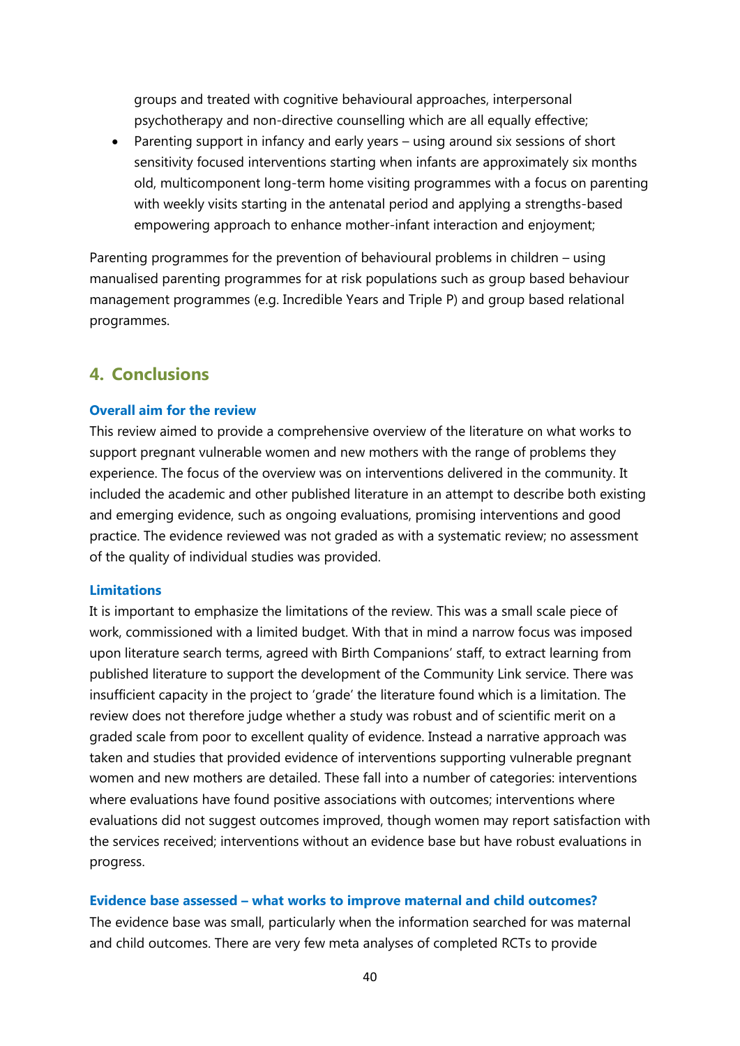groups and treated with cognitive behavioural approaches, interpersonal psychotherapy and non-directive counselling which are all equally effective;

- Parenting support in infancy and early years – using around six sessions of short sensitivity focused interventions starting when infants are approximately six months old, multicomponent long-term home visiting programmes with a focus on parenting with weekly visits starting in the antenatal period and applying a strengths-based empowering approach to enhance mother-infant interaction and enjoyment;

Parenting programmes for the prevention of behavioural problems in children – using manualised parenting programmes for at risk populations such as group based behaviour management programmes (e.g. Incredible Years and Triple P) and group based relational programmes.

## 4. Conclusions

### Overall aim for the review

This review aimed to provide a comprehensive overview of the literature on what works to support pregnant vulnerable women and new mothers with the range of problems they experience. The focus of the overview was on interventions delivered in the community. It included the academic and other published literature in an attempt to describe both existing and emerging evidence, such as ongoing evaluations, promising interventions and good practice. The evidence reviewed was not graded as with a systematic review; no assessment of the quality of individual studies was provided.

### Limitations

It is important to emphasize the limitations of the review. This was a small scale piece of work, commissioned with a limited budget. With that in mind a narrow focus was imposed upon literature search terms, agreed with Birth Companions' staff, to extract learning from published literature to support the development of the Community Link service. There was insufficient capacity in the project to 'grade' the literature found which is a limitation. The review does not therefore judge whether a study was robust and of scientific merit on a graded scale from poor to excellent quality of evidence. Instead a narrative approach was taken and studies that provided evidence of interventions supporting vulnerable pregnant women and new mothers are detailed. These fall into a number of categories: interventions where evaluations have found positive associations with outcomes; interventions where evaluations did not suggest outcomes improved, though women may report satisfaction with the services received; interventions without an evidence base but have robust evaluations in progress.

### Evidence base assessed – what works to improve maternal and child outcomes?

The evidence base was small, particularly when the information searched for was maternal and child outcomes. There are very few meta analyses of completed RCTs to provide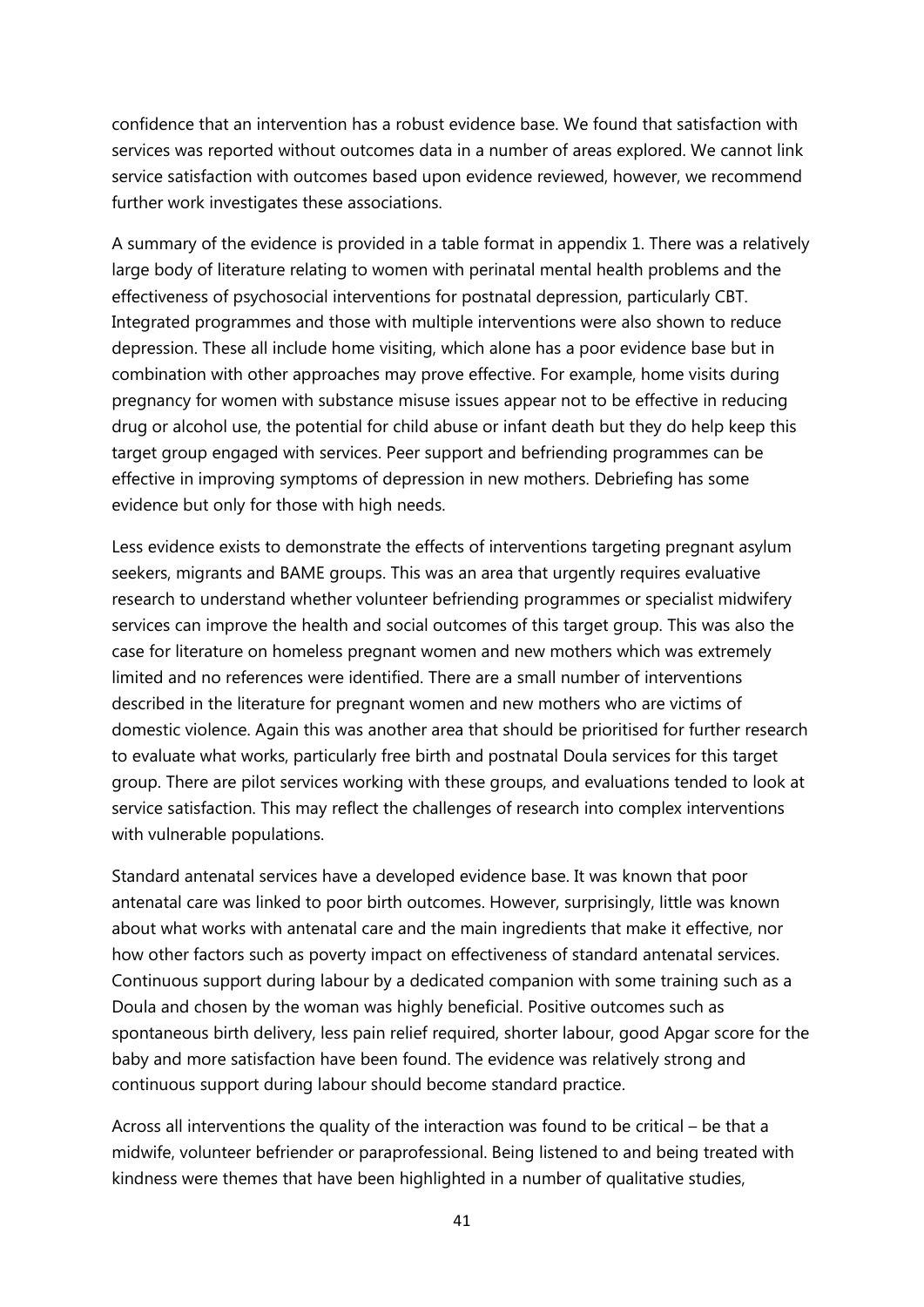confidence that an intervention has a robust evidence base. We found that satisfaction with services was reported without outcomes data in a number of areas explored. We cannot link service satisfaction with outcomes based upon evidence reviewed, however, we recommend further work investigates these associations.

A summary of the evidence is provided in a table format in appendix 1. There was a relatively large body of literature relating to women with perinatal mental health problems and the effectiveness of psychosocial interventions for postnatal depression, particularly CBT. Integrated programmes and those with multiple interventions were also shown to reduce depression. These all include home visiting, which alone has a poor evidence base but in combination with other approaches may prove effective. For example, home visits during pregnancy for women with substance misuse issues appear not to be effective in reducing drug or alcohol use, the potential for child abuse or infant death but they do help keep this target group engaged with services. Peer support and befriending programmes can be effective in improving symptoms of depression in new mothers. Debriefing has some evidence but only for those with high needs.

Less evidence exists to demonstrate the effects of interventions targeting pregnant asylum seekers, migrants and BAME groups. This was an area that urgently requires evaluative research to understand whether volunteer befriending programmes or specialist midwifery services can improve the health and social outcomes of this target group. This was also the case for literature on homeless pregnant women and new mothers which was extremely limited and no references were identified. There are a small number of interventions described in the literature for pregnant women and new mothers who are victims of domestic violence. Again this was another area that should be prioritised for further research to evaluate what works, particularly free birth and postnatal Doula services for this target group. There are pilot services working with these groups, and evaluations tended to look at service satisfaction. This may reflect the challenges of research into complex interventions with vulnerable populations.

Standard antenatal services have a developed evidence base. It was known that poor antenatal care was linked to poor birth outcomes. However, surprisingly, little was known about what works with antenatal care and the main ingredients that make it effective, nor how other factors such as poverty impact on effectiveness of standard antenatal services. Continuous support during labour by a dedicated companion with some training such as a Doula and chosen by the woman was highly beneficial. Positive outcomes such as spontaneous birth delivery, less pain relief required, shorter labour, good Apgar score for the baby and more satisfaction have been found. The evidence was relatively strong and continuous support during labour should become standard practice.

Across all interventions the quality of the interaction was found to be critical – be that a midwife, volunteer befriender or paraprofessional. Being listened to and being treated with kindness were themes that have been highlighted in a number of qualitative studies,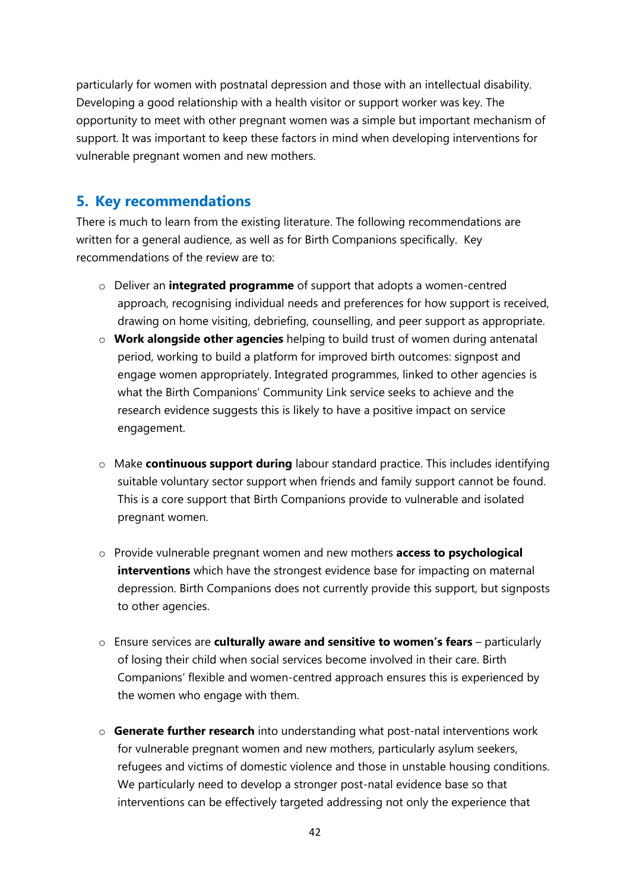particularly for women with postnatal depression and those with an intellectual disability. Developing a good relationship with a health visitor or support worker was key. The opportunity to meet with other pregnant women was a simple but important mechanism of support. It was important to keep these factors in mind when developing interventions for vulnerable pregnant women and new mothers.

## 5. Key recommendations

There is much to learn from the existing literature. The following recommendations are written for a general audience, as well as for Birth Companions specifically. Key recommendations of the review are to:

- Deliver an **integrated programme** of support that adopts a women-centred approach, recognising individual needs and preferences for how support is received, drawing on home visiting, debriefing, counselling, and peer support as appropriate.
- **Work alongside other agencies** helping to build trust of women during antenatal period, working to build a platform for improved birth outcomes: signpost and engage women appropriately. Integrated programmes, linked to other agencies is what the Birth Companions' Community Link service seeks to achieve and the research evidence suggests this is likely to have a positive impact on service engagement.
- Make **continuous support during** labour standard practice. This includes identifying suitable voluntary sector support when friends and family support cannot be found. This is a core support that Birth Companions provide to vulnerable and isolated pregnant women.
- Provide vulnerable pregnant women and new mothers **access to psychological interventions** which have the strongest evidence base for impacting on maternal depression. Birth Companions does not currently provide this support, but signposts to other agencies.
- Ensure services are **culturally aware and sensitive to women's fears** – particularly of losing their child when social services become involved in their care. Birth Companions' flexible and women-centred approach ensures this is experienced by the women who engage with them.
- **Generate further research** into understanding what post-natal interventions work for vulnerable pregnant women and new mothers, particularly asylum seekers, refugees and victims of domestic violence and those in unstable housing conditions. We particularly need to develop a stronger post-natal evidence base so that interventions can be effectively targeted addressing not only the experience that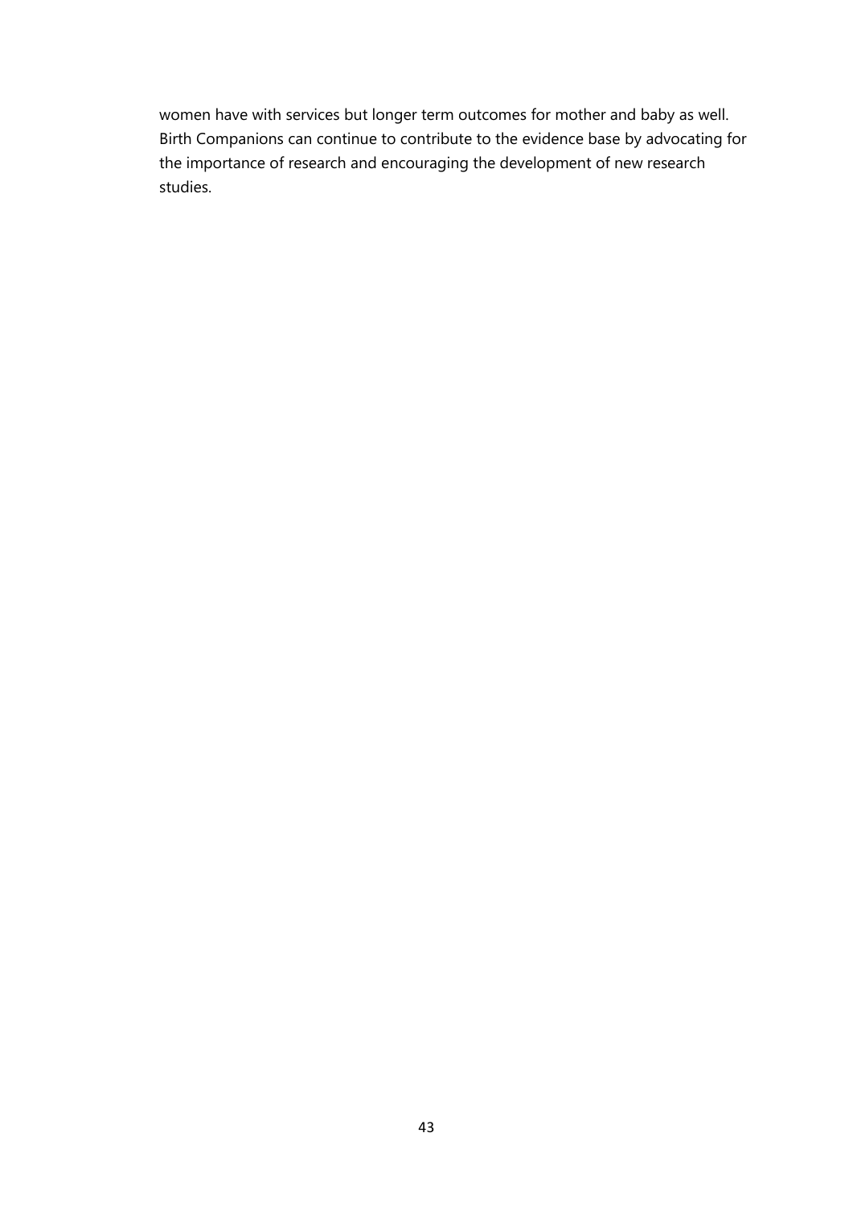women have with services but longer term outcomes for mother and baby as well. Birth Companions can continue to contribute to the evidence base by advocating for the importance of research and encouraging the development of new research studies.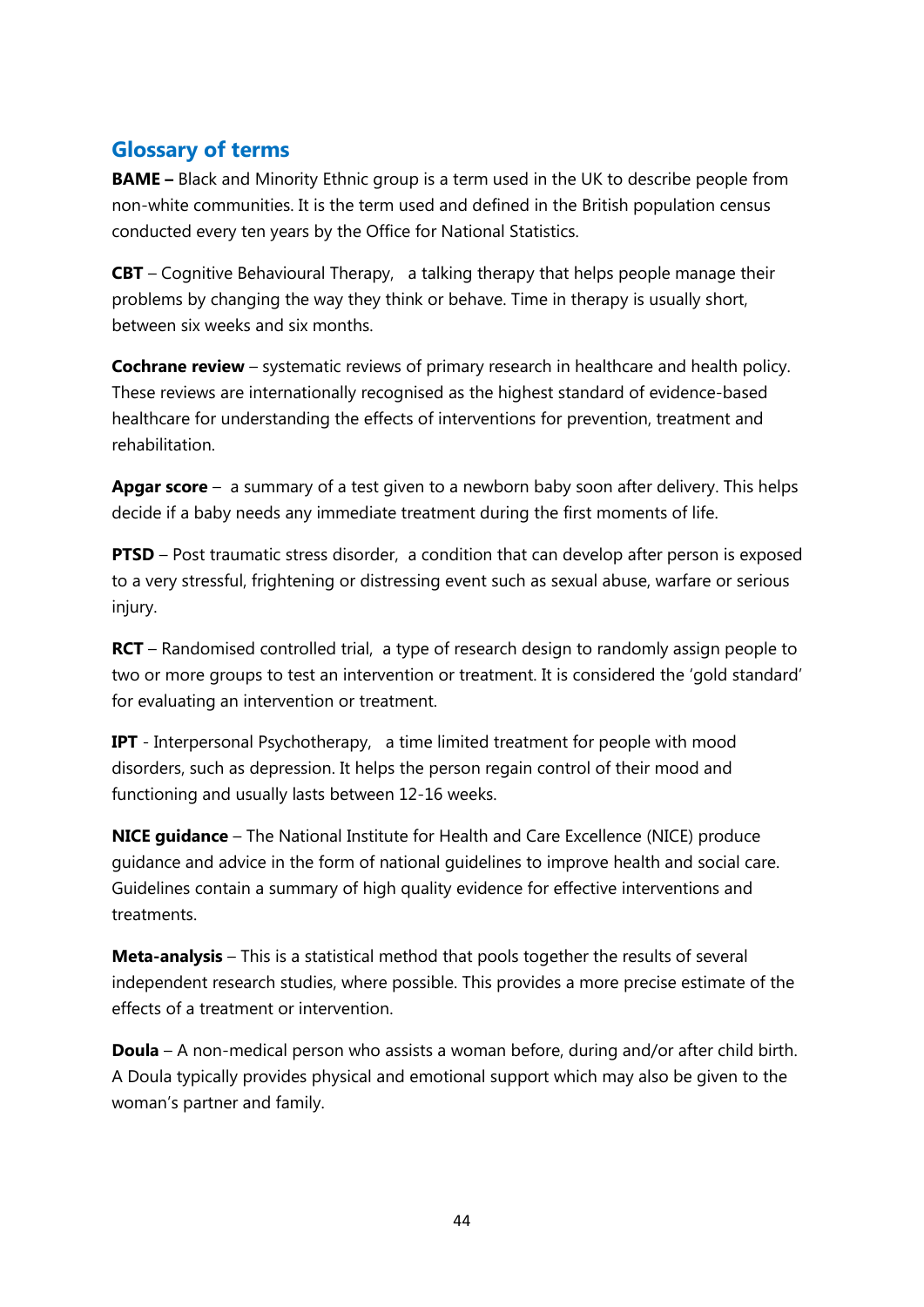## Glossary of terms

**BAME –** Black and Minority Ethnic group is a term used in the UK to describe people from non-white communities. It is the term used and defined in the British population census conducted every ten years by the Office for National Statistics.

**CBT** – Cognitive Behavioural Therapy, a talking therapy that helps people manage their problems by changing the way they think or behave. Time in therapy is usually short, between six weeks and six months.

**Cochrane review** – systematic reviews of primary research in healthcare and health policy. These reviews are internationally recognised as the highest standard of evidence-based healthcare for understanding the effects of interventions for prevention, treatment and rehabilitation.

**Apgar score** – a summary of a test given to a newborn baby soon after delivery. This helps decide if a baby needs any immediate treatment during the first moments of life.

**PTSD** – Post traumatic stress disorder, a condition that can develop after person is exposed to a very stressful, frightening or distressing event such as sexual abuse, warfare or serious injury.

**RCT** – Randomised controlled trial, a type of research design to randomly assign people to two or more groups to test an intervention or treatment. It is considered the 'gold standard' for evaluating an intervention or treatment.

**IPT** - Interpersonal Psychotherapy, a time limited treatment for people with mood disorders, such as depression. It helps the person regain control of their mood and functioning and usually lasts between 12-16 weeks.

**NICE guidance** – The National Institute for Health and Care Excellence (NICE) produce guidance and advice in the form of national guidelines to improve health and social care. Guidelines contain a summary of high quality evidence for effective interventions and treatments.

**Meta-analysis** – This is a statistical method that pools together the results of several independent research studies, where possible. This provides a more precise estimate of the effects of a treatment or intervention.

**Doula** – A non-medical person who assists a woman before, during and/or after child birth. A Doula typically provides physical and emotional support which may also be given to the woman's partner and family.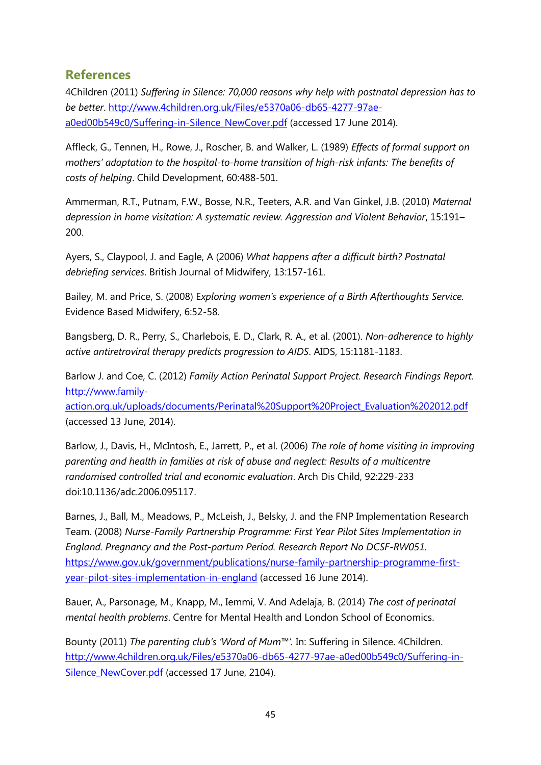## References

4Children (2011) *Suffering in Silence: 70,000 reasons why help with postnatal depression has to be better*. http://www.4children.org.uk/Files/e5370a06-db65-4277-97ae-a0ed00b549c0/Suffering-in-Silence_NewCover.pdf (accessed 17 June 2014).

Affleck, G., Tennen, H., Rowe, J., Roscher, B. and Walker, L. (1989) *Effects of formal support on mothers' adaptation to the hospital-to-home transition of high-risk infants: The benefits of costs of helping*. Child Development, 60:488-501.

Ammerman, R.T., Putnam, F.W., Bosse, N.R., Teeters, A.R. and Van Ginkel, J.B. (2010) *Maternal depression in home visitation: A systematic review. Aggression and Violent Behavior*, 15:191–200.

Ayers, S., Claypool, J. and Eagle, A (2006) *What happens after a difficult birth? Postnatal debriefing services*. British Journal of Midwifery, 13:157-161.

Bailey, M. and Price, S. (2008) E*xploring women's experience of a Birth Afterthoughts Service.* Evidence Based Midwifery, 6:52-58.

Bangsberg, D. R., Perry, S., Charlebois, E. D., Clark, R. A., et al. (2001). *Non-adherence to highly active antiretroviral therapy predicts progression to AIDS*. AIDS, 15:1181-1183.

Barlow J. and Coe, C. (2012) *Family Action Perinatal Support Project. Research Findings Report.* http://www.family-action.org.uk/uploads/documents/Perinatal%20Support%20Project_Evaluation%202012.pdf (accessed 13 June, 2014).

Barlow, J., Davis, H., McIntosh, E., Jarrett, P., et al. (2006) *The role of home visiting in improving parenting and health in families at risk of abuse and neglect: Results of a multicentre randomised controlled trial and economic evaluation*. Arch Dis Child, 92:229-233 doi:10.1136/adc.2006.095117.

Barnes, J., Ball, M., Meadows, P., McLeish, J., Belsky, J. and the FNP Implementation Research Team. (2008) *Nurse-Family Partnership Programme: First Year Pilot Sites Implementation in England. Pregnancy and the Post-partum Period. Research Report No DCSF-RW051.* https://www.gov.uk/government/publications/nurse-family-partnership-programme-first-year-pilot-sites-implementation-in-england (accessed 16 June 2014).

Bauer, A., Parsonage, M., Knapp, M., Iemmi, V. And Adelaja, B. (2014) *The cost of perinatal mental health problems*. Centre for Mental Health and London School of Economics.

Bounty (2011) *The parenting club's 'Word of Mum™'.* In: Suffering in Silence. 4Children. http://www.4children.org.uk/Files/e5370a06-db65-4277-97ae-a0ed00b549c0/Suffering-in-Silence_NewCover.pdf (accessed 17 June, 2104).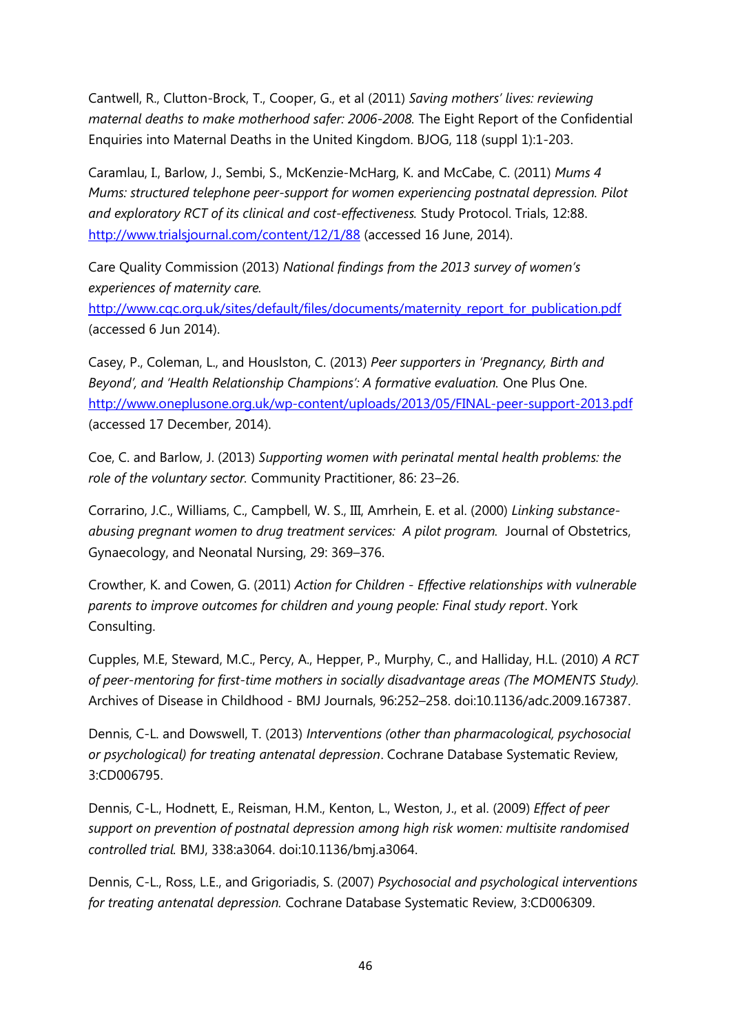Cantwell, R., Clutton-Brock, T., Cooper, G., et al (2011) *Saving mothers' lives: reviewing maternal deaths to make motherhood safer: 2006-2008.* The Eight Report of the Confidential Enquiries into Maternal Deaths in the United Kingdom. BJOG, 118 (suppl 1):1-203.

Caramlau, I., Barlow, J., Sembi, S., McKenzie-McHarg, K. and McCabe, C. (2011) *Mums 4 Mums: structured telephone peer-support for women experiencing postnatal depression. Pilot and exploratory RCT of its clinical and cost-effectiveness.* Study Protocol. Trials, 12:88. http://www.trialsjournal.com/content/12/1/88 (accessed 16 June, 2014).

Care Quality Commission (2013) *National findings from the 2013 survey of women's experiences of maternity care.* http://www.cqc.org.uk/sites/default/files/documents/maternity_report_for_publication.pdf (accessed 6 Jun 2014).

Casey, P., Coleman, L., and Houslston, C. (2013) *Peer supporters in 'Pregnancy, Birth and Beyond', and 'Health Relationship Champions': A formative evaluation.* One Plus One. http://www.oneplusone.org.uk/wp-content/uploads/2013/05/FINAL-peer-support-2013.pdf (accessed 17 December, 2014).

Coe, C. and Barlow, J. (2013) *Supporting women with perinatal mental health problems: the role of the voluntary sector.* Community Practitioner, 86: 23–26.

Corrarino, J.C., Williams, C., Campbell, W. S., III, Amrhein, E. et al. (2000) *Linking substance-abusing pregnant women to drug treatment services: A pilot program.* Journal of Obstetrics, Gynaecology, and Neonatal Nursing, 29: 369–376.

Crowther, K. and Cowen, G. (2011) *Action for Children - Effective relationships with vulnerable parents to improve outcomes for children and young people: Final study report*. York Consulting.

Cupples, M.E, Steward, M.C., Percy, A., Hepper, P., Murphy, C., and Halliday, H.L. (2010) *A RCT of peer-mentoring for first-time mothers in socially disadvantage areas (The MOMENTS Study).* Archives of Disease in Childhood - BMJ Journals, 96:252–258. doi:10.1136/adc.2009.167387.

Dennis, C-L. and Dowswell, T. (2013) *Interventions (other than pharmacological, psychosocial or psychological) for treating antenatal depression*. Cochrane Database Systematic Review, 3:CD006795.

Dennis, C-L., Hodnett, E., Reisman, H.M., Kenton, L., Weston, J., et al. (2009) *Effect of peer support on prevention of postnatal depression among high risk women: multisite randomised controlled trial.* BMJ, 338:a3064. doi:10.1136/bmj.a3064.

Dennis, C-L., Ross, L.E., and Grigoriadis, S. (2007) *Psychosocial and psychological interventions for treating antenatal depression.* Cochrane Database Systematic Review, 3:CD006309.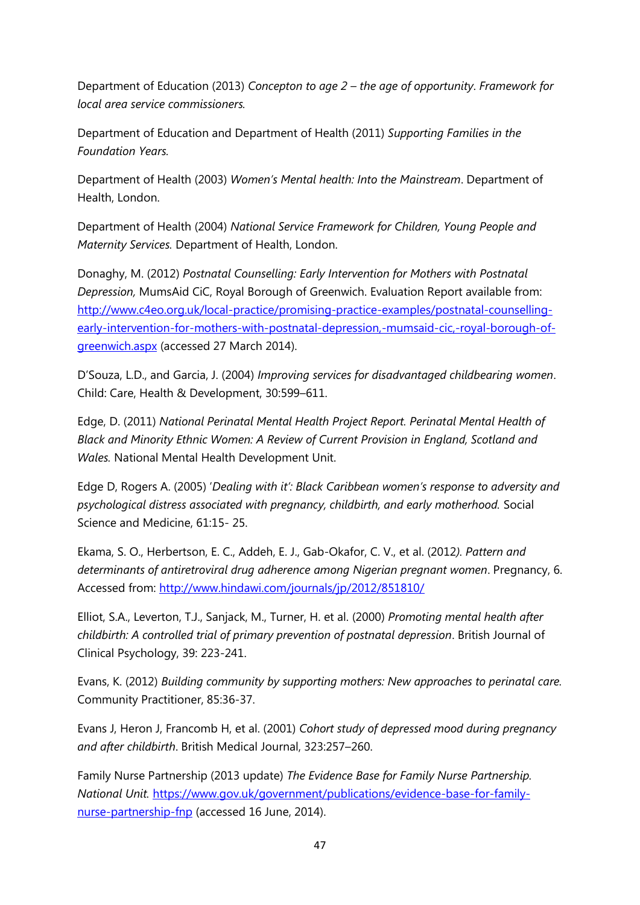Department of Education (2013) *Concepton to age 2 – the age of opportunity. Framework for local area service commissioners.*

Department of Education and Department of Health (2011) *Supporting Families in the Foundation Years.*

Department of Health (2003) *Women's Mental health: Into the Mainstream*. Department of Health, London.

Department of Health (2004) *National Service Framework for Children, Young People and Maternity Services.* Department of Health, London.

Donaghy, M. (2012) *Postnatal Counselling: Early Intervention for Mothers with Postnatal Depression,* MumsAid CiC, Royal Borough of Greenwich. Evaluation Report available from: http://www.c4eo.org.uk/local-practice/promising-practice-examples/postnatal-counselling-early-intervention-for-mothers-with-postnatal-depression,-mumsaid-cic,-royal-borough-of-greenwich.aspx (accessed 27 March 2014).

D'Souza, L.D., and Garcia, J. (2004) *Improving services for disadvantaged childbearing women*. Child: Care, Health & Development, 30:599–611.

Edge, D. (2011) *National Perinatal Mental Health Project Report. Perinatal Mental Health of Black and Minority Ethnic Women: A Review of Current Provision in England, Scotland and Wales.* National Mental Health Development Unit.

Edge D, Rogers A. (2005) '*Dealing with it': Black Caribbean women's response to adversity and psychological distress associated with pregnancy, childbirth, and early motherhood.* Social Science and Medicine, 61:15- 25.

Ekama, S. O., Herbertson, E. C., Addeh, E. J., Gab-Okafor, C. V., et al. (2012*). Pattern and determinants of antiretroviral drug adherence among Nigerian pregnant women*. Pregnancy, 6. Accessed from: http://www.hindawi.com/journals/jp/2012/851810/

Elliot, S.A., Leverton, T.J., Sanjack, M., Turner, H. et al. (2000) *Promoting mental health after childbirth: A controlled trial of primary prevention of postnatal depression*. British Journal of Clinical Psychology, 39: 223-241.

Evans, K. (2012) *Building community by supporting mothers: New approaches to perinatal care.* Community Practitioner, 85:36-37.

Evans J, Heron J, Francomb H, et al. (2001) *Cohort study of depressed mood during pregnancy and after childbirth*. British Medical Journal, 323:257–260.

Family Nurse Partnership (2013 update) *The Evidence Base for Family Nurse Partnership. National Unit.* https://www.gov.uk/government/publications/evidence-base-for-family-nurse-partnership-fnp (accessed 16 June, 2014).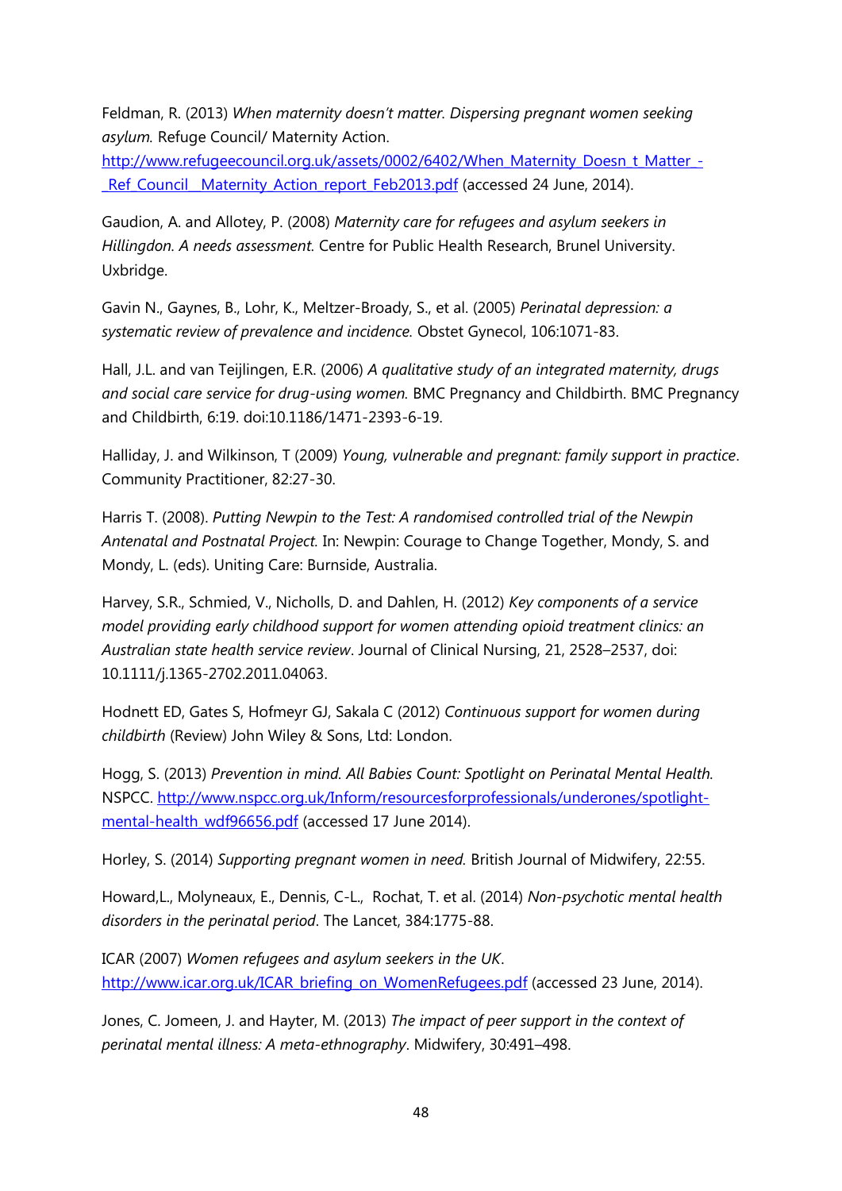Feldman, R. (2013) *When maternity doesn't matter. Dispersing pregnant women seeking asylum.* Refuge Council/ Maternity Action. http://www.refugeecouncil.org.uk/assets/0002/6402/When_Maternity_Doesn_t_Matter_-_Ref_Council__Maternity_Action_report_Feb2013.pdf (accessed 24 June, 2014).

Gaudion, A. and Allotey, P. (2008) *Maternity care for refugees and asylum seekers in Hillingdon. A needs assessment.* Centre for Public Health Research, Brunel University. Uxbridge.

Gavin N., Gaynes, B., Lohr, K., Meltzer-Broady, S., et al. (2005) *Perinatal depression: a systematic review of prevalence and incidence.* Obstet Gynecol, 106:1071-83.

Hall, J.L. and van Teijlingen, E.R. (2006) *A qualitative study of an integrated maternity, drugs and social care service for drug-using women.* BMC Pregnancy and Childbirth. BMC Pregnancy and Childbirth, 6:19. doi:10.1186/1471-2393-6-19.

Halliday, J. and Wilkinson, T (2009) *Young, vulnerable and pregnant: family support in practice*. Community Practitioner, 82:27-30.

Harris T. (2008). *Putting Newpin to the Test: A randomised controlled trial of the Newpin Antenatal and Postnatal Project.* In: Newpin: Courage to Change Together, Mondy, S. and Mondy, L. (eds). Uniting Care: Burnside, Australia.

Harvey, S.R., Schmied, V., Nicholls, D. and Dahlen, H. (2012) *Key components of a service model providing early childhood support for women attending opioid treatment clinics: an Australian state health service review*. Journal of Clinical Nursing, 21, 2528–2537, doi: 10.1111/j.1365-2702.2011.04063.

Hodnett ED, Gates S, Hofmeyr GJ, Sakala C (2012) *Continuous support for women during childbirth* (Review) John Wiley & Sons, Ltd: London.

Hogg, S. (2013) *Prevention in mind. All Babies Count: Spotlight on Perinatal Mental Health.* NSPCC. http://www.nspcc.org.uk/Inform/resourcesforprofessionals/underones/spotlight-mental-health_wdf96656.pdf (accessed 17 June 2014).

Horley, S. (2014) *Supporting pregnant women in need.* British Journal of Midwifery, 22:55.

Howard,L., Molyneaux, E., Dennis, C-L., Rochat, T. et al. (2014) *Non-psychotic mental health disorders in the perinatal period*. The Lancet, 384:1775-88.

ICAR (2007) *Women refugees and asylum seekers in the UK*. http://www.icar.org.uk/ICAR_briefing_on_WomenRefugees.pdf (accessed 23 June, 2014).

Jones, C. Jomeen, J. and Hayter, M. (2013) *The impact of peer support in the context of perinatal mental illness: A meta-ethnography*. Midwifery, 30:491–498.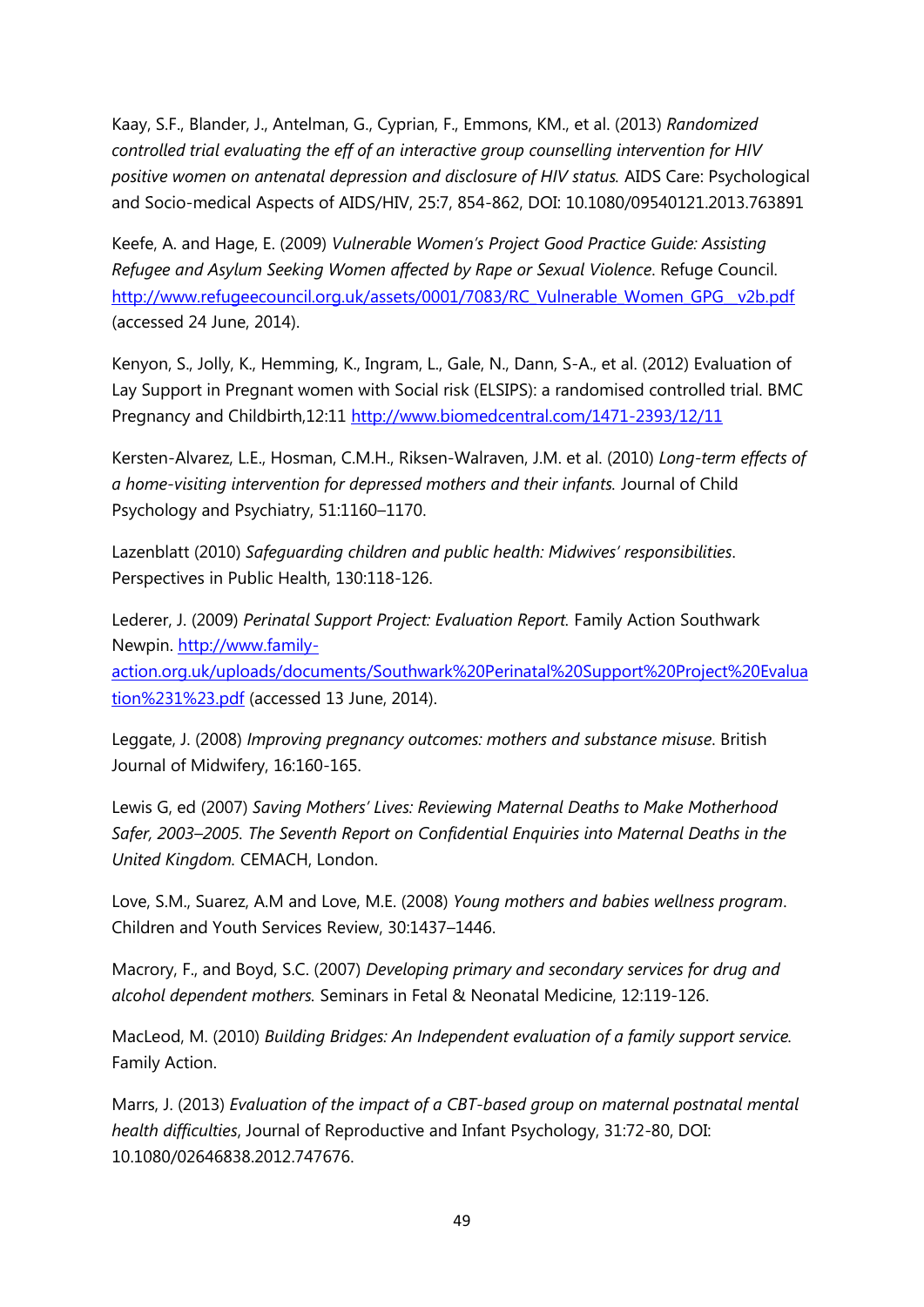Kaay, S.F., Blander, J., Antelman, G., Cyprian, F., Emmons, KM., et al. (2013) *Randomized controlled trial evaluating the eff of an interactive group counselling intervention for HIV positive women on antenatal depression and disclosure of HIV status.* AIDS Care: Psychological and Socio-medical Aspects of AIDS/HIV, 25:7, 854-862, DOI: 10.1080/09540121.2013.763891

Keefe, A. and Hage, E. (2009) *Vulnerable Women's Project Good Practice Guide: Assisting Refugee and Asylum Seeking Women affected by Rape or Sexual Violence*. Refuge Council. http://www.refugeecouncil.org.uk/assets/0001/7083/RC_Vulnerable_Women_GPG__v2b.pdf (accessed 24 June, 2014).

Kenyon, S., Jolly, K., Hemming, K., Ingram, L., Gale, N., Dann, S-A., et al. (2012) Evaluation of Lay Support in Pregnant women with Social risk (ELSIPS): a randomised controlled trial. BMC Pregnancy and Childbirth,12:11 http://www.biomedcentral.com/1471-2393/12/11

Kersten-Alvarez, L.E., Hosman, C.M.H., Riksen-Walraven, J.M. et al. (2010) *Long-term effects of a home-visiting intervention for depressed mothers and their infants.* Journal of Child Psychology and Psychiatry, 51:1160–1170.

Lazenblatt (2010) *Safeguarding children and public health: Midwives' responsibilities*. Perspectives in Public Health, 130:118-126.

Lederer, J. (2009) *Perinatal Support Project: Evaluation Report.* Family Action Southwark Newpin. http://www.family-action.org.uk/uploads/documents/Southwark%20Perinatal%20Support%20Project%20Evaluation%231%23.pdf (accessed 13 June, 2014).

Leggate, J. (2008) *Improving pregnancy outcomes: mothers and substance misuse*. British Journal of Midwifery, 16:160-165.

Lewis G, ed (2007) *Saving Mothers' Lives: Reviewing Maternal Deaths to Make Motherhood Safer, 2003–2005. The Seventh Report on Confidential Enquiries into Maternal Deaths in the United Kingdom.* CEMACH, London.

Love, S.M., Suarez, A.M and Love, M.E. (2008) *Young mothers and babies wellness program*. Children and Youth Services Review, 30:1437–1446.

Macrory, F., and Boyd, S.C. (2007) *Developing primary and secondary services for drug and alcohol dependent mothers.* Seminars in Fetal & Neonatal Medicine, 12:119-126.

MacLeod, M. (2010) *Building Bridges: An Independent evaluation of a family support service.* Family Action.

Marrs, J. (2013) *Evaluation of the impact of a CBT-based group on maternal postnatal mental health difficulties*, Journal of Reproductive and Infant Psychology, 31:72-80, DOI: 10.1080/02646838.2012.747676.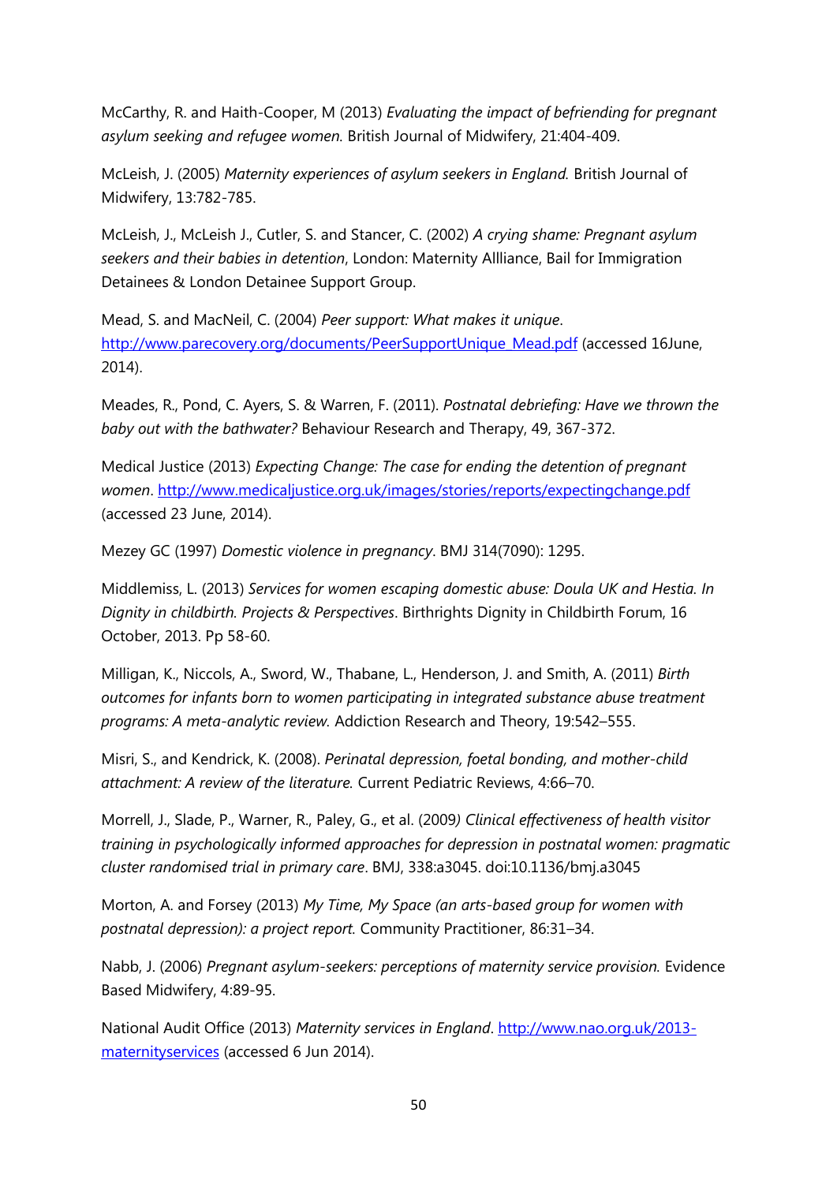McCarthy, R. and Haith-Cooper, M (2013) *Evaluating the impact of befriending for pregnant asylum seeking and refugee women.* British Journal of Midwifery, 21:404-409.

McLeish, J. (2005) *Maternity experiences of asylum seekers in England.* British Journal of Midwifery, 13:782-785.

McLeish, J., McLeish J., Cutler, S. and Stancer, C. (2002) *A crying shame: Pregnant asylum seekers and their babies in detention*, London: Maternity Allliance, Bail for Immigration Detainees & London Detainee Support Group.

Mead, S. and MacNeil, C. (2004) *Peer support: What makes it unique*. http://www.parecovery.org/documents/PeerSupportUnique_Mead.pdf (accessed 16June, 2014).

Meades, R., Pond, C. Ayers, S. & Warren, F. (2011). *Postnatal debriefing: Have we thrown the baby out with the bathwater?* Behaviour Research and Therapy, 49, 367-372.

Medical Justice (2013) *Expecting Change: The case for ending the detention of pregnant women*. http://www.medicaljustice.org.uk/images/stories/reports/expectingchange.pdf (accessed 23 June, 2014).

Mezey GC (1997) *Domestic violence in pregnancy*. BMJ 314(7090): 1295.

Middlemiss, L. (2013) *Services for women escaping domestic abuse: Doula UK and Hestia. In Dignity in childbirth. Projects & Perspectives*. Birthrights Dignity in Childbirth Forum, 16 October, 2013. Pp 58-60.

Milligan, K., Niccols, A., Sword, W., Thabane, L., Henderson, J. and Smith, A. (2011) *Birth outcomes for infants born to women participating in integrated substance abuse treatment programs: A meta-analytic review.* Addiction Research and Theory, 19:542–555.

Misri, S., and Kendrick, K. (2008). *Perinatal depression, foetal bonding, and mother-child attachment: A review of the literature.* Current Pediatric Reviews, 4:66–70.

Morrell, J., Slade, P., Warner, R., Paley, G., et al. (2009*) Clinical effectiveness of health visitor training in psychologically informed approaches for depression in postnatal women: pragmatic cluster randomised trial in primary care*. BMJ, 338:a3045. doi:10.1136/bmj.a3045

Morton, A. and Forsey (2013) *My Time, My Space (an arts-based group for women with postnatal depression): a project report.* Community Practitioner, 86:31–34.

Nabb, J. (2006) *Pregnant asylum-seekers: perceptions of maternity service provision.* Evidence Based Midwifery, 4:89-95.

National Audit Office (2013) *Maternity services in England*. http://www.nao.org.uk/2013-maternityservices (accessed 6 Jun 2014).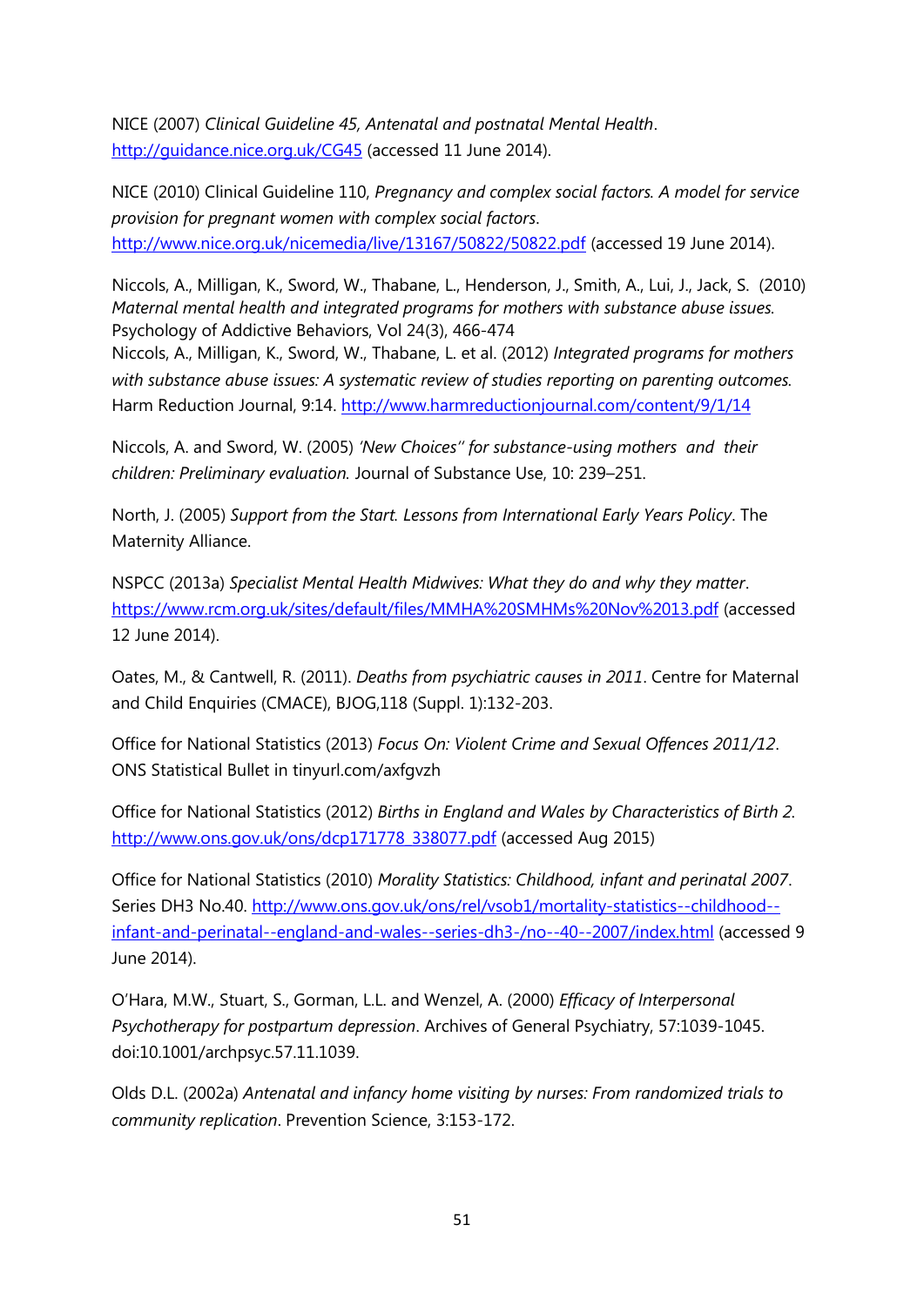NICE (2007) *Clinical Guideline 45, Antenatal and postnatal Mental Health*. http://guidance.nice.org.uk/CG45 (accessed 11 June 2014).

NICE (2010) Clinical Guideline 110, *Pregnancy and complex social factors. A model for service provision for pregnant women with complex social factors*. http://www.nice.org.uk/nicemedia/live/13167/50822/50822.pdf (accessed 19 June 2014).

Niccols, A., Milligan, K., Sword, W., Thabane, L., Henderson, J., Smith, A., Lui, J., Jack, S. (2010) *Maternal mental health and integrated programs for mothers with substance abuse issues.* Psychology of Addictive Behaviors, Vol 24(3), 466-474

Niccols, A., Milligan, K., Sword, W., Thabane, L. et al. (2012) *Integrated programs for mothers with substance abuse issues: A systematic review of studies reporting on parenting outcomes.* Harm Reduction Journal, 9:14. http://www.harmreductionjournal.com/content/9/1/14

Niccols, A. and Sword, W. (2005) *'New Choices'' for substance-using mothers and their children: Preliminary evaluation.* Journal of Substance Use, 10: 239–251.

North, J. (2005) *Support from the Start. Lessons from International Early Years Policy*. The Maternity Alliance.

NSPCC (2013a) *Specialist Mental Health Midwives: What they do and why they matter*. https://www.rcm.org.uk/sites/default/files/MMHA%20SMHMs%20Nov%2013.pdf (accessed 12 June 2014).

Oates, M., & Cantwell, R. (2011). *Deaths from psychiatric causes in 2011*. Centre for Maternal and Child Enquiries (CMACE), BJOG,118 (Suppl. 1):132-203.

Office for National Statistics (2013) *Focus On: Violent Crime and Sexual Offences 2011/12*. ONS Statistical Bullet in tinyurl.com/axfgvzh

Office for National Statistics (2012) *Births in England and Wales by Characteristics of Birth 2.* http://www.ons.gov.uk/ons/dcp171778_338077.pdf (accessed Aug 2015)

Office for National Statistics (2010) *Morality Statistics: Childhood, infant and perinatal 2007*. Series DH3 No.40. http://www.ons.gov.uk/ons/rel/vsob1/mortality-statistics--childhood--infant-and-perinatal--england-and-wales--series-dh3-/no--40--2007/index.html (accessed 9 June 2014).

O'Hara, M.W., Stuart, S., Gorman, L.L. and Wenzel, A. (2000) *Efficacy of Interpersonal Psychotherapy for postpartum depression*. Archives of General Psychiatry, 57:1039-1045. doi:10.1001/archpsyc.57.11.1039.

Olds D.L. (2002a) *Antenatal and infancy home visiting by nurses: From randomized trials to community replication*. Prevention Science, 3:153-172.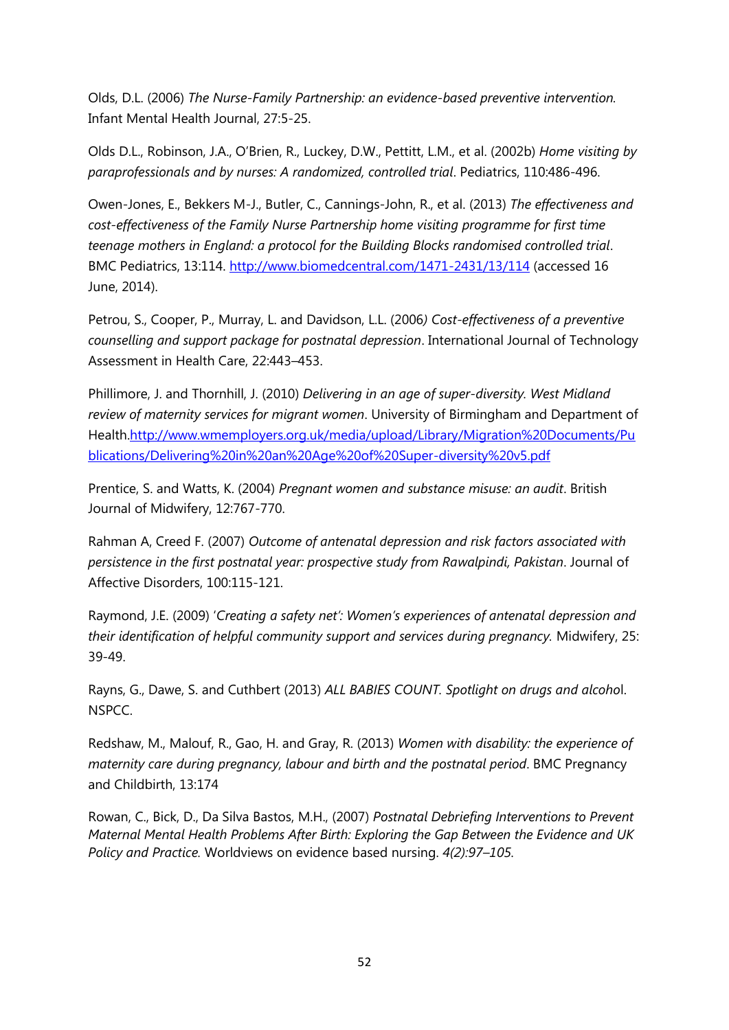Olds, D.L. (2006) *The Nurse-Family Partnership: an evidence-based preventive intervention.* Infant Mental Health Journal, 27:5-25.

Olds D.L., Robinson, J.A., O'Brien, R., Luckey, D.W., Pettitt, L.M., et al. (2002b) *Home visiting by paraprofessionals and by nurses: A randomized, controlled trial*. Pediatrics, 110:486-496.

Owen-Jones, E., Bekkers M-J., Butler, C., Cannings-John, R., et al. (2013) *The effectiveness and cost-effectiveness of the Family Nurse Partnership home visiting programme for first time teenage mothers in England: a protocol for the Building Blocks randomised controlled trial*. BMC Pediatrics, 13:114. http://www.biomedcentral.com/1471-2431/13/114 (accessed 16 June, 2014).

Petrou, S., Cooper, P., Murray, L. and Davidson, L.L. (2006*) Cost-effectiveness of a preventive counselling and support package for postnatal depression*. International Journal of Technology Assessment in Health Care, 22:443–453.

Phillimore, J. and Thornhill, J. (2010) *Delivering in an age of super-diversity. West Midland review of maternity services for migrant women*. University of Birmingham and Department of Health.http://www.wmemployers.org.uk/media/upload/Library/Migration%20Documents/Publications/Delivering%20in%20an%20Age%20of%20Super-diversity%20v5.pdf

Prentice, S. and Watts, K. (2004) *Pregnant women and substance misuse: an audit*. British Journal of Midwifery, 12:767-770.

Rahman A, Creed F. (2007) *Outcome of antenatal depression and risk factors associated with persistence in the first postnatal year: prospective study from Rawalpindi, Pakistan*. Journal of Affective Disorders, 100:115-121.

Raymond, J.E. (2009) '*Creating a safety net': Women's experiences of antenatal depression and their identification of helpful community support and services during pregnancy.* Midwifery, 25: 39-49.

Rayns, G., Dawe, S. and Cuthbert (2013) *ALL BABIES COUNT. Spotlight on drugs and alcoho*l. NSPCC.

Redshaw, M., Malouf, R., Gao, H. and Gray, R. (2013) *Women with disability: the experience of maternity care during pregnancy, labour and birth and the postnatal period*. BMC Pregnancy and Childbirth, 13:174

Rowan, C., Bick, D., Da Silva Bastos, M.H., (2007) *Postnatal Debriefing Interventions to Prevent Maternal Mental Health Problems After Birth: Exploring the Gap Between the Evidence and UK Policy and Practice.* Worldviews on evidence based nursing. *4(2):97–105.*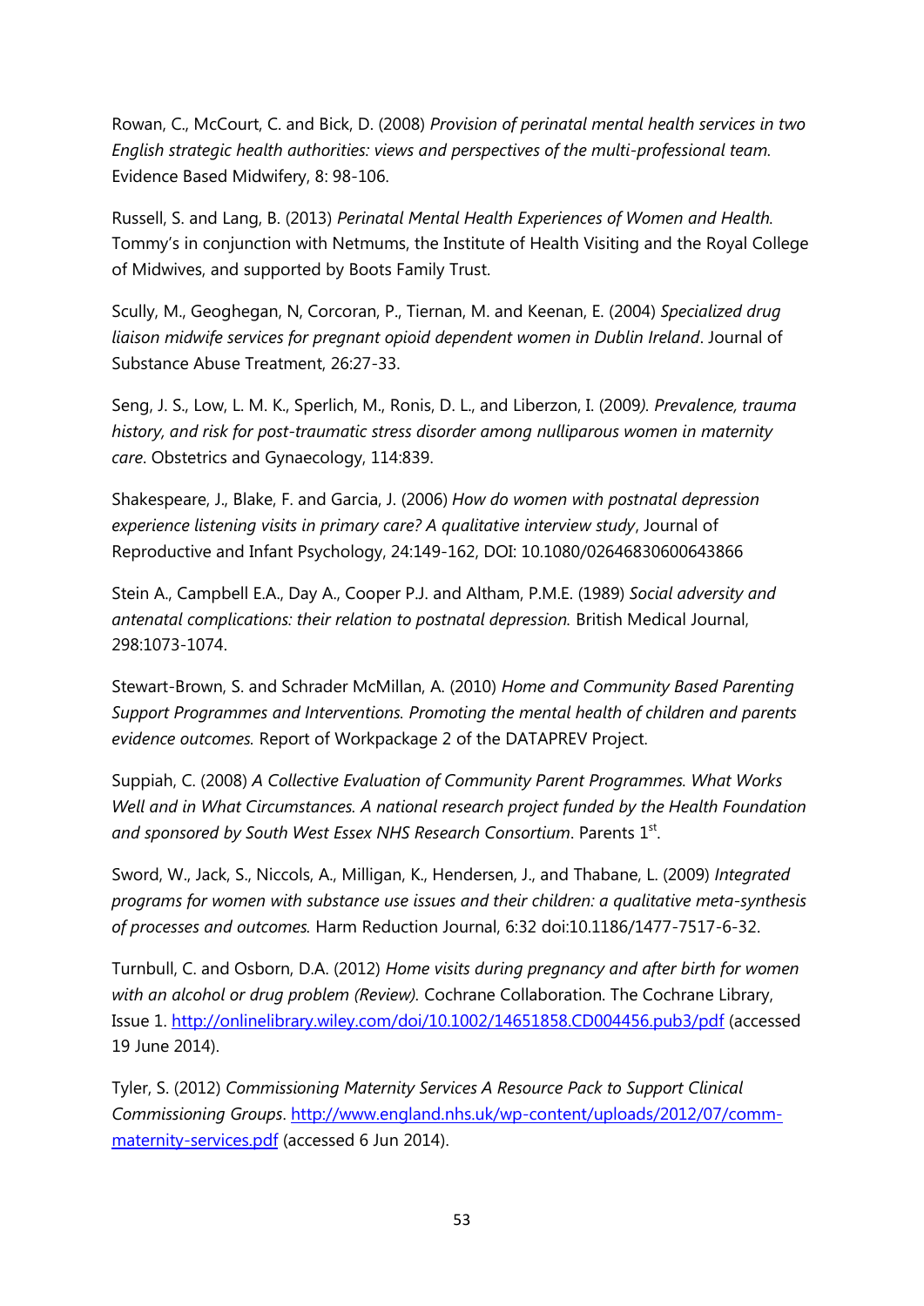Rowan, C., McCourt, C. and Bick, D. (2008) *Provision of perinatal mental health services in two English strategic health authorities: views and perspectives of the multi-professional team.* Evidence Based Midwifery, 8: 98-106.

Russell, S. and Lang, B. (2013) *Perinatal Mental Health Experiences of Women and Health.* Tommy's in conjunction with Netmums, the Institute of Health Visiting and the Royal College of Midwives, and supported by Boots Family Trust.

Scully, M., Geoghegan, N, Corcoran, P., Tiernan, M. and Keenan, E. (2004) *Specialized drug liaison midwife services for pregnant opioid dependent women in Dublin Ireland*. Journal of Substance Abuse Treatment, 26:27-33.

Seng, J. S., Low, L. M. K., Sperlich, M., Ronis, D. L., and Liberzon, I. (2009*). Prevalence, trauma history, and risk for post-traumatic stress disorder among nulliparous women in maternity care*. Obstetrics and Gynaecology, 114:839.

Shakespeare, J., Blake, F. and Garcia, J. (2006) *How do women with postnatal depression experience listening visits in primary care? A qualitative interview study*, Journal of Reproductive and Infant Psychology, 24:149-162, DOI: 10.1080/02646830600643866

Stein A., Campbell E.A., Day A., Cooper P.J. and Altham, P.M.E. (1989) *Social adversity and antenatal complications: their relation to postnatal depression.* British Medical Journal, 298:1073-1074.

Stewart-Brown, S. and Schrader McMillan, A. (2010) *Home and Community Based Parenting Support Programmes and Interventions. Promoting the mental health of children and parents evidence outcomes.* Report of Workpackage 2 of the DATAPREV Project.

Suppiah, C. (2008) *A Collective Evaluation of Community Parent Programmes. What Works Well and in What Circumstances. A national research project funded by the Health Foundation and sponsored by South West Essex NHS Research Consortium*. Parents 1st.

Sword, W., Jack, S., Niccols, A., Milligan, K., Hendersen, J., and Thabane, L. (2009) *Integrated programs for women with substance use issues and their children: a qualitative meta-synthesis of processes and outcomes.* Harm Reduction Journal, 6:32 doi:10.1186/1477-7517-6-32.

Turnbull, C. and Osborn, D.A. (2012) *Home visits during pregnancy and after birth for women with an alcohol or drug problem (Review).* Cochrane Collaboration. The Cochrane Library, Issue 1. http://onlinelibrary.wiley.com/doi/10.1002/14651858.CD004456.pub3/pdf (accessed 19 June 2014).

Tyler, S. (2012) *Commissioning Maternity Services A Resource Pack to Support Clinical Commissioning Groups*. http://www.england.nhs.uk/wp-content/uploads/2012/07/comm-maternity-services.pdf (accessed 6 Jun 2014).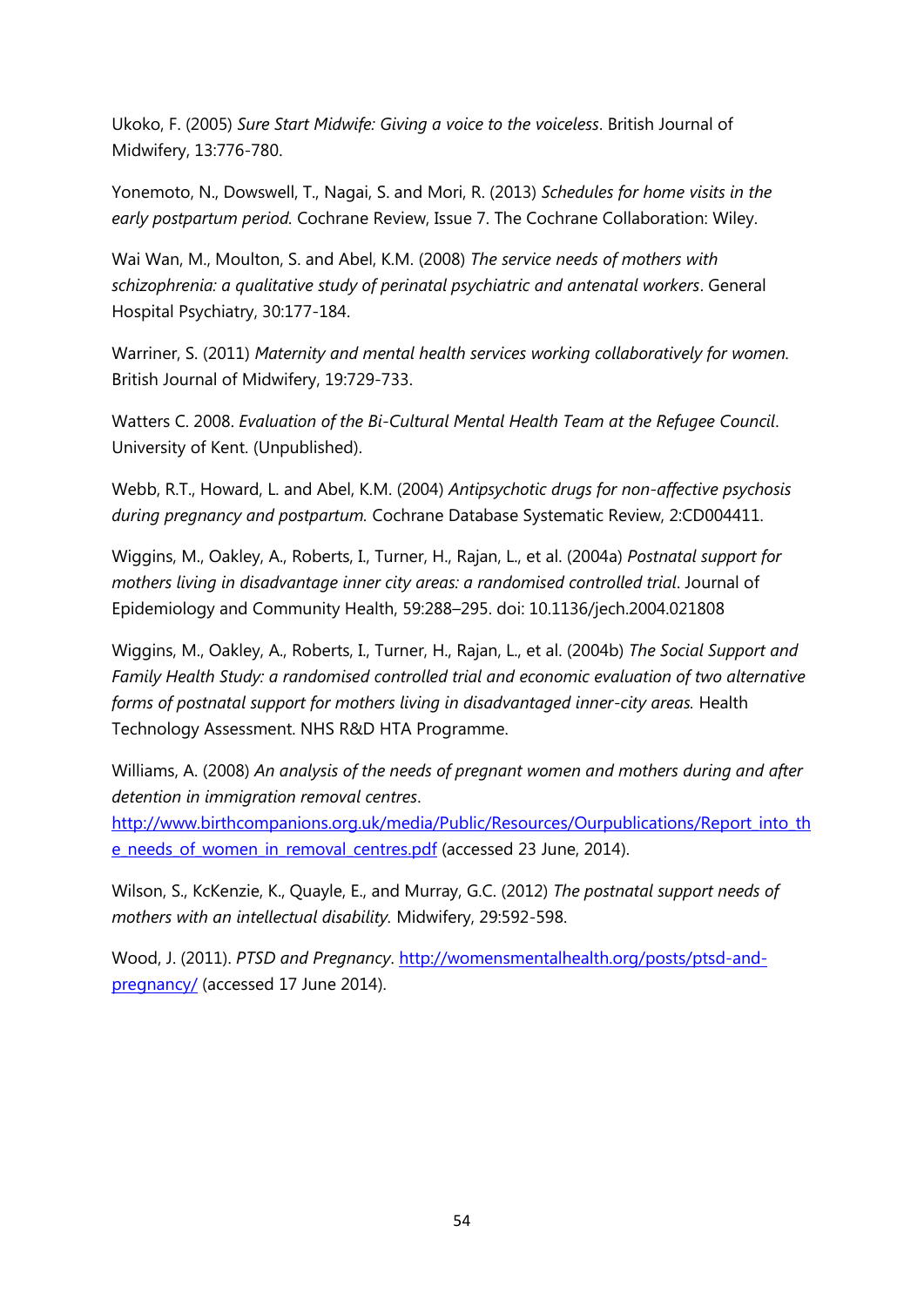Ukoko, F. (2005) *Sure Start Midwife: Giving a voice to the voiceless*. British Journal of Midwifery, 13:776-780.

Yonemoto, N., Dowswell, T., Nagai, S. and Mori, R. (2013) *Schedules for home visits in the early postpartum period.* Cochrane Review, Issue 7. The Cochrane Collaboration: Wiley.

Wai Wan, M., Moulton, S. and Abel, K.M. (2008) *The service needs of mothers with schizophrenia: a qualitative study of perinatal psychiatric and antenatal workers*. General Hospital Psychiatry, 30:177-184.

Warriner, S. (2011) *Maternity and mental health services working collaboratively for women.* British Journal of Midwifery, 19:729-733.

Watters C. 2008. *Evaluation of the Bi-Cultural Mental Health Team at the Refugee Council*. University of Kent. (Unpublished).

Webb, R.T., Howard, L. and Abel, K.M. (2004) *Antipsychotic drugs for non-affective psychosis during pregnancy and postpartum.* Cochrane Database Systematic Review, 2:CD004411.

Wiggins, M., Oakley, A., Roberts, I., Turner, H., Rajan, L., et al. (2004a) *Postnatal support for mothers living in disadvantage inner city areas: a randomised controlled trial*. Journal of Epidemiology and Community Health, 59:288–295. doi: 10.1136/jech.2004.021808

Wiggins, M., Oakley, A., Roberts, I., Turner, H., Rajan, L., et al. (2004b) *The Social Support and Family Health Study: a randomised controlled trial and economic evaluation of two alternative forms of postnatal support for mothers living in disadvantaged inner-city areas.* Health Technology Assessment. NHS R&D HTA Programme.

Williams, A. (2008) *An analysis of the needs of pregnant women and mothers during and after detention in immigration removal centres*. http://www.birthcompanions.org.uk/media/Public/Resources/Ourpublications/Report_into_the_needs_of_women_in_removal_centres.pdf (accessed 23 June, 2014).

Wilson, S., KcKenzie, K., Quayle, E., and Murray, G.C. (2012) *The postnatal support needs of mothers with an intellectual disability.* Midwifery, 29:592-598.

Wood, J. (2011). *PTSD and Pregnancy*. http://womensmentalhealth.org/posts/ptsd-and-pregnancy/ (accessed 17 June 2014).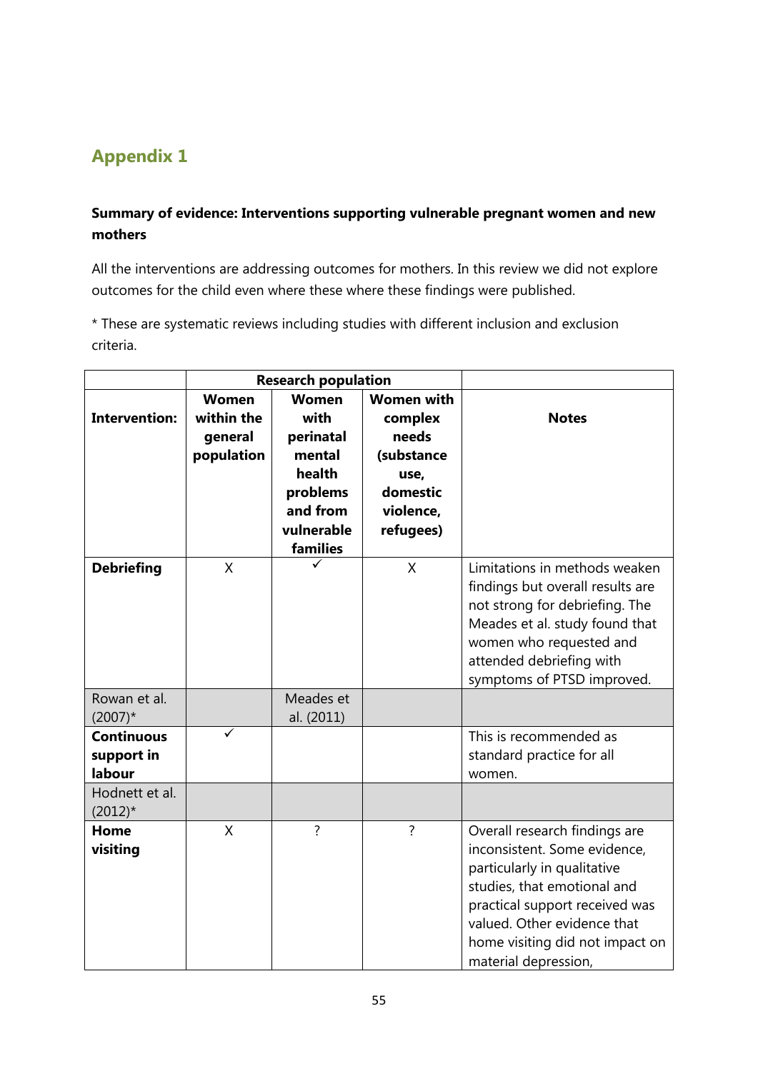## Appendix 1

**Summary of evidence: Interventions supporting vulnerable pregnant women and new mothers**

All the interventions are addressing outcomes for mothers. In this review we did not explore outcomes for the child even where these where these findings were published.

* These are systematic reviews including studies with different inclusion and exclusion criteria.

| | Research population | | | |
|---|---|---|---|---|
| **Intervention:** | **Women within the general population** | **Women with perinatal mental health problems and from vulnerable families** | **Women with complex needs (substance use, domestic violence, refugees)** | **Notes** |
| **Debriefing** | X | ✓ | X | Limitations in methods weaken findings but overall results are not strong for debriefing. The Meades et al. study found that women who requested and attended debriefing with symptoms of PTSD improved. |
| Rowan et al. (2007)* | | Meades et al. (2011) | | |
| **Continuous support in labour** | ✓ | | | This is recommended as standard practice for all women. |
| Hodnett et al. (2012)* | | | | |
| **Home visiting** | X | ? | ? | Overall research findings are inconsistent. Some evidence, particularly in qualitative studies, that emotional and practical support received was valued. Other evidence that home visiting did not impact on material depression, |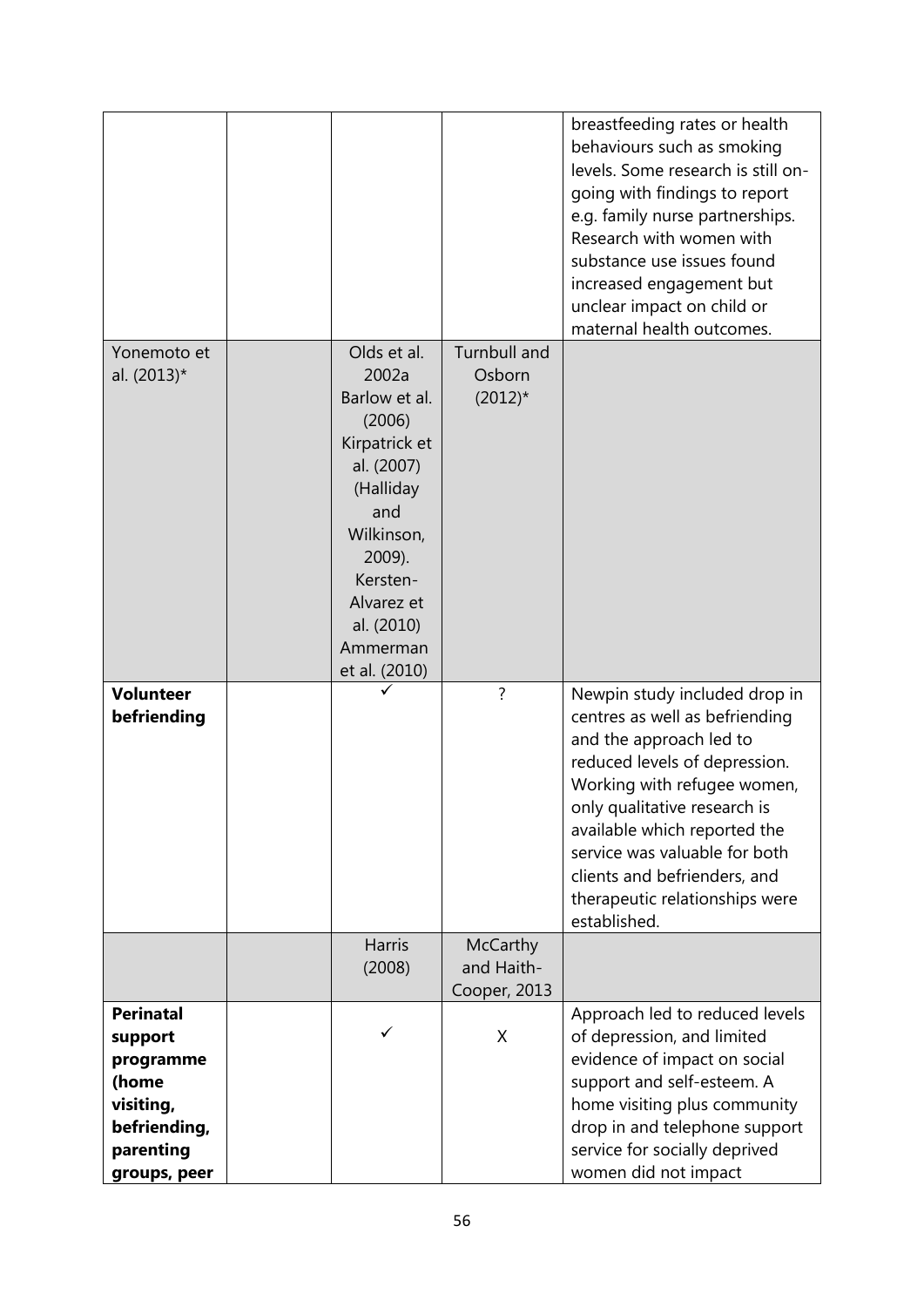| | | | | |
|---|---|---|---|---|
| | | | | breastfeeding rates or health behaviours such as smoking levels. Some research is still on-going with findings to report e.g. family nurse partnerships. Research with women with substance use issues found increased engagement but unclear impact on child or maternal health outcomes. |
| Yonemoto et al. (2013)* | | Olds et al. 2002a Barlow et al. (2006) Kirpatrick et al. (2007) (Halliday and Wilkinson, 2009). Kersten-Alvarez et al. (2010) Ammerman et al. (2010) | Turnbull and Osborn (2012)* | |
| **Volunteer befriending** | | ✓ | ? | Newpin study included drop in centres as well as befriending and the approach led to reduced levels of depression. Working with refugee women, only qualitative research is available which reported the service was valuable for both clients and befrienders, and therapeutic relationships were established. |
| | | Harris (2008) | McCarthy and Haith-Cooper, 2013 | |
| **Perinatal support programme (home visiting, befriending, parenting groups, peer** | | ✓ | X | Approach led to reduced levels of depression, and limited evidence of impact on social support and self-esteem. A home visiting plus community drop in and telephone support service for socially deprived women did not impact |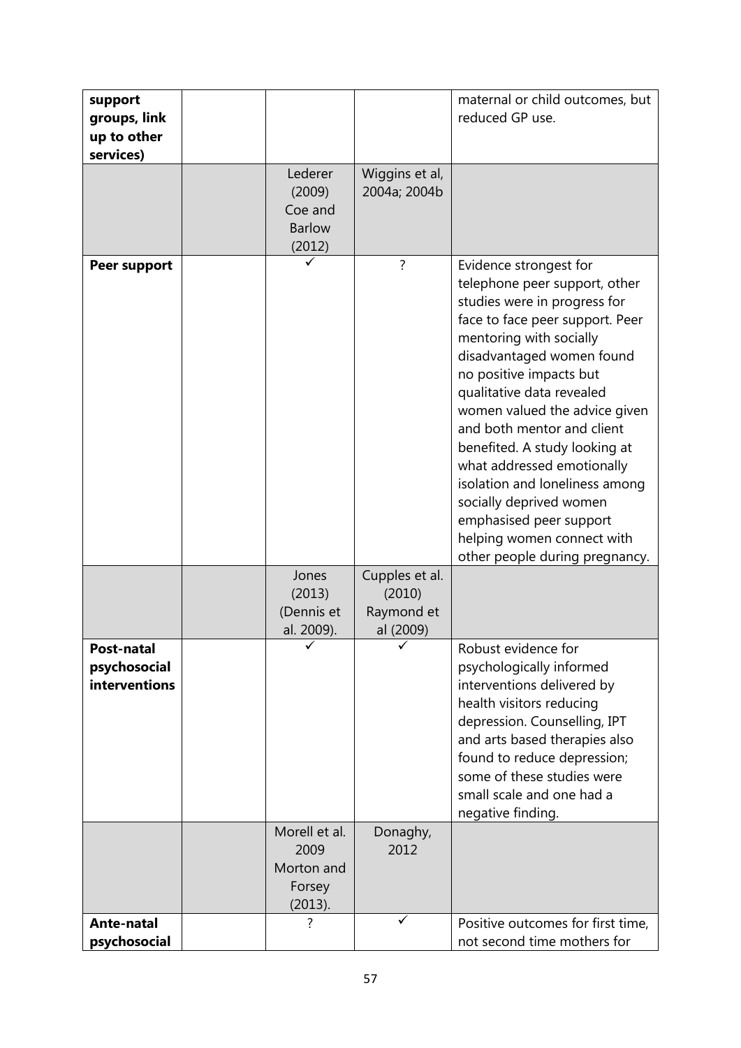| | | | | |
|---|---|---|---|---|
| **support groups, link up to other services)** | | | | maternal or child outcomes, but reduced GP use. |
| | | Lederer (2009) Coe and Barlow (2012) | Wiggins et al, 2004a; 2004b | |
| **Peer support** | | ✓ | ? | Evidence strongest for telephone peer support, other studies were in progress for face to face peer support. Peer mentoring with socially disadvantaged women found no positive impacts but qualitative data revealed women valued the advice given and both mentor and client benefited. A study looking at what addressed emotionally isolation and loneliness among socially deprived women emphasised peer support helping women connect with other people during pregnancy. |
| | | Jones (2013) (Dennis et al. 2009). | Cupples et al. (2010) Raymond et al (2009) | |
| **Post-natal psychosocial interventions** | | ✓ | ✓ | Robust evidence for psychologically informed interventions delivered by health visitors reducing depression. Counselling, IPT and arts based therapies also found to reduce depression; some of these studies were small scale and one had a negative finding. |
| | | Morell et al. 2009 Morton and Forsey (2013). | Donaghy, 2012 | |
| **Ante-natal psychosocial** | | ? | ✓ | Positive outcomes for first time, not second time mothers for |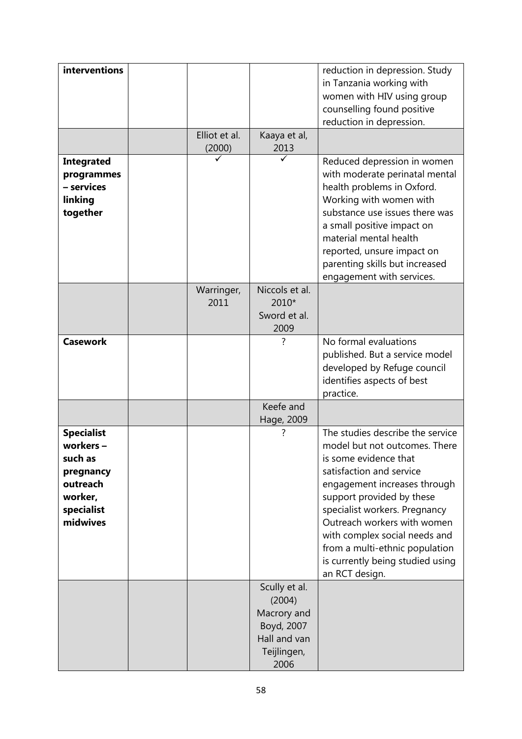| interventions | | | | reduction in depression. Study in Tanzania working with women with HIV using group counselling found positive reduction in depression. |
|---|---|---|---|---|
| | | Elliot et al. (2000) | Kaaya et al, 2013 | |
| **Integrated programmes – services linking together** | | ✓ | ✓ | Reduced depression in women with moderate perinatal mental health problems in Oxford. Working with women with substance use issues there was a small positive impact on material mental health reported, unsure impact on parenting skills but increased engagement with services. |
| | | Warringer, 2011 | Niccols et al. 2010* Sword et al. 2009 | |
| **Casework** | | | ? | No formal evaluations published. But a service model developed by Refuge council identifies aspects of best practice. |
| | | | Keefe and Hage, 2009 | |
| **Specialist workers – such as pregnancy outreach worker, specialist midwives** | | | ? | The studies describe the service model but not outcomes. There is some evidence that satisfaction and service engagement increases through support provided by these specialist workers. Pregnancy Outreach workers with women with complex social needs and from a multi-ethnic population is currently being studied using an RCT design. |
| | | | Scully et al. (2004) Macrory and Boyd, 2007 Hall and van Teijlingen, 2006 | |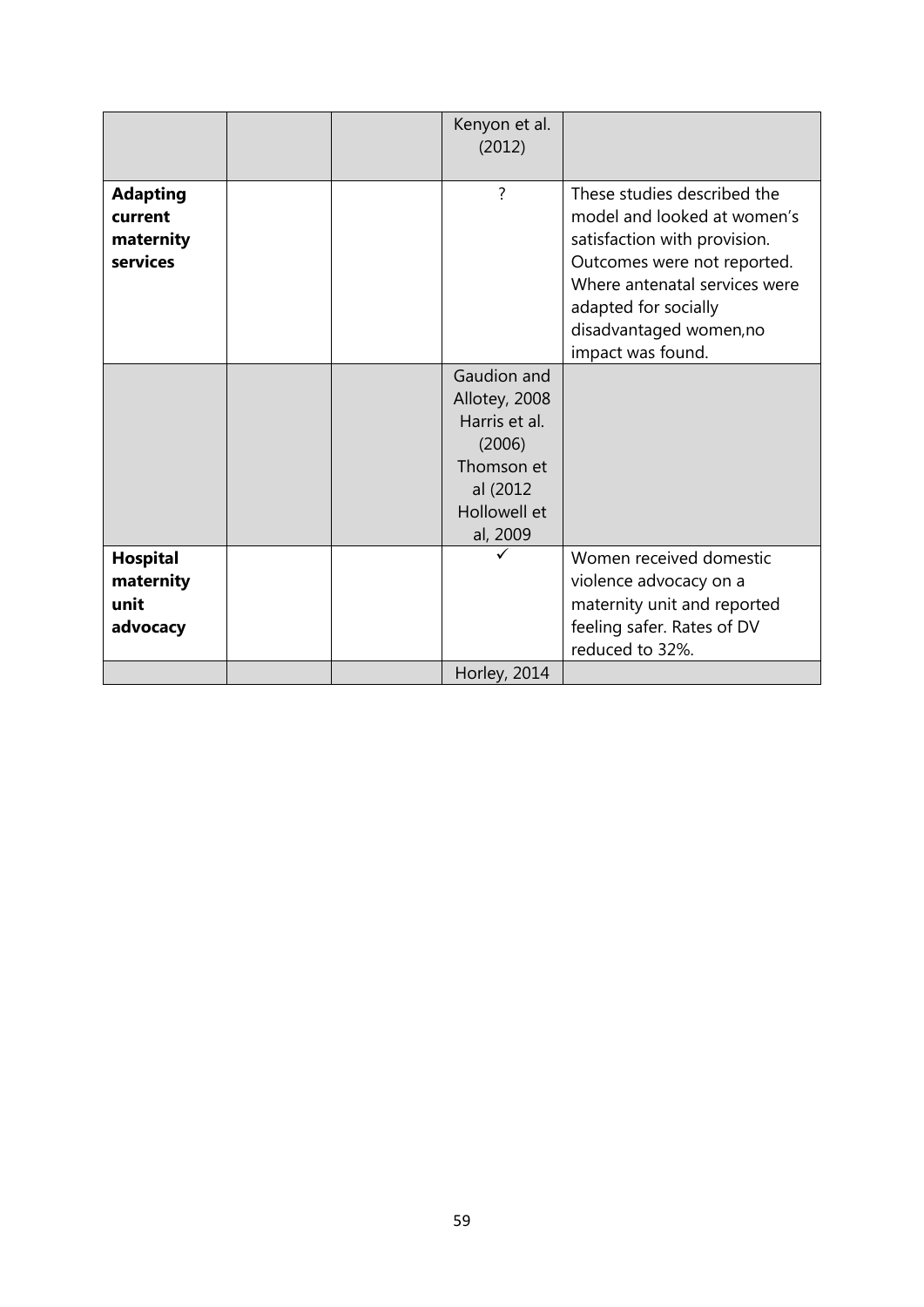| | | | | |
|---|---|---|---|---|
| | | | Kenyon et al. (2012) | |
| **Adapting current maternity services** | | | ? | These studies described the model and looked at women's satisfaction with provision. Outcomes were not reported. Where antenatal services were adapted for socially disadvantaged women,no impact was found. |
| | | | Gaudion and Allotey, 2008 Harris et al. (2006) Thomson et al (2012 Hollowell et al, 2009 | |
| **Hospital maternity unit advocacy** | | | ✓ | Women received domestic violence advocacy on a maternity unit and reported feeling safer. Rates of DV reduced to 32%. |
| | | | Horley, 2014 | |